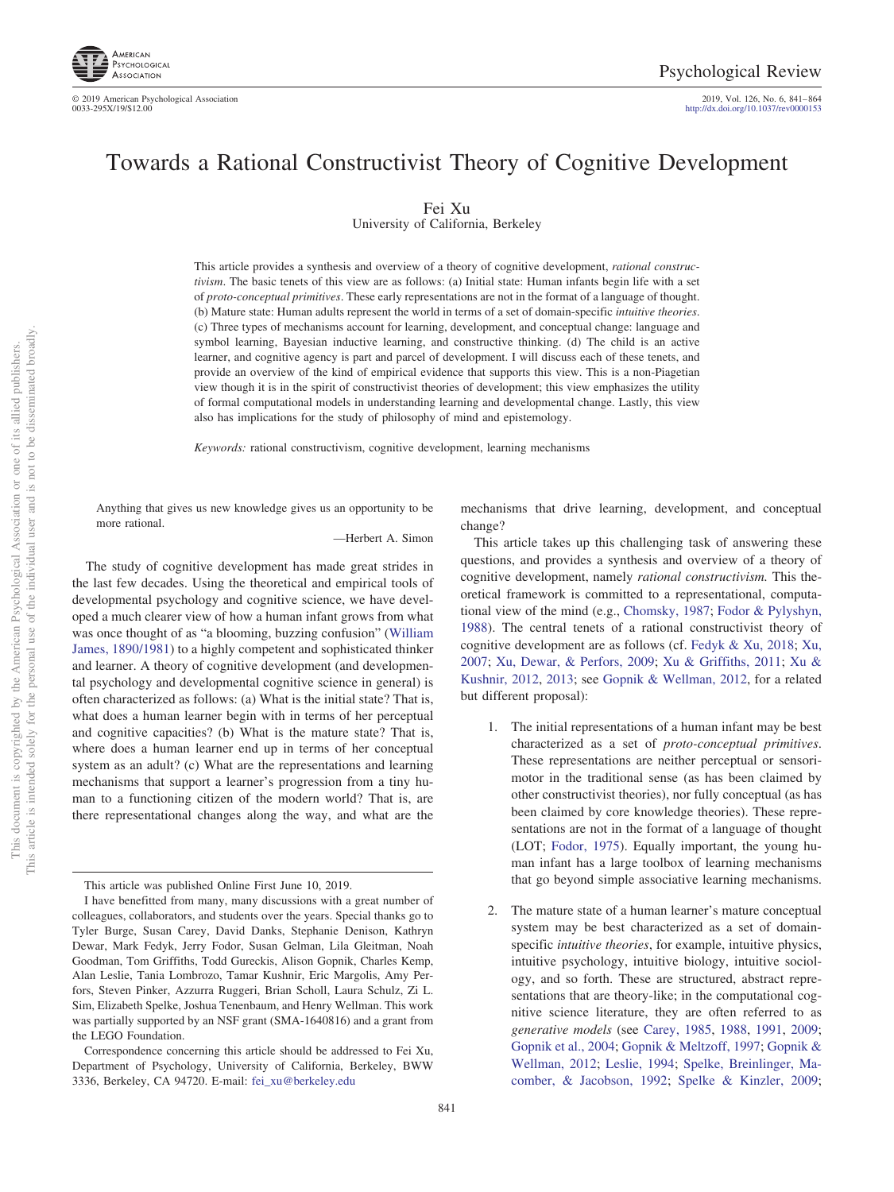# Towards a Rational Constructivist Theory of Cognitive Development

Fei Xu
University of California, Berkeley

This article provides a synthesis and overview of a theory of cognitive development, *rational constructivism*. The basic tenets of this view are as follows: (a) Initial state: Human infants begin life with a set of *proto-conceptual primitives*. These early representations are not in the format of a language of thought. (b) Mature state: Human adults represent the world in terms of a set of domain-specific *intuitive theories*. (c) Three types of mechanisms account for learning, development, and conceptual change: language and symbol learning, Bayesian inductive learning, and constructive thinking. (d) The child is an active learner, and cognitive agency is part and parcel of development. I will discuss each of these tenets, and provide an overview of the kind of empirical evidence that supports this view. This is a non-Piagetian view though it is in the spirit of constructivist theories of development; this view emphasizes the utility of formal computational models in understanding learning and developmental change. Lastly, this view also has implications for the study of philosophy of mind and epistemology.

*Keywords:* rational constructivism, cognitive development, learning mechanisms

> Anything that gives us new knowledge gives us an opportunity to be more rational.
>
> —Herbert A. Simon

The study of cognitive development has made great strides in the last few decades. Using the theoretical and empirical tools of developmental psychology and cognitive science, we have developed a much clearer view of how a human infant grows from what was once thought of as "a blooming, buzzing confusion" (William James, 1890/1981) to a highly competent and sophisticated thinker and learner. A theory of cognitive development (and developmental psychology and developmental cognitive science in general) is often characterized as follows: (a) What is the initial state? That is, what does a human learner begin with in terms of her perceptual and cognitive capacities? (b) What is the mature state? That is, where does a human learner end up in terms of her conceptual system as an adult? (c) What are the representations and learning mechanisms that support a learner's progression from a tiny human to a functioning citizen of the modern world? That is, are there representational changes along the way, and what are the mechanisms that drive learning, development, and conceptual change?

This article takes up this challenging task of answering these questions, and provides a synthesis and overview of a theory of cognitive development, namely *rational constructivism.* This theoretical framework is committed to a representational, computational view of the mind (e.g., Chomsky, 1987; Fodor & Pylyshyn, 1988). The central tenets of a rational constructivist theory of cognitive development are as follows (cf. Fedyk & Xu, 2018; Xu, 2007; Xu, Dewar, & Perfors, 2009; Xu & Griffiths, 2011; Xu & Kushnir, 2012, 2013; see Gopnik & Wellman, 2012, for a related but different proposal):

1. The initial representations of a human infant may be best characterized as a set of *proto-conceptual primitives*. These representations are neither perceptual or sensorimotor in the traditional sense (as has been claimed by other constructivist theories), nor fully conceptual (as has been claimed by core knowledge theories). These representations are not in the format of a language of thought (LOT; Fodor, 1975). Equally important, the young human infant has a large toolbox of learning mechanisms that go beyond simple associative learning mechanisms.

2. The mature state of a human learner's mature conceptual system may be best characterized as a set of domain-specific *intuitive theories*, for example, intuitive physics, intuitive psychology, intuitive biology, intuitive sociology, and so forth. These are structured, abstract representations that are theory-like; in the computational cognitive science literature, they are often referred to as *generative models* (see Carey, 1985, 1988, 1991, 2009; Gopnik et al., 2004; Gopnik & Meltzoff, 1997; Gopnik & Wellman, 2012; Leslie, 1994; Spelke, Breinlinger, Macomber, & Jacobson, 1992; Spelke & Kinzler, 2009;

---

This article was published Online First June 10, 2019.

I have benefitted from many, many discussions with a great number of colleagues, collaborators, and students over the years. Special thanks go to Tyler Burge, Susan Carey, David Danks, Stephanie Denison, Kathryn Dewar, Mark Fedyk, Jerry Fodor, Susan Gelman, Lila Gleitman, Noah Goodman, Tom Griffiths, Todd Gureckis, Alison Gopnik, Charles Kemp, Alan Leslie, Tania Lombrozo, Tamar Kushnir, Eric Margolis, Amy Perfors, Steven Pinker, Azzurra Ruggeri, Brian Scholl, Laura Schulz, Zi L. Sim, Elizabeth Spelke, Joshua Tenenbaum, and Henry Wellman. This work was partially supported by an NSF grant (SMA-1640816) and a grant from the LEGO Foundation.

Correspondence concerning this article should be addressed to Fei Xu, Department of Psychology, University of California, Berkeley, BWW 3336, Berkeley, CA 94720. E-mail: fei_xu@berkeley.edu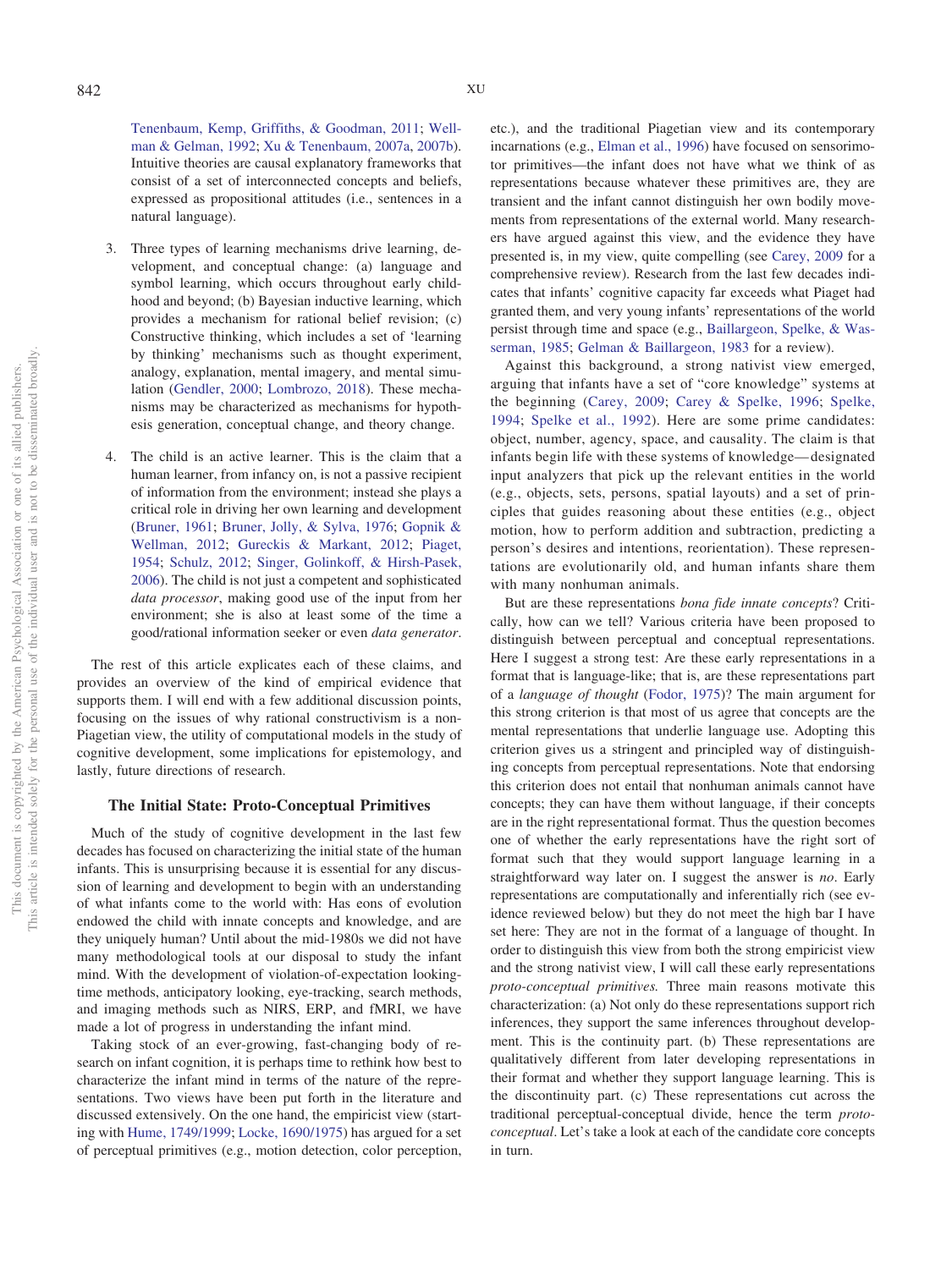Tenenbaum, Kemp, Griffiths, & Goodman, 2011; Wellman & Gelman, 1992; Xu & Tenenbaum, 2007a, 2007b). Intuitive theories are causal explanatory frameworks that consist of a set of interconnected concepts and beliefs, expressed as propositional attitudes (i.e., sentences in a natural language).

3. Three types of learning mechanisms drive learning, development, and conceptual change: (a) language and symbol learning, which occurs throughout early childhood and beyond; (b) Bayesian inductive learning, which provides a mechanism for rational belief revision; (c) Constructive thinking, which includes a set of 'learning by thinking' mechanisms such as thought experiment, analogy, explanation, mental imagery, and mental simulation (Gendler, 2000; Lombrozo, 2018). These mechanisms may be characterized as mechanisms for hypothesis generation, conceptual change, and theory change.

4. The child is an active learner. This is the claim that a human learner, from infancy on, is not a passive recipient of information from the environment; instead she plays a critical role in driving her own learning and development (Bruner, 1961; Bruner, Jolly, & Sylva, 1976; Gopnik & Wellman, 2012; Gureckis & Markant, 2012; Piaget, 1954; Schulz, 2012; Singer, Golinkoff, & Hirsh-Pasek, 2006). The child is not just a competent and sophisticated *data processor*, making good use of the input from her environment; she is also at least some of the time a good/rational information seeker or even *data generator*.

The rest of this article explicates each of these claims, and provides an overview of the kind of empirical evidence that supports them. I will end with a few additional discussion points, focusing on the issues of why rational constructivism is a non-Piagetian view, the utility of computational models in the study of cognitive development, some implications for epistemology, and lastly, future directions of research.

## The Initial State: Proto-Conceptual Primitives

Much of the study of cognitive development in the last few decades has focused on characterizing the initial state of the human infants. This is unsurprising because it is essential for any discussion of learning and development to begin with an understanding of what infants come to the world with: Has eons of evolution endowed the child with innate concepts and knowledge, and are they uniquely human? Until about the mid-1980s we did not have many methodological tools at our disposal to study the infant mind. With the development of violation-of-expectation looking-time methods, anticipatory looking, eye-tracking, search methods, and imaging methods such as NIRS, ERP, and fMRI, we have made a lot of progress in understanding the infant mind.

Taking stock of an ever-growing, fast-changing body of research on infant cognition, it is perhaps time to rethink how best to characterize the infant mind in terms of the nature of the representations. Two views have been put forth in the literature and discussed extensively. On the one hand, the empiricist view (starting with Hume, 1749/1999; Locke, 1690/1975) has argued for a set of perceptual primitives (e.g., motion detection, color perception, etc.), and the traditional Piagetian view and its contemporary incarnations (e.g., Elman et al., 1996) have focused on sensorimotor primitives—the infant does not have what we think of as representations because whatever these primitives are, they are transient and the infant cannot distinguish her own bodily movements from representations of the external world. Many researchers have argued against this view, and the evidence they have presented is, in my view, quite compelling (see Carey, 2009 for a comprehensive review). Research from the last few decades indicates that infants' cognitive capacity far exceeds what Piaget had granted them, and very young infants' representations of the world persist through time and space (e.g., Baillargeon, Spelke, & Wasserman, 1985; Gelman & Baillargeon, 1983 for a review).

Against this background, a strong nativist view emerged, arguing that infants have a set of "core knowledge" systems at the beginning (Carey, 2009; Carey & Spelke, 1996; Spelke, 1994; Spelke et al., 1992). Here are some prime candidates: object, number, agency, space, and causality. The claim is that infants begin life with these systems of knowledge—designated input analyzers that pick up the relevant entities in the world (e.g., objects, sets, persons, spatial layouts) and a set of principles that guides reasoning about these entities (e.g., object motion, how to perform addition and subtraction, predicting a person's desires and intentions, reorientation). These representations are evolutionarily old, and human infants share them with many nonhuman animals.

But are these representations *bona fide innate concepts*? Critically, how can we tell? Various criteria have been proposed to distinguish between perceptual and conceptual representations. Here I suggest a strong test: Are these early representations in a format that is language-like; that is, are these representations part of a *language of thought* (Fodor, 1975)? The main argument for this strong criterion is that most of us agree that concepts are the mental representations that underlie language use. Adopting this criterion gives us a stringent and principled way of distinguishing concepts from perceptual representations. Note that endorsing this criterion does not entail that nonhuman animals cannot have concepts; they can have them without language, if their concepts are in the right representational format. Thus the question becomes one of whether the early representations have the right sort of format such that they would support language learning in a straightforward way later on. I suggest the answer is *no*. Early representations are computationally and inferentially rich (see evidence reviewed below) but they do not meet the high bar I have set here: They are not in the format of a language of thought. In order to distinguish this view from both the strong empiricist view and the strong nativist view, I will call these early representations *proto-conceptual primitives.* Three main reasons motivate this characterization: (a) Not only do these representations support rich inferences, they support the same inferences throughout development. This is the continuity part. (b) These representations are qualitatively different from later developing representations in their format and whether they support language learning. This is the discontinuity part. (c) These representations cut across the traditional perceptual-conceptual divide, hence the term *proto-conceptual*. Let's take a look at each of the candidate core concepts in turn.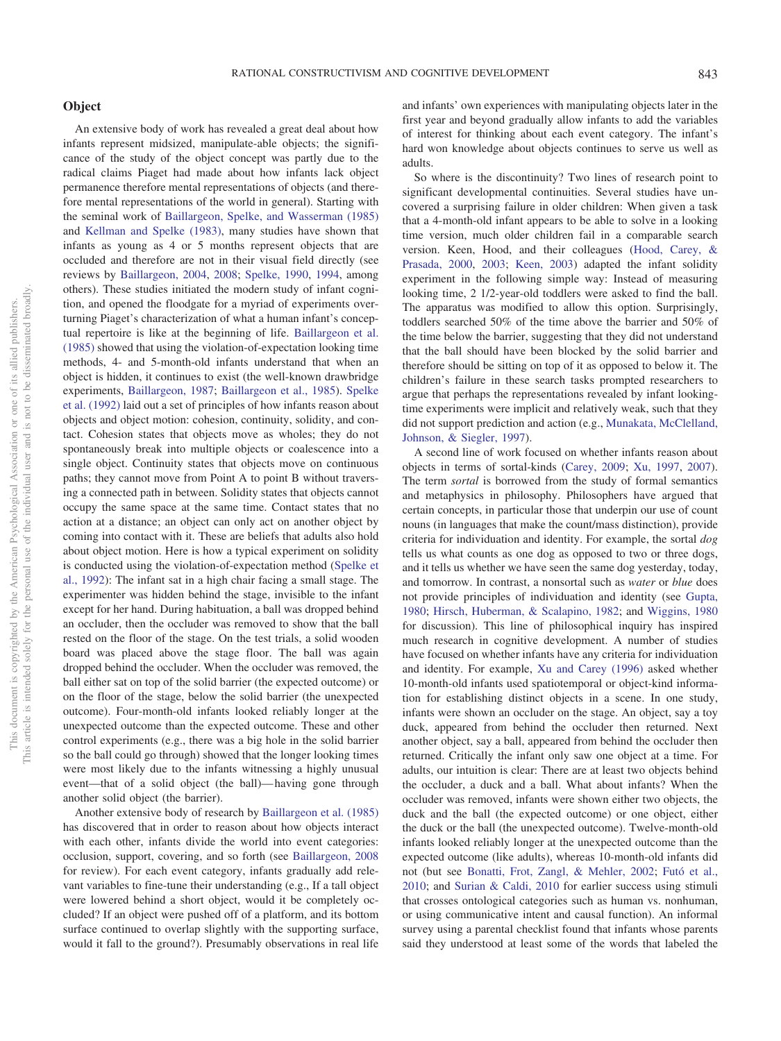## Object

An extensive body of work has revealed a great deal about how infants represent midsized, manipulate-able objects; the significance of the study of the object concept was partly due to the radical claims Piaget had made about how infants lack object permanence therefore mental representations of objects (and therefore mental representations of the world in general). Starting with the seminal work of Baillargeon, Spelke, and Wasserman (1985) and Kellman and Spelke (1983), many studies have shown that infants as young as 4 or 5 months represent objects that are occluded and therefore are not in their visual field directly (see reviews by Baillargeon, 2004, 2008; Spelke, 1990, 1994, among others). These studies initiated the modern study of infant cognition, and opened the floodgate for a myriad of experiments overturning Piaget's characterization of what a human infant's conceptual repertoire is like at the beginning of life. Baillargeon et al. (1985) showed that using the violation-of-expectation looking time methods, 4- and 5-month-old infants understand that when an object is hidden, it continues to exist (the well-known drawbridge experiments, Baillargeon, 1987; Baillargeon et al., 1985). Spelke et al. (1992) laid out a set of principles of how infants reason about objects and object motion: cohesion, continuity, solidity, and contact. Cohesion states that objects move as wholes; they do not spontaneously break into multiple objects or coalescence into a single object. Continuity states that objects move on continuous paths; they cannot move from Point A to point B without traversing a connected path in between. Solidity states that objects cannot occupy the same space at the same time. Contact states that no action at a distance; an object can only act on another object by coming into contact with it. These are beliefs that adults also hold about object motion. Here is how a typical experiment on solidity is conducted using the violation-of-expectation method (Spelke et al., 1992): The infant sat in a high chair facing a small stage. The experimenter was hidden behind the stage, invisible to the infant except for her hand. During habituation, a ball was dropped behind an occluder, then the occluder was removed to show that the ball rested on the floor of the stage. On the test trials, a solid wooden board was placed above the stage floor. The ball was again dropped behind the occluder. When the occluder was removed, the ball either sat on top of the solid barrier (the expected outcome) or on the floor of the stage, below the solid barrier (the unexpected outcome). Four-month-old infants looked reliably longer at the unexpected outcome than the expected outcome. These and other control experiments (e.g., there was a big hole in the solid barrier so the ball could go through) showed that the longer looking times were most likely due to the infants witnessing a highly unusual event—that of a solid object (the ball)—having gone through another solid object (the barrier).

Another extensive body of research by Baillargeon et al. (1985) has discovered that in order to reason about how objects interact with each other, infants divide the world into event categories: occlusion, support, covering, and so forth (see Baillargeon, 2008 for review). For each event category, infants gradually add relevant variables to fine-tune their understanding (e.g., If a tall object were lowered behind a short object, would it be completely occluded? If an object were pushed off of a platform, and its bottom surface continued to overlap slightly with the supporting surface, would it fall to the ground?). Presumably observations in real life and infants' own experiences with manipulating objects later in the first year and beyond gradually allow infants to add the variables of interest for thinking about each event category. The infant's hard won knowledge about objects continues to serve us well as adults.

So where is the discontinuity? Two lines of research point to significant developmental continuities. Several studies have uncovered a surprising failure in older children: When given a task that a 4-month-old infant appears to be able to solve in a looking time version, much older children fail in a comparable search version. Keen, Hood, and their colleagues (Hood, Carey, & Prasada, 2000, 2003; Keen, 2003) adapted the infant solidity experiment in the following simple way: Instead of measuring looking time, 2 1/2-year-old toddlers were asked to find the ball. The apparatus was modified to allow this option. Surprisingly, toddlers searched 50% of the time above the barrier and 50% of the time below the barrier, suggesting that they did not understand that the ball should have been blocked by the solid barrier and therefore should be sitting on top of it as opposed to below it. The children's failure in these search tasks prompted researchers to argue that perhaps the representations revealed by infant looking-time experiments were implicit and relatively weak, such that they did not support prediction and action (e.g., Munakata, McClelland, Johnson, & Siegler, 1997).

A second line of work focused on whether infants reason about objects in terms of sortal-kinds (Carey, 2009; Xu, 1997, 2007). The term *sortal* is borrowed from the study of formal semantics and metaphysics in philosophy. Philosophers have argued that certain concepts, in particular those that underpin our use of count nouns (in languages that make the count/mass distinction), provide criteria for individuation and identity. For example, the sortal *dog* tells us what counts as one dog as opposed to two or three dogs, and it tells us whether we have seen the same dog yesterday, today, and tomorrow. In contrast, a nonsortal such as *water* or *blue* does not provide principles of individuation and identity (see Gupta, 1980; Hirsch, Huberman, & Scalapino, 1982; and Wiggins, 1980 for discussion). This line of philosophical inquiry has inspired much research in cognitive development. A number of studies have focused on whether infants have any criteria for individuation and identity. For example, Xu and Carey (1996) asked whether 10-month-old infants used spatiotemporal or object-kind information for establishing distinct objects in a scene. In one study, infants were shown an occluder on the stage. An object, say a toy duck, appeared from behind the occluder then returned. Next another object, say a ball, appeared from behind the occluder then returned. Critically the infant only saw one object at a time. For adults, our intuition is clear: There are at least two objects behind the occluder, a duck and a ball. What about infants? When the occluder was removed, infants were shown either two objects, the duck and the ball (the expected outcome) or one object, either the duck or the ball (the unexpected outcome). Twelve-month-old infants looked reliably longer at the unexpected outcome than the expected outcome (like adults), whereas 10-month-old infants did not (but see Bonatti, Frot, Zangl, & Mehler, 2002; Futó et al., 2010; and Surian & Caldi, 2010 for earlier success using stimuli that crosses ontological categories such as human vs. nonhuman, or using communicative intent and causal function). An informal survey using a parental checklist found that infants whose parents said they understood at least some of the words that labeled the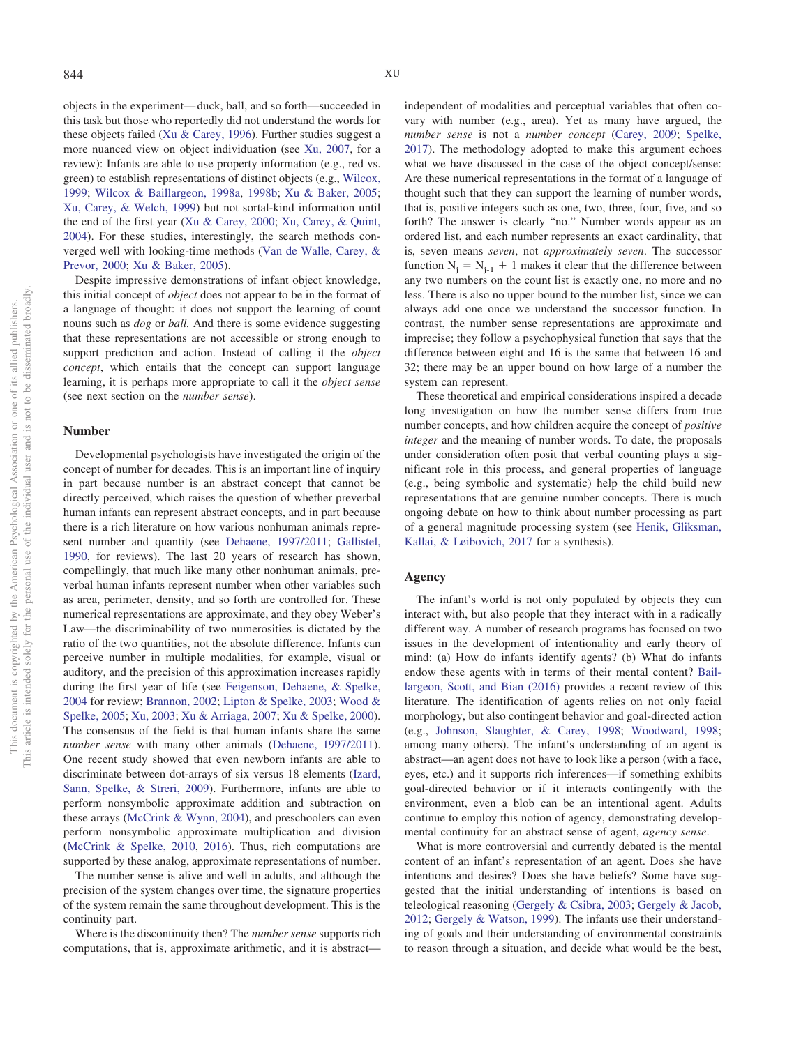objects in the experiment—duck, ball, and so forth—succeeded in this task but those who reportedly did not understand the words for these objects failed (Xu & Carey, 1996). Further studies suggest a more nuanced view on object individuation (see Xu, 2007, for a review): Infants are able to use property information (e.g., red vs. green) to establish representations of distinct objects (e.g., Wilcox, 1999; Wilcox & Baillargeon, 1998a, 1998b; Xu & Baker, 2005; Xu, Carey, & Welch, 1999) but not sortal-kind information until the end of the first year (Xu & Carey, 2000; Xu, Carey, & Quint, 2004). For these studies, interestingly, the search methods converged well with looking-time methods (Van de Walle, Carey, & Prevor, 2000; Xu & Baker, 2005).

Despite impressive demonstrations of infant object knowledge, this initial concept of *object* does not appear to be in the format of a language of thought: it does not support the learning of count nouns such as *dog* or *ball.* And there is some evidence suggesting that these representations are not accessible or strong enough to support prediction and action. Instead of calling it the *object concept*, which entails that the concept can support language learning, it is perhaps more appropriate to call it the *object sense* (see next section on the *number sense*).

## Number

Developmental psychologists have investigated the origin of the concept of number for decades. This is an important line of inquiry in part because number is an abstract concept that cannot be directly perceived, which raises the question of whether preverbal human infants can represent abstract concepts, and in part because there is a rich literature on how various nonhuman animals represent number and quantity (see Dehaene, 1997/2011; Gallistel, 1990, for reviews). The last 20 years of research has shown, compellingly, that much like many other nonhuman animals, preverbal human infants represent number when other variables such as area, perimeter, density, and so forth are controlled for. These numerical representations are approximate, and they obey Weber's Law—the discriminability of two numerosities is dictated by the ratio of the two quantities, not the absolute difference. Infants can perceive number in multiple modalities, for example, visual or auditory, and the precision of this approximation increases rapidly during the first year of life (see Feigenson, Dehaene, & Spelke, 2004 for review; Brannon, 2002; Lipton & Spelke, 2003; Wood & Spelke, 2005; Xu, 2003; Xu & Arriaga, 2007; Xu & Spelke, 2000). The consensus of the field is that human infants share the same *number sense* with many other animals (Dehaene, 1997/2011). One recent study showed that even newborn infants are able to discriminate between dot-arrays of six versus 18 elements (Izard, Sann, Spelke, & Streri, 2009). Furthermore, infants are able to perform nonsymbolic approximate addition and subtraction on these arrays (McCrink & Wynn, 2004), and preschoolers can even perform nonsymbolic approximate multiplication and division (McCrink & Spelke, 2010, 2016). Thus, rich computations are supported by these analog, approximate representations of number.

The number sense is alive and well in adults, and although the precision of the system changes over time, the signature properties of the system remain the same throughout development. This is the continuity part.

Where is the discontinuity then? The *number sense* supports rich computations, that is, approximate arithmetic, and it is abstract—independent of modalities and perceptual variables that often covary with number (e.g., area). Yet as many have argued, the *number sense* is not a *number concept* (Carey, 2009; Spelke, 2017). The methodology adopted to make this argument echoes what we have discussed in the case of the object concept/sense: Are these numerical representations in the format of a language of thought such that they can support the learning of number words, that is, positive integers such as one, two, three, four, five, and so forth? The answer is clearly "no." Number words appear as an ordered list, and each number represents an exact cardinality, that is, seven means *seven*, not *approximately seven*. The successor function $N_j = N_{j-1} + 1$ makes it clear that the difference between any two numbers on the count list is exactly one, no more and no less. There is also no upper bound to the number list, since we can always add one once we understand the successor function. In contrast, the number sense representations are approximate and imprecise; they follow a psychophysical function that says that the difference between eight and 16 is the same that between 16 and 32; there may be an upper bound on how large of a number the system can represent.

These theoretical and empirical considerations inspired a decade long investigation on how the number sense differs from true number concepts, and how children acquire the concept of *positive integer* and the meaning of number words. To date, the proposals under consideration often posit that verbal counting plays a significant role in this process, and general properties of language (e.g., being symbolic and systematic) help the child build new representations that are genuine number concepts. There is much ongoing debate on how to think about number processing as part of a general magnitude processing system (see Henik, Gliksman, Kallai, & Leibovich, 2017 for a synthesis).

## Agency

The infant's world is not only populated by objects they can interact with, but also people that they interact with in a radically different way. A number of research programs has focused on two issues in the development of intentionality and early theory of mind: (a) How do infants identify agents? (b) What do infants endow these agents with in terms of their mental content? Baillargeon, Scott, and Bian (2016) provides a recent review of this literature. The identification of agents relies on not only facial morphology, but also contingent behavior and goal-directed action (e.g., Johnson, Slaughter, & Carey, 1998; Woodward, 1998; among many others). The infant's understanding of an agent is abstract—an agent does not have to look like a person (with a face, eyes, etc.) and it supports rich inferences—if something exhibits goal-directed behavior or if it interacts contingently with the environment, even a blob can be an intentional agent. Adults continue to employ this notion of agency, demonstrating developmental continuity for an abstract sense of agent, *agency sense*.

What is more controversial and currently debated is the mental content of an infant's representation of an agent. Does she have intentions and desires? Does she have beliefs? Some have suggested that the initial understanding of intentions is based on teleological reasoning (Gergely & Csibra, 2003; Gergely & Jacob, 2012; Gergely & Watson, 1999). The infants use their understanding of goals and their understanding of environmental constraints to reason through a situation, and decide what would be the best,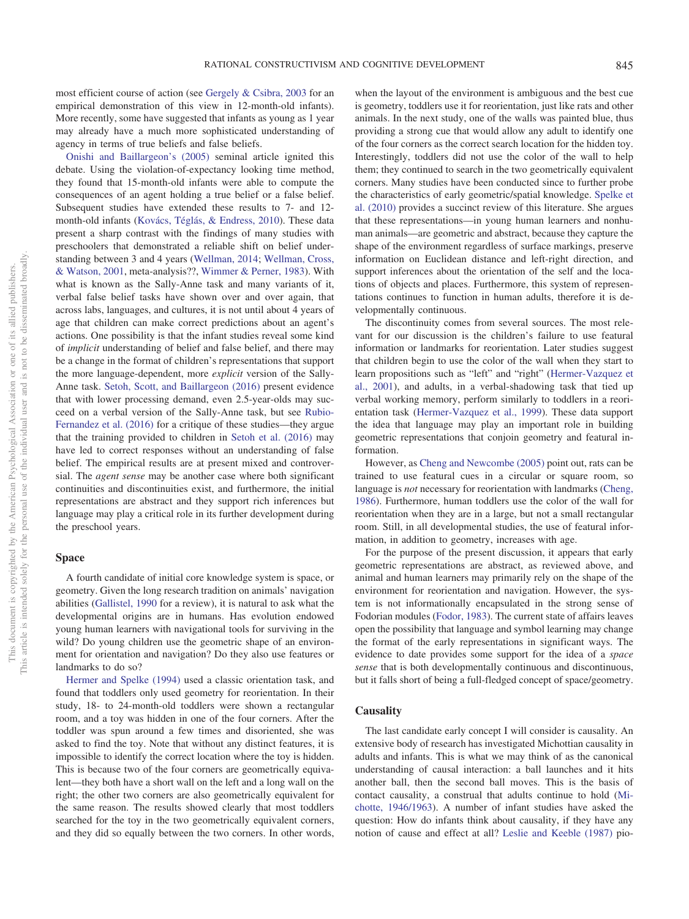most efficient course of action (see Gergely & Csibra, 2003 for an empirical demonstration of this view in 12-month-old infants). More recently, some have suggested that infants as young as 1 year may already have a much more sophisticated understanding of agency in terms of true beliefs and false beliefs.

Onishi and Baillargeon's (2005) seminal article ignited this debate. Using the violation-of-expectancy looking time method, they found that 15-month-old infants were able to compute the consequences of an agent holding a true belief or a false belief. Subsequent studies have extended these results to 7- and 12-month-old infants (Kovács, Téglás, & Endress, 2010). These data present a sharp contrast with the findings of many studies with preschoolers that demonstrated a reliable shift on belief understanding between 3 and 4 years (Wellman, 2014; Wellman, Cross, & Watson, 2001, meta-analysis??, Wimmer & Perner, 1983). With what is known as the Sally-Anne task and many variants of it, verbal false belief tasks have shown over and over again, that across labs, languages, and cultures, it is not until about 4 years of age that children can make correct predictions about an agent's actions. One possibility is that the infant studies reveal some kind of *implicit* understanding of belief and false belief, and there may be a change in the format of children's representations that support the more language-dependent, more *explicit* version of the Sally-Anne task. Setoh, Scott, and Baillargeon (2016) present evidence that with lower processing demand, even 2.5-year-olds may succeed on a verbal version of the Sally-Anne task, but see Rubio-Fernandez et al. (2016) for a critique of these studies—they argue that the training provided to children in Setoh et al. (2016) may have led to correct responses without an understanding of false belief. The empirical results are at present mixed and controversial. The *agent sense* may be another case where both significant continuities and discontinuities exist, and furthermore, the initial representations are abstract and they support rich inferences but language may play a critical role in its further development during the preschool years.

## Space

A fourth candidate of initial core knowledge system is space, or geometry. Given the long research tradition on animals' navigation abilities (Gallistel, 1990 for a review), it is natural to ask what the developmental origins are in humans. Has evolution endowed young human learners with navigational tools for surviving in the wild? Do young children use the geometric shape of an environment for orientation and navigation? Do they also use features or landmarks to do so?

Hermer and Spelke (1994) used a classic orientation task, and found that toddlers only used geometry for reorientation. In their study, 18- to 24-month-old toddlers were shown a rectangular room, and a toy was hidden in one of the four corners. After the toddler was spun around a few times and disoriented, she was asked to find the toy. Note that without any distinct features, it is impossible to identify the correct location where the toy is hidden. This is because two of the four corners are geometrically equivalent—they both have a short wall on the left and a long wall on the right; the other two corners are also geometrically equivalent for the same reason. The results showed clearly that most toddlers searched for the toy in the two geometrically equivalent corners, and they did so equally between the two corners. In other words, when the layout of the environment is ambiguous and the best cue is geometry, toddlers use it for reorientation, just like rats and other animals. In the next study, one of the walls was painted blue, thus providing a strong cue that would allow any adult to identify one of the four corners as the correct search location for the hidden toy. Interestingly, toddlers did not use the color of the wall to help them; they continued to search in the two geometrically equivalent corners. Many studies have been conducted since to further probe the characteristics of early geometric/spatial knowledge. Spelke et al. (2010) provides a succinct review of this literature. She argues that these representations—in young human learners and nonhuman animals—are geometric and abstract, because they capture the shape of the environment regardless of surface markings, preserve information on Euclidean distance and left-right direction, and support inferences about the orientation of the self and the locations of objects and places. Furthermore, this system of representations continues to function in human adults, therefore it is developmentally continuous.

The discontinuity comes from several sources. The most relevant for our discussion is the children's failure to use featural information or landmarks for reorientation. Later studies suggest that children begin to use the color of the wall when they start to learn propositions such as "left" and "right" (Hermer-Vazquez et al., 2001), and adults, in a verbal-shadowing task that tied up verbal working memory, perform similarly to toddlers in a reorientation task (Hermer-Vazquez et al., 1999). These data support the idea that language may play an important role in building geometric representations that conjoin geometry and featural information.

However, as Cheng and Newcombe (2005) point out, rats can be trained to use featural cues in a circular or square room, so language is *not* necessary for reorientation with landmarks (Cheng, 1986). Furthermore, human toddlers use the color of the wall for reorientation when they are in a large, but not a small rectangular room. Still, in all developmental studies, the use of featural information, in addition to geometry, increases with age.

For the purpose of the present discussion, it appears that early geometric representations are abstract, as reviewed above, and animal and human learners may primarily rely on the shape of the environment for reorientation and navigation. However, the system is not informationally encapsulated in the strong sense of Fodorian modules (Fodor, 1983). The current state of affairs leaves open the possibility that language and symbol learning may change the format of the early representations in significant ways. The evidence to date provides some support for the idea of a *space sense* that is both developmentally continuous and discontinuous, but it falls short of being a full-fledged concept of space/geometry.

## Causality

The last candidate early concept I will consider is causality. An extensive body of research has investigated Michottian causality in adults and infants. This is what we may think of as the canonical understanding of causal interaction: a ball launches and it hits another ball, then the second ball moves. This is the basis of contact causality, a construal that adults continue to hold (Michotte, 1946/1963). A number of infant studies have asked the question: How do infants think about causality, if they have any notion of cause and effect at all? Leslie and Keeble (1987) pio-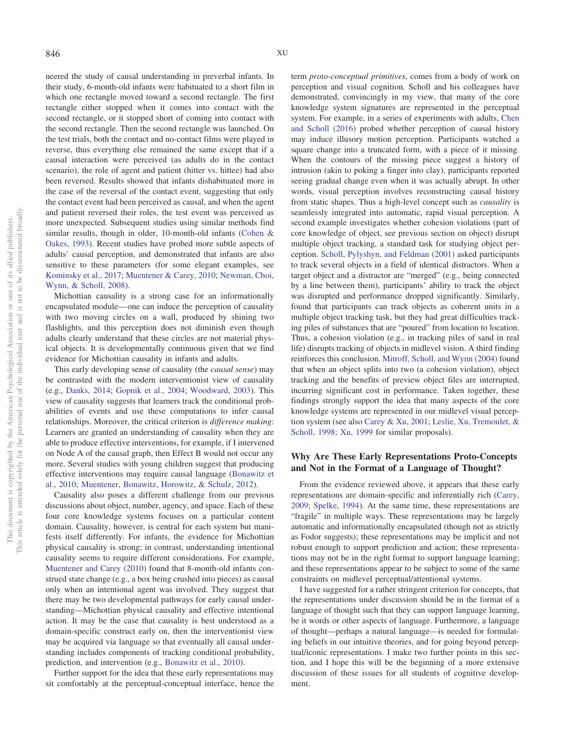neered the study of causal understanding in preverbal infants. In their study, 6-month-old infants were habituated to a short film in which one rectangle moved toward a second rectangle. The first rectangle either stopped when it comes into contact with the second rectangle, or it stopped short of coming into contact with the second rectangle. Then the second rectangle was launched. On the test trials, both the contact and no-contact films were played in reverse, thus everything else remained the same except that if a causal interaction were perceived (as adults do in the contact scenario), the role of agent and patient (hitter vs. hittee) had also been reversed. Results showed that infants dishabituated more in the case of the reversal of the contact event, suggesting that only the contact event had been perceived as causal, and when the agent and patient reversed their roles, the test event was perceived as more unexpected. Subsequent studies using similar methods find similar results, though in older, 10-month-old infants (Cohen & Oakes, 1993). Recent studies have probed more subtle aspects of adults' causal perception, and demonstrated that infants are also sensitive to these parameters (for some elegant examples, see Kominsky et al., 2017; Muentener & Carey, 2010; Newman, Choi, Wynn, & Scholl, 2008).

Michottian causality is a strong case for an informationally encapsulated module—one can induce the perception of causality with two moving circles on a wall, produced by shining two flashlights, and this perception does not diminish even though adults clearly understand that these circles are not material physical objects. It is developmentally continuous given that we find evidence for Michottian causality in infants and adults.

This early developing sense of causality (the *causal sense*) may be contrasted with the modern interventionist view of causality (e.g., Danks, 2014; Gopnik et al., 2004; Woodward, 2003). This view of causality suggests that learners track the conditional probabilities of events and use these computations to infer causal relationships. Moreover, the critical criterion is *difference making*: Learners are granted an understanding of causality when they are able to produce effective interventions, for example, if I intervened on Node A of the causal graph, then Effect B would not occur any more. Several studies with young children suggest that producing effective interventions may require causal language (Bonawitz et al., 2010; Muentener, Bonawitz, Horowitz, & Schulz, 2012).

Causality also poses a different challenge from our previous discussions about object, number, agency, and space. Each of these four core knowledge systems focuses on a particular content domain. Causality, however, is central for each system but manifests itself differently. For infants, the evidence for Michottian physical causality is strong; in contrast, understanding intentional causality seems to require different considerations. For example, Muentener and Carey (2010) found that 8-month-old infants construed state change (e.g., a box being crushed into pieces) as causal only when an intentional agent was involved. They suggest that there may be two developmental pathways for early causal understanding—Michottian physical causality and effective intentional action. It may be the case that causality is best understood as a domain-specific construct early on, then the interventionist view may be acquired via language so that eventually all causal understanding includes components of tracking conditional probability, prediction, and intervention (e.g., Bonawitz et al., 2010).

Further support for the idea that these early representations may sit comfortably at the perceptual-conceptual interface, hence the term *proto-conceptual primitives*, comes from a body of work on perception and visual cognition. Scholl and his colleagues have demonstrated, convincingly in my view, that many of the core knowledge system signatures are represented in the perceptual system. For example, in a series of experiments with adults, Chen and Scholl (2016) probed whether perception of causal history may induce illusory motion perception. Participants watched a square change into a truncated form, with a piece of it missing. When the contours of the missing piece suggest a history of intrusion (akin to poking a finger into clay), participants reported seeing gradual change even when it was actually abrupt. In other words, visual perception involves reconstructing causal history from static shapes. Thus a high-level concept such as *causality* is seamlessly integrated into automatic, rapid visual perception. A second example investigates whether cohesion violations (part of core knowledge of object, see previous section on object) disrupt multiple object tracking, a standard task for studying object perception. Scholl, Pylyshyn, and Feldman (2001) asked participants to track several objects in a field of identical distractors. When a target object and a distractor are "merged" (e.g., being connected by a line between them), participants' ability to track the object was disrupted and performance dropped significantly. Similarly, found that participants can track objects as coherent units in a multiple object tracking task, but they had great difficulties tracking piles of substances that are "poured" from location to location. Thus, a cohesion violation (e.g., in tracking piles of sand in real life) disrupts tracking of objects in midlevel vision. A third finding reinforces this conclusion. Mitroff, Scholl, and Wynn (2004) found that when an object splits into two (a cohesion violation), object tracking and the benefits of preview object files are interrupted, incurring significant cost in performance. Taken together, these findings strongly support the idea that many aspects of the core knowledge systems are represented in our midlevel visual perception system (see also Carey & Xu, 2001; Leslie, Xu, Tremoulet, & Scholl, 1998; Xu, 1999 for similar proposals).

## Why Are These Early Representations Proto-Concepts and Not in the Format of a Language of Thought?

From the evidence reviewed above, it appears that these early representations are domain-specific and inferentially rich (Carey, 2009; Spelke, 1994). At the same time, these representations are "fragile" in multiple ways. These representations may be largely automatic and informationally encapsulated (though not as strictly as Fodor suggests); these representations may be implicit and not robust enough to support prediction and action; these representations may not be in the right format to support language learning; and these representations appear to be subject to some of the same constraints on midlevel perceptual/attentional systems.

I have suggested for a rather stringent criterion for concepts, that the representations under discussion should be in the format of a language of thought such that they can support language learning, be it words or other aspects of language. Furthermore, a language of thought—perhaps a natural language—is needed for formulating beliefs in our intuitive theories, and for going beyond perceptual/iconic representations. I make two further points in this section, and I hope this will be the beginning of a more extensive discussion of these issues for all students of cognitive development.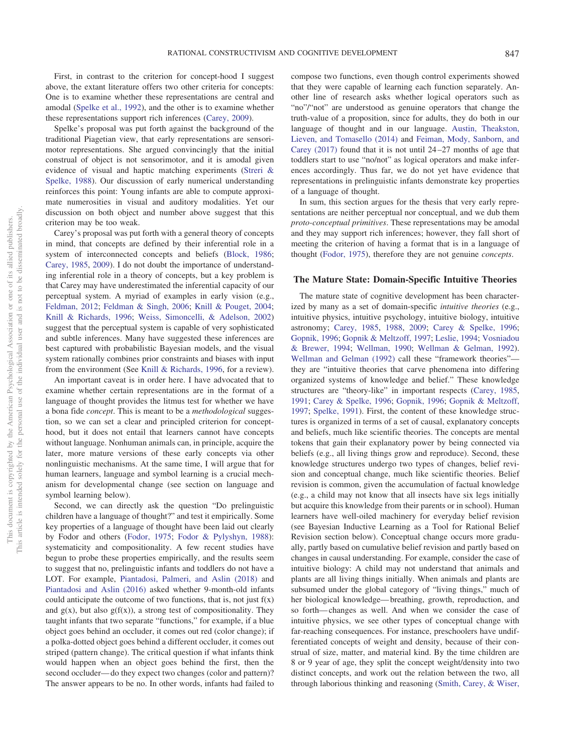First, in contrast to the criterion for concept-hood I suggest above, the extant literature offers two other criteria for concepts: One is to examine whether these representations are central and amodal (Spelke et al., 1992), and the other is to examine whether these representations support rich inferences (Carey, 2009).

Spelke's proposal was put forth against the background of the traditional Piagetian view, that early representations are sensorimotor representations. She argued convincingly that the initial construal of object is not sensorimotor, and it is amodal given evidence of visual and haptic matching experiments (Streri & Spelke, 1988). Our discussion of early numerical understanding reinforces this point: Young infants are able to compute approximate numerosities in visual and auditory modalities. Yet our discussion on both object and number above suggest that this criterion may be too weak.

Carey's proposal was put forth with a general theory of concepts in mind, that concepts are defined by their inferential role in a system of interconnected concepts and beliefs (Block, 1986; Carey, 1985, 2009). I do not doubt the importance of understanding inferential role in a theory of concepts, but a key problem is that Carey may have underestimated the inferential capacity of our perceptual system. A myriad of examples in early vision (e.g., Feldman, 2012; Feldman & Singh, 2006; Knill & Pouget, 2004; Knill & Richards, 1996; Weiss, Simoncelli, & Adelson, 2002) suggest that the perceptual system is capable of very sophisticated and subtle inferences. Many have suggested these inferences are best captured with probabilistic Bayesian models, and the visual system rationally combines prior constraints and biases with input from the environment (See Knill & Richards, 1996, for a review).

An important caveat is in order here. I have advocated that to examine whether certain representations are in the format of a language of thought provides the litmus test for whether we have a bona fide *concept*. This is meant to be a *methodological* suggestion, so we can set a clear and principled criterion for concept-hood, but it does not entail that learners cannot have concepts without language. Nonhuman animals can, in principle, acquire the later, more mature versions of these early concepts via other nonlinguistic mechanisms. At the same time, I will argue that for human learners, language and symbol learning is a crucial mechanism for developmental change (see section on language and symbol learning below).

Second, we can directly ask the question "Do prelinguistic children have a language of thought?" and test it empirically. Some key properties of a language of thought have been laid out clearly by Fodor and others (Fodor, 1975; Fodor & Pylyshyn, 1988): systematicity and compositionality. A few recent studies have begun to probe these properties empirically, and the results seem to suggest that no, prelinguistic infants and toddlers do not have a LOT. For example, Piantadosi, Palmeri, and Aslin (2018) and Piantadosi and Aslin (2016) asked whether 9-month-old infants could anticipate the outcome of two functions, that is, not just f(x) and g(x), but also g(f(x)), a strong test of compositionality. They taught infants that two separate "functions," for example, if a blue object goes behind an occluder, it comes out red (color change); if a polka-dotted object goes behind a different occluder, it comes out striped (pattern change). The critical question if what infants think would happen when an object goes behind the first, then the second occluder—do they expect two changes (color and pattern)? The answer appears to be no. In other words, infants had failed to compose two functions, even though control experiments showed that they were capable of learning each function separately. Another line of research asks whether logical operators such as "no"/"not" are understood as genuine operators that change the truth-value of a proposition, since for adults, they do both in our language of thought and in our language. Austin, Theakston, Lieven, and Tomasello (2014) and Feiman, Mody, Sanborn, and Carey (2017) found that it is not until 24–27 months of age that toddlers start to use "no/not" as logical operators and make inferences accordingly. Thus far, we do not yet have evidence that representations in prelinguistic infants demonstrate key properties of a language of thought.

In sum, this section argues for the thesis that very early representations are neither perceptual nor conceptual, and we dub them *proto-conceptual primitives*. These representations may be amodal and they may support rich inferences; however, they fall short of meeting the criterion of having a format that is in a language of thought (Fodor, 1975), therefore they are not genuine *concepts*.

## The Mature State: Domain-Specific Intuitive Theories

The mature state of cognitive development has been characterized by many as a set of domain-specific *intuitive theories* (e.g., intuitive physics, intuitive psychology, intuitive biology, intuitive astronomy; Carey, 1985, 1988, 2009; Carey & Spelke, 1996; Gopnik, 1996; Gopnik & Meltzoff, 1997; Leslie, 1994; Vosniadou & Brewer, 1994; Wellman, 1990; Wellman & Gelman, 1992). Wellman and Gelman (1992) call these "framework theories"—they are "intuitive theories that carve phenomena into differing organized systems of knowledge and belief." These knowledge structures are "theory-like" in important respects (Carey, 1985, 1991; Carey & Spelke, 1996; Gopnik, 1996; Gopnik & Meltzoff, 1997; Spelke, 1991). First, the content of these knowledge structures is organized in terms of a set of causal, explanatory concepts and beliefs, much like scientific theories. The concepts are mental tokens that gain their explanatory power by being connected via beliefs (e.g., all living things grow and reproduce). Second, these knowledge structures undergo two types of changes, belief revision and conceptual change, much like scientific theories. Belief revision is common, given the accumulation of factual knowledge (e.g., a child may not know that all insects have six legs initially but acquire this knowledge from their parents or in school). Human learners have well-oiled machinery for everyday belief revision (see Bayesian Inductive Learning as a Tool for Rational Belief Revision section below). Conceptual change occurs more gradually, partly based on cumulative belief revision and partly based on changes in causal understanding. For example, consider the case of intuitive biology: A child may not understand that animals and plants are all living things initially. When animals and plants are subsumed under the global category of "living things," much of her biological knowledge—breathing, growth, reproduction, and so forth—changes as well. And when we consider the case of intuitive physics, we see other types of conceptual change with far-reaching consequences. For instance, preschoolers have undifferentiated concepts of weight and density, because of their construal of size, matter, and material kind. By the time children are 8 or 9 year of age, they split the concept weight/density into two distinct concepts, and work out the relation between the two, all through laborious thinking and reasoning (Smith, Carey, & Wiser,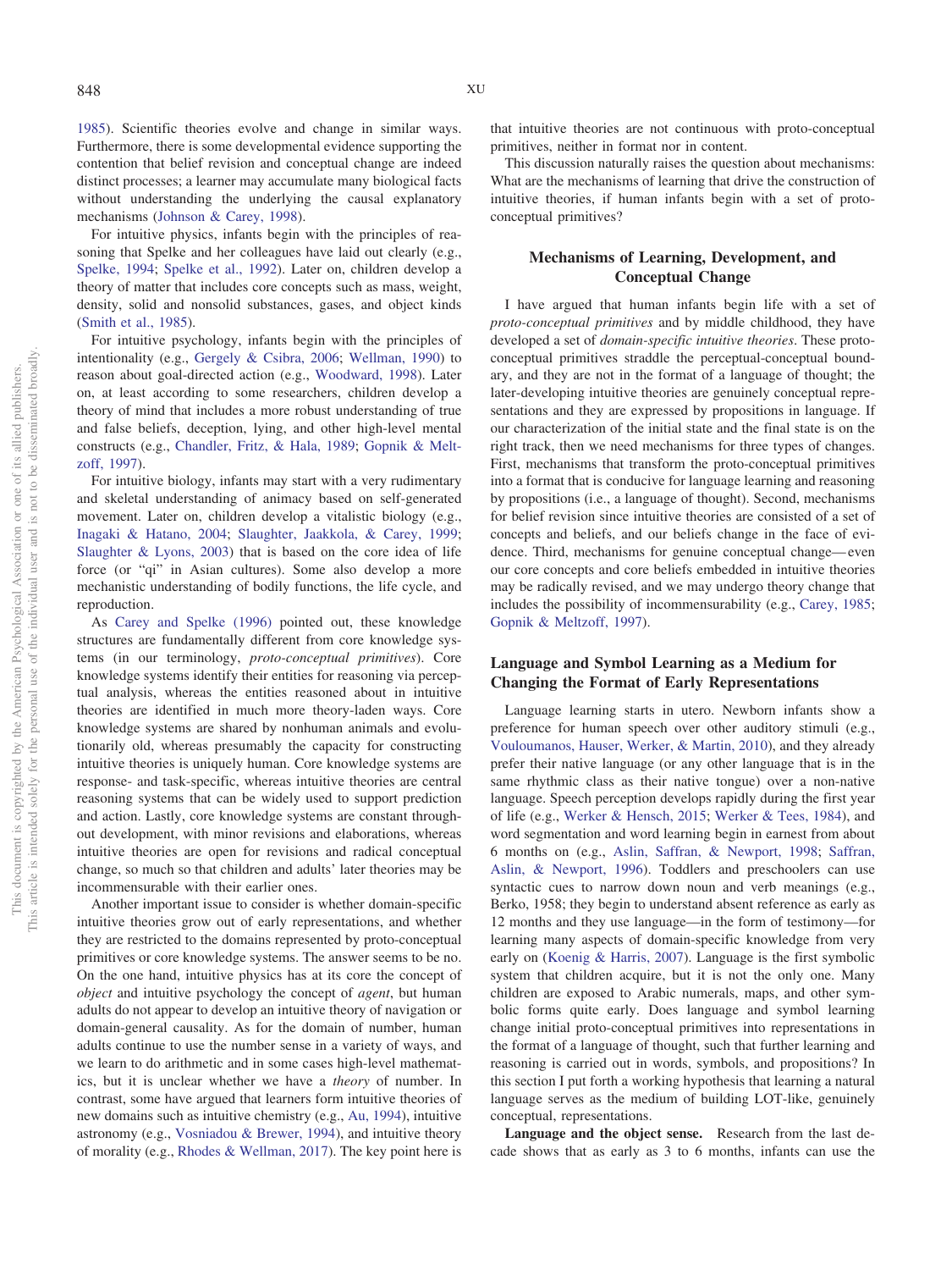1985). Scientific theories evolve and change in similar ways. Furthermore, there is some developmental evidence supporting the contention that belief revision and conceptual change are indeed distinct processes; a learner may accumulate many biological facts without understanding the underlying the causal explanatory mechanisms (Johnson & Carey, 1998).

For intuitive physics, infants begin with the principles of reasoning that Spelke and her colleagues have laid out clearly (e.g., Spelke, 1994; Spelke et al., 1992). Later on, children develop a theory of matter that includes core concepts such as mass, weight, density, solid and nonsolid substances, gases, and object kinds (Smith et al., 1985).

For intuitive psychology, infants begin with the principles of intentionality (e.g., Gergely & Csibra, 2006; Wellman, 1990) to reason about goal-directed action (e.g., Woodward, 1998). Later on, at least according to some researchers, children develop a theory of mind that includes a more robust understanding of true and false beliefs, deception, lying, and other high-level mental constructs (e.g., Chandler, Fritz, & Hala, 1989; Gopnik & Meltzoff, 1997).

For intuitive biology, infants may start with a very rudimentary and skeletal understanding of animacy based on self-generated movement. Later on, children develop a vitalistic biology (e.g., Inagaki & Hatano, 2004; Slaughter, Jaakkola, & Carey, 1999; Slaughter & Lyons, 2003) that is based on the core idea of life force (or "qi" in Asian cultures). Some also develop a more mechanistic understanding of bodily functions, the life cycle, and reproduction.

As Carey and Spelke (1996) pointed out, these knowledge structures are fundamentally different from core knowledge systems (in our terminology, *proto-conceptual primitives*). Core knowledge systems identify their entities for reasoning via perceptual analysis, whereas the entities reasoned about in intuitive theories are identified in much more theory-laden ways. Core knowledge systems are shared by nonhuman animals and evolutionarily old, whereas presumably the capacity for constructing intuitive theories is uniquely human. Core knowledge systems are response- and task-specific, whereas intuitive theories are central reasoning systems that can be widely used to support prediction and action. Lastly, core knowledge systems are constant throughout development, with minor revisions and elaborations, whereas intuitive theories are open for revisions and radical conceptual change, so much so that children and adults' later theories may be incommensurable with their earlier ones.

Another important issue to consider is whether domain-specific intuitive theories grow out of early representations, and whether they are restricted to the domains represented by proto-conceptual primitives or core knowledge systems. The answer seems to be no. On the one hand, intuitive physics has at its core the concept of *object* and intuitive psychology the concept of *agent*, but human adults do not appear to develop an intuitive theory of navigation or domain-general causality. As for the domain of number, human adults continue to use the number sense in a variety of ways, and we learn to do arithmetic and in some cases high-level mathematics, but it is unclear whether we have a *theory* of number. In contrast, some have argued that learners form intuitive theories of new domains such as intuitive chemistry (e.g., Au, 1994), intuitive astronomy (e.g., Vosniadou & Brewer, 1994), and intuitive theory of morality (e.g., Rhodes & Wellman, 2017). The key point here is that intuitive theories are not continuous with proto-conceptual primitives, neither in format nor in content.

This discussion naturally raises the question about mechanisms: What are the mechanisms of learning that drive the construction of intuitive theories, if human infants begin with a set of proto-conceptual primitives?

## Mechanisms of Learning, Development, and Conceptual Change

I have argued that human infants begin life with a set of *proto-conceptual primitives* and by middle childhood, they have developed a set of *domain-specific intuitive theories*. These proto-conceptual primitives straddle the perceptual-conceptual boundary, and they are not in the format of a language of thought; the later-developing intuitive theories are genuinely conceptual representations and they are expressed by propositions in language. If our characterization of the initial state and the final state is on the right track, then we need mechanisms for three types of changes. First, mechanisms that transform the proto-conceptual primitives into a format that is conducive for language learning and reasoning by propositions (i.e., a language of thought). Second, mechanisms for belief revision since intuitive theories are consisted of a set of concepts and beliefs, and our beliefs change in the face of evidence. Third, mechanisms for genuine conceptual change—even our core concepts and core beliefs embedded in intuitive theories may be radically revised, and we may undergo theory change that includes the possibility of incommensurability (e.g., Carey, 1985; Gopnik & Meltzoff, 1997).

### Language and Symbol Learning as a Medium for Changing the Format of Early Representations

Language learning starts in utero. Newborn infants show a preference for human speech over other auditory stimuli (e.g., Vouloumanos, Hauser, Werker, & Martin, 2010), and they already prefer their native language (or any other language that is in the same rhythmic class as their native tongue) over a non-native language. Speech perception develops rapidly during the first year of life (e.g., Werker & Hensch, 2015; Werker & Tees, 1984), and word segmentation and word learning begin in earnest from about 6 months on (e.g., Aslin, Saffran, & Newport, 1998; Saffran, Aslin, & Newport, 1996). Toddlers and preschoolers can use syntactic cues to narrow down noun and verb meanings (e.g., Berko, 1958; they begin to understand absent reference as early as 12 months and they use language—in the form of testimony—for learning many aspects of domain-specific knowledge from very early on (Koenig & Harris, 2007). Language is the first symbolic system that children acquire, but it is not the only one. Many children are exposed to Arabic numerals, maps, and other symbolic forms quite early. Does language and symbol learning change initial proto-conceptual primitives into representations in the format of a language of thought, such that further learning and reasoning is carried out in words, symbols, and propositions? In this section I put forth a working hypothesis that learning a natural language serves as the medium of building LOT-like, genuinely conceptual, representations.

**Language and the object sense.** Research from the last decade shows that as early as 3 to 6 months, infants can use the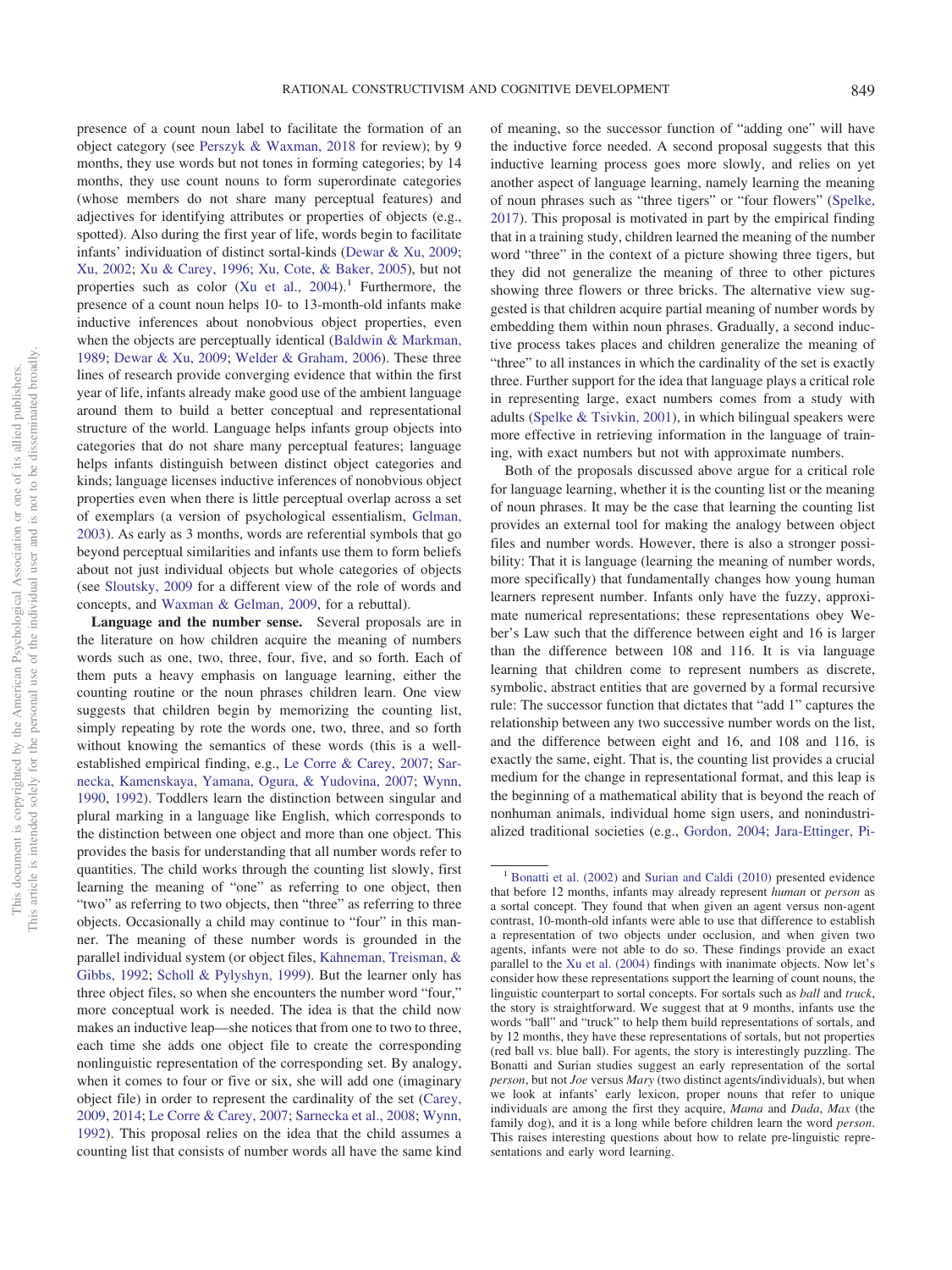presence of a count noun label to facilitate the formation of an object category (see Perszyk & Waxman, 2018 for review); by 9 months, they use words but not tones in forming categories; by 14 months, they use count nouns to form superordinate categories (whose members do not share many perceptual features) and adjectives for identifying attributes or properties of objects (e.g., spotted). Also during the first year of life, words begin to facilitate infants' individuation of distinct sortal-kinds (Dewar & Xu, 2009; Xu, 2002; Xu & Carey, 1996; Xu, Cote, & Baker, 2005), but not properties such as color (Xu et al., 2004).[1] Furthermore, the presence of a count noun helps 10- to 13-month-old infants make inductive inferences about nonobvious object properties, even when the objects are perceptually identical (Baldwin & Markman, 1989; Dewar & Xu, 2009; Welder & Graham, 2006). These three lines of research provide converging evidence that within the first year of life, infants already make good use of the ambient language around them to build a better conceptual and representational structure of the world. Language helps infants group objects into categories that do not share many perceptual features; language helps infants distinguish between distinct object categories and kinds; language licenses inductive inferences of nonobvious object properties even when there is little perceptual overlap across a set of exemplars (a version of psychological essentialism, Gelman, 2003). As early as 3 months, words are referential symbols that go beyond perceptual similarities and infants use them to form beliefs about not just individual objects but whole categories of objects (see Sloutsky, 2009 for a different view of the role of words and concepts, and Waxman & Gelman, 2009, for a rebuttal).

**Language and the number sense.** Several proposals are in the literature on how children acquire the meaning of numbers words such as one, two, three, four, five, and so forth. Each of them puts a heavy emphasis on language learning, either the counting routine or the noun phrases children learn. One view suggests that children begin by memorizing the counting list, simply repeating by rote the words one, two, three, and so forth without knowing the semantics of these words (this is a well-established empirical finding, e.g., Le Corre & Carey, 2007; Sarnecka, Kamenskaya, Yamana, Ogura, & Yudovina, 2007; Wynn, 1990, 1992). Toddlers learn the distinction between singular and plural marking in a language like English, which corresponds to the distinction between one object and more than one object. This provides the basis for understanding that all number words refer to quantities. The child works through the counting list slowly, first learning the meaning of "one" as referring to one object, then "two" as referring to two objects, then "three" as referring to three objects. Occasionally a child may continue to "four" in this manner. The meaning of these number words is grounded in the parallel individual system (or object files, Kahneman, Treisman, & Gibbs, 1992; Scholl & Pylyshyn, 1999). But the learner only has three object files, so when she encounters the number word "four," more conceptual work is needed. The idea is that the child now makes an inductive leap—she notices that from one to two to three, each time she adds one object file to create the corresponding nonlinguistic representation of the corresponding set. By analogy, when it comes to four or five or six, she will add one (imaginary object file) in order to represent the cardinality of the set (Carey, 2009, 2014; Le Corre & Carey, 2007; Sarnecka et al., 2008; Wynn, 1992). This proposal relies on the idea that the child assumes a counting list that consists of number words all have the same kind of meaning, so the successor function of "adding one" will have the inductive force needed. A second proposal suggests that this inductive learning process goes more slowly, and relies on yet another aspect of language learning, namely learning the meaning of noun phrases such as "three tigers" or "four flowers" (Spelke, 2017). This proposal is motivated in part by the empirical finding that in a training study, children learned the meaning of the number word "three" in the context of a picture showing three tigers, but they did not generalize the meaning of three to other pictures showing three flowers or three bricks. The alternative view suggested is that children acquire partial meaning of number words by embedding them within noun phrases. Gradually, a second inductive process takes places and children generalize the meaning of "three" to all instances in which the cardinality of the set is exactly three. Further support for the idea that language plays a critical role in representing large, exact numbers comes from a study with adults (Spelke & Tsivkin, 2001), in which bilingual speakers were more effective in retrieving information in the language of training, with exact numbers but not with approximate numbers.

Both of the proposals discussed above argue for a critical role for language learning, whether it is the counting list or the meaning of noun phrases. It may be the case that learning the counting list provides an external tool for making the analogy between object files and number words. However, there is also a stronger possibility: That it is language (learning the meaning of number words, more specifically) that fundamentally changes how young human learners represent number. Infants only have the fuzzy, approximate numerical representations; these representations obey Weber's Law such that the difference between eight and 16 is larger than the difference between 108 and 116. It is via language learning that children come to represent numbers as discrete, symbolic, abstract entities that are governed by a formal recursive rule: The successor function that dictates that "add 1" captures the relationship between any two successive number words on the list, and the difference between eight and 16, and 108 and 116, is exactly the same, eight. That is, the counting list provides a crucial medium for the change in representational format, and this leap is the beginning of a mathematical ability that is beyond the reach of nonhuman animals, individual home sign users, and nonindustrialized traditional societies (e.g., Gordon, 2004; Jara-Ettinger, Pi-

[1] Bonatti et al. (2002) and Surian and Caldi (2010) presented evidence that before 12 months, infants may already represent *human* or *person* as a sortal concept. They found that when given an agent versus non-agent contrast, 10-month-old infants were able to use that difference to establish a representation of two objects under occlusion, and when given two agents, infants were not able to do so. These findings provide an exact parallel to the Xu et al. (2004) findings with inanimate objects. Now let's consider how these representations support the learning of count nouns, the linguistic counterpart to sortal concepts. For sortals such as *ball* and *truck*, the story is straightforward. We suggest that at 9 months, infants use the words "ball" and "truck" to help them build representations of sortals, and by 12 months, they have these representations of sortals, but not properties (red ball vs. blue ball). For agents, the story is interestingly puzzling. The Bonatti and Surian studies suggest an early representation of the sortal *person*, but not *Joe* versus *Mary* (two distinct agents/individuals), but when we look at infants' early lexicon, proper nouns that refer to unique individuals are among the first they acquire, *Mama* and *Dada*, *Max* (the family dog), and it is a long while before children learn the word *person*. This raises interesting questions about how to relate pre-linguistic representations and early word learning.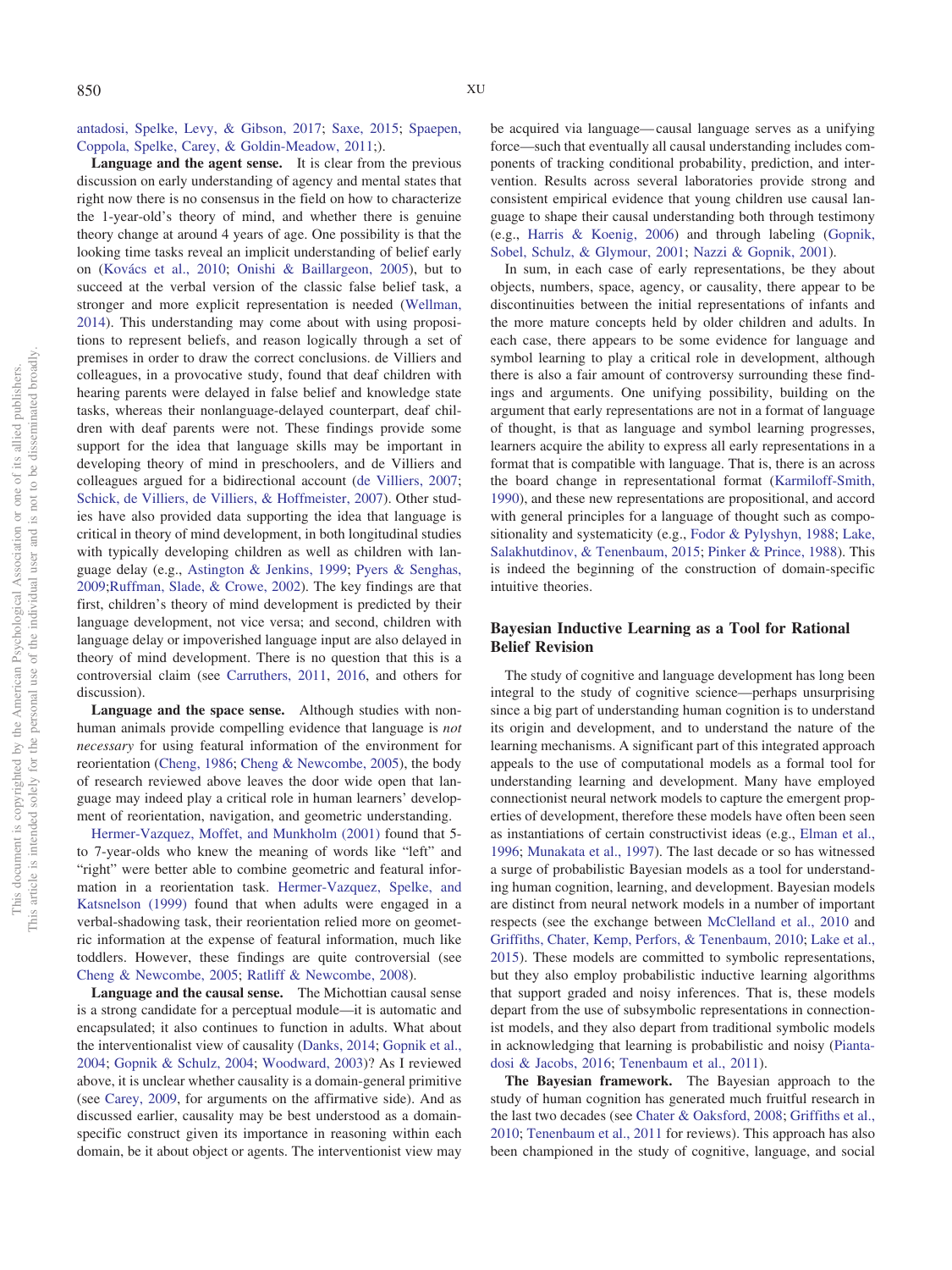antadosi, Spelke, Levy, & Gibson, 2017; Saxe, 2015; Spaepen, Coppola, Spelke, Carey, & Goldin-Meadow, 2011;).

**Language and the agent sense.** It is clear from the previous discussion on early understanding of agency and mental states that right now there is no consensus in the field on how to characterize the 1-year-old's theory of mind, and whether there is genuine theory change at around 4 years of age. One possibility is that the looking time tasks reveal an implicit understanding of belief early on (Kovács et al., 2010; Onishi & Baillargeon, 2005), but to succeed at the verbal version of the classic false belief task, a stronger and more explicit representation is needed (Wellman, 2014). This understanding may come about with using propositions to represent beliefs, and reason logically through a set of premises in order to draw the correct conclusions. de Villiers and colleagues, in a provocative study, found that deaf children with hearing parents were delayed in false belief and knowledge state tasks, whereas their nonlanguage-delayed counterpart, deaf children with deaf parents were not. These findings provide some support for the idea that language skills may be important in developing theory of mind in preschoolers, and de Villiers and colleagues argued for a bidirectional account (de Villiers, 2007; Schick, de Villiers, de Villiers, & Hoffmeister, 2007). Other studies have also provided data supporting the idea that language is critical in theory of mind development, in both longitudinal studies with typically developing children as well as children with language delay (e.g., Astington & Jenkins, 1999; Pyers & Senghas, 2009;Ruffman, Slade, & Crowe, 2002). The key findings are that first, children's theory of mind development is predicted by their language development, not vice versa; and second, children with language delay or impoverished language input are also delayed in theory of mind development. There is no question that this is a controversial claim (see Carruthers, 2011, 2016, and others for discussion).

**Language and the space sense.** Although studies with nonhuman animals provide compelling evidence that language is *not necessary* for using featural information of the environment for reorientation (Cheng, 1986; Cheng & Newcombe, 2005), the body of research reviewed above leaves the door wide open that language may indeed play a critical role in human learners' development of reorientation, navigation, and geometric understanding.

Hermer-Vazquez, Moffet, and Munkholm (2001) found that 5- to 7-year-olds who knew the meaning of words like "left" and "right" were better able to combine geometric and featural information in a reorientation task. Hermer-Vazquez, Spelke, and Katsnelson (1999) found that when adults were engaged in a verbal-shadowing task, their reorientation relied more on geometric information at the expense of featural information, much like toddlers. However, these findings are quite controversial (see Cheng & Newcombe, 2005; Ratliff & Newcombe, 2008).

**Language and the causal sense.** The Michottian causal sense is a strong candidate for a perceptual module—it is automatic and encapsulated; it also continues to function in adults. What about the interventionalist view of causality (Danks, 2014; Gopnik et al., 2004; Gopnik & Schulz, 2004; Woodward, 2003)? As I reviewed above, it is unclear whether causality is a domain-general primitive (see Carey, 2009, for arguments on the affirmative side). And as discussed earlier, causality may be best understood as a domain-specific construct given its importance in reasoning within each domain, be it about object or agents. The interventionist view may be acquired via language—causal language serves as a unifying force—such that eventually all causal understanding includes components of tracking conditional probability, prediction, and intervention. Results across several laboratories provide strong and consistent empirical evidence that young children use causal language to shape their causal understanding both through testimony (e.g., Harris & Koenig, 2006) and through labeling (Gopnik, Sobel, Schulz, & Glymour, 2001; Nazzi & Gopnik, 2001).

In sum, in each case of early representations, be they about objects, numbers, space, agency, or causality, there appear to be discontinuities between the initial representations of infants and the more mature concepts held by older children and adults. In each case, there appears to be some evidence for language and symbol learning to play a critical role in development, although there is also a fair amount of controversy surrounding these findings and arguments. One unifying possibility, building on the argument that early representations are not in a format of language of thought, is that as language and symbol learning progresses, learners acquire the ability to express all early representations in a format that is compatible with language. That is, there is an across the board change in representational format (Karmiloff-Smith, 1990), and these new representations are propositional, and accord with general principles for a language of thought such as compositionality and systematicity (e.g., Fodor & Pylyshyn, 1988; Lake, Salakhutdinov, & Tenenbaum, 2015; Pinker & Prince, 1988). This is indeed the beginning of the construction of domain-specific intuitive theories.

## Bayesian Inductive Learning as a Tool for Rational Belief Revision

The study of cognitive and language development has long been integral to the study of cognitive science—perhaps unsurprising since a big part of understanding human cognition is to understand its origin and development, and to understand the nature of the learning mechanisms. A significant part of this integrated approach appeals to the use of computational models as a formal tool for understanding learning and development. Many have employed connectionist neural network models to capture the emergent properties of development, therefore these models have often been seen as instantiations of certain constructivist ideas (e.g., Elman et al., 1996; Munakata et al., 1997). The last decade or so has witnessed a surge of probabilistic Bayesian models as a tool for understanding human cognition, learning, and development. Bayesian models are distinct from neural network models in a number of important respects (see the exchange between McClelland et al., 2010 and Griffiths, Chater, Kemp, Perfors, & Tenenbaum, 2010; Lake et al., 2015). These models are committed to symbolic representations, but they also employ probabilistic inductive learning algorithms that support graded and noisy inferences. That is, these models depart from the use of subsymbolic representations in connectionist models, and they also depart from traditional symbolic models in acknowledging that learning is probabilistic and noisy (Piantadosi & Jacobs, 2016; Tenenbaum et al., 2011).

**The Bayesian framework.** The Bayesian approach to the study of human cognition has generated much fruitful research in the last two decades (see Chater & Oaksford, 2008; Griffiths et al., 2010; Tenenbaum et al., 2011 for reviews). This approach has also been championed in the study of cognitive, language, and social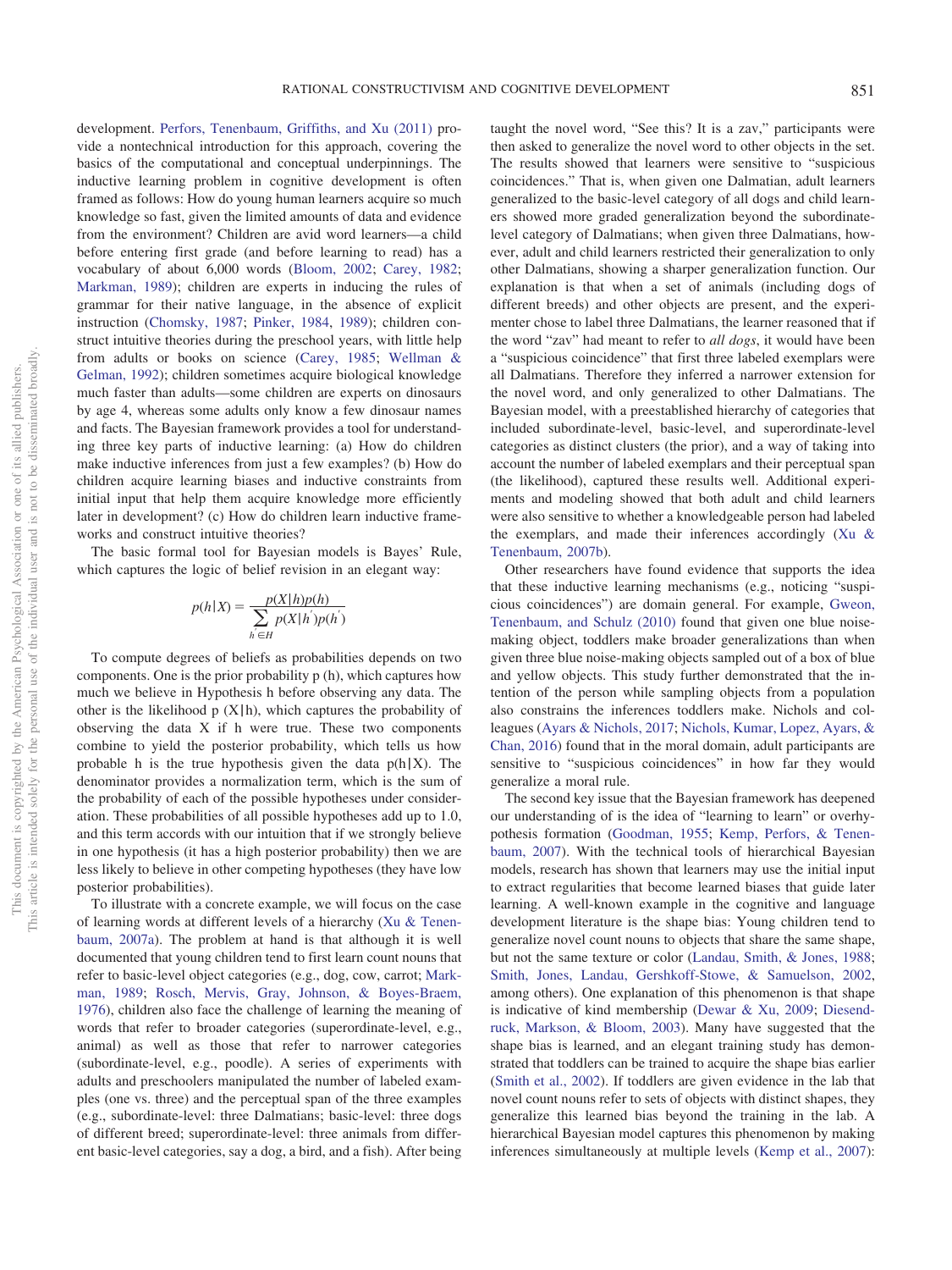development. Perfors, Tenenbaum, Griffiths, and Xu (2011) provide a nontechnical introduction for this approach, covering the basics of the computational and conceptual underpinnings. The inductive learning problem in cognitive development is often framed as follows: How do young human learners acquire so much knowledge so fast, given the limited amounts of data and evidence from the environment? Children are avid word learners—a child before entering first grade (and before learning to read) has a vocabulary of about 6,000 words (Bloom, 2002; Carey, 1982; Markman, 1989); children are experts in inducing the rules of grammar for their native language, in the absence of explicit instruction (Chomsky, 1987; Pinker, 1984, 1989); children construct intuitive theories during the preschool years, with little help from adults or books on science (Carey, 1985; Wellman & Gelman, 1992); children sometimes acquire biological knowledge much faster than adults—some children are experts on dinosaurs by age 4, whereas some adults only know a few dinosaur names and facts. The Bayesian framework provides a tool for understanding three key parts of inductive learning: (a) How do children make inductive inferences from just a few examples? (b) How do children acquire learning biases and inductive constraints from initial input that help them acquire knowledge more efficiently later in development? (c) How do children learn inductive frameworks and construct intuitive theories?

The basic formal tool for Bayesian models is Bayes' Rule, which captures the logic of belief revision in an elegant way:

$$p(h|X) = \frac{p(X|h)p(h)}{\sum_{h' \in H} p(X|h')p(h')}$$

To compute degrees of beliefs as probabilities depends on two components. One is the prior probability p (h), which captures how much we believe in Hypothesis h before observing any data. The other is the likelihood p (X|h), which captures the probability of observing the data X if h were true. These two components combine to yield the posterior probability, which tells us how probable h is the true hypothesis given the data p(h|X). The denominator provides a normalization term, which is the sum of the probability of each of the possible hypotheses under consideration. These probabilities of all possible hypotheses add up to 1.0, and this term accords with our intuition that if we strongly believe in one hypothesis (it has a high posterior probability) then we are less likely to believe in other competing hypotheses (they have low posterior probabilities).

To illustrate with a concrete example, we will focus on the case of learning words at different levels of a hierarchy (Xu & Tenenbaum, 2007a). The problem at hand is that although it is well documented that young children tend to first learn count nouns that refer to basic-level object categories (e.g., dog, cow, carrot; Markman, 1989; Rosch, Mervis, Gray, Johnson, & Boyes-Braem, 1976), children also face the challenge of learning the meaning of words that refer to broader categories (superordinate-level, e.g., animal) as well as those that refer to narrower categories (subordinate-level, e.g., poodle). A series of experiments with adults and preschoolers manipulated the number of labeled examples (one vs. three) and the perceptual span of the three examples (e.g., subordinate-level: three Dalmatians; basic-level: three dogs of different breed; superordinate-level: three animals from different basic-level categories, say a dog, a bird, and a fish). After being taught the novel word, "See this? It is a zav," participants were then asked to generalize the novel word to other objects in the set. The results showed that learners were sensitive to "suspicious coincidences." That is, when given one Dalmatian, adult learners generalized to the basic-level category of all dogs and child learners showed more graded generalization beyond the subordinate-level category of Dalmatians; when given three Dalmatians, however, adult and child learners restricted their generalization to only other Dalmatians, showing a sharper generalization function. Our explanation is that when a set of animals (including dogs of different breeds) and other objects are present, and the experimenter chose to label three Dalmatians, the learner reasoned that if the word "zav" had meant to refer to *all dogs*, it would have been a "suspicious coincidence" that first three labeled exemplars were all Dalmatians. Therefore they inferred a narrower extension for the novel word, and only generalized to other Dalmatians. The Bayesian model, with a preestablished hierarchy of categories that included subordinate-level, basic-level, and superordinate-level categories as distinct clusters (the prior), and a way of taking into account the number of labeled exemplars and their perceptual span (the likelihood), captured these results well. Additional experiments and modeling showed that both adult and child learners were also sensitive to whether a knowledgeable person had labeled the exemplars, and made their inferences accordingly (Xu & Tenenbaum, 2007b).

Other researchers have found evidence that supports the idea that these inductive learning mechanisms (e.g., noticing "suspicious coincidences") are domain general. For example, Gweon, Tenenbaum, and Schulz (2010) found that given one blue noise-making object, toddlers make broader generalizations than when given three blue noise-making objects sampled out of a box of blue and yellow objects. This study further demonstrated that the intention of the person while sampling objects from a population also constrains the inferences toddlers make. Nichols and colleagues (Ayars & Nichols, 2017; Nichols, Kumar, Lopez, Ayars, & Chan, 2016) found that in the moral domain, adult participants are sensitive to "suspicious coincidences" in how far they would generalize a moral rule.

The second key issue that the Bayesian framework has deepened our understanding of is the idea of "learning to learn" or overhypothesis formation (Goodman, 1955; Kemp, Perfors, & Tenenbaum, 2007). With the technical tools of hierarchical Bayesian models, research has shown that learners may use the initial input to extract regularities that become learned biases that guide later learning. A well-known example in the cognitive and language development literature is the shape bias: Young children tend to generalize novel count nouns to objects that share the same shape, but not the same texture or color (Landau, Smith, & Jones, 1988; Smith, Jones, Landau, Gershkoff-Stowe, & Samuelson, 2002, among others). One explanation of this phenomenon is that shape is indicative of kind membership (Dewar & Xu, 2009; Diesendruck, Markson, & Bloom, 2003). Many have suggested that the shape bias is learned, and an elegant training study has demonstrated that toddlers can be trained to acquire the shape bias earlier (Smith et al., 2002). If toddlers are given evidence in the lab that novel count nouns refer to sets of objects with distinct shapes, they generalize this learned bias beyond the training in the lab. A hierarchical Bayesian model captures this phenomenon by making inferences simultaneously at multiple levels (Kemp et al., 2007):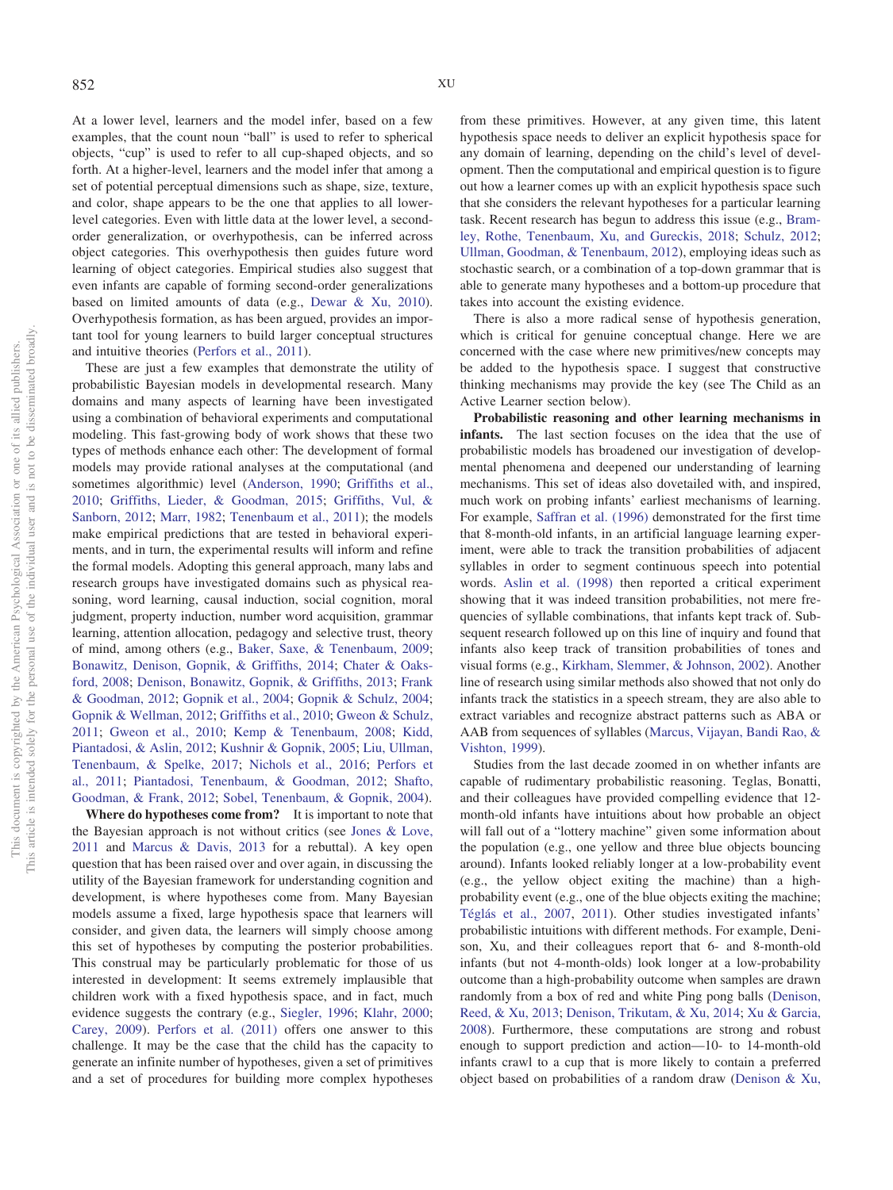At a lower level, learners and the model infer, based on a few examples, that the count noun "ball" is used to refer to spherical objects, "cup" is used to refer to all cup-shaped objects, and so forth. At a higher-level, learners and the model infer that among a set of potential perceptual dimensions such as shape, size, texture, and color, shape appears to be the one that applies to all lower-level categories. Even with little data at the lower level, a second-order generalization, or overhypothesis, can be inferred across object categories. This overhypothesis then guides future word learning of object categories. Empirical studies also suggest that even infants are capable of forming second-order generalizations based on limited amounts of data (e.g., Dewar & Xu, 2010). Overhypothesis formation, as has been argued, provides an important tool for young learners to build larger conceptual structures and intuitive theories (Perfors et al., 2011).

These are just a few examples that demonstrate the utility of probabilistic Bayesian models in developmental research. Many domains and many aspects of learning have been investigated using a combination of behavioral experiments and computational modeling. This fast-growing body of work shows that these two types of methods enhance each other: The development of formal models may provide rational analyses at the computational (and sometimes algorithmic) level (Anderson, 1990; Griffiths et al., 2010; Griffiths, Lieder, & Goodman, 2015; Griffiths, Vul, & Sanborn, 2012; Marr, 1982; Tenenbaum et al., 2011); the models make empirical predictions that are tested in behavioral experiments, and in turn, the experimental results will inform and refine the formal models. Adopting this general approach, many labs and research groups have investigated domains such as physical reasoning, word learning, causal induction, social cognition, moral judgment, property induction, number word acquisition, grammar learning, attention allocation, pedagogy and selective trust, theory of mind, among others (e.g., Baker, Saxe, & Tenenbaum, 2009; Bonawitz, Denison, Gopnik, & Griffiths, 2014; Chater & Oaksford, 2008; Denison, Bonawitz, Gopnik, & Griffiths, 2013; Frank & Goodman, 2012; Gopnik et al., 2004; Gopnik & Schulz, 2004; Gopnik & Wellman, 2012; Griffiths et al., 2010; Gweon & Schulz, 2011; Gweon et al., 2010; Kemp & Tenenbaum, 2008; Kidd, Piantadosi, & Aslin, 2012; Kushnir & Gopnik, 2005; Liu, Ullman, Tenenbaum, & Spelke, 2017; Nichols et al., 2016; Perfors et al., 2011; Piantadosi, Tenenbaum, & Goodman, 2012; Shafto, Goodman, & Frank, 2012; Sobel, Tenenbaum, & Gopnik, 2004).

**Where do hypotheses come from?** It is important to note that the Bayesian approach is not without critics (see Jones & Love, 2011 and Marcus & Davis, 2013 for a rebuttal). A key open question that has been raised over and over again, in discussing the utility of the Bayesian framework for understanding cognition and development, is where hypotheses come from. Many Bayesian models assume a fixed, large hypothesis space that learners will consider, and given data, the learners will simply choose among this set of hypotheses by computing the posterior probabilities. This construal may be particularly problematic for those of us interested in development: It seems extremely implausible that children work with a fixed hypothesis space, and in fact, much evidence suggests the contrary (e.g., Siegler, 1996; Klahr, 2000; Carey, 2009). Perfors et al. (2011) offers one answer to this challenge. It may be the case that the child has the capacity to generate an infinite number of hypotheses, given a set of primitives and a set of procedures for building more complex hypotheses from these primitives. However, at any given time, this latent hypothesis space needs to deliver an explicit hypothesis space for any domain of learning, depending on the child's level of development. Then the computational and empirical question is to figure out how a learner comes up with an explicit hypothesis space such that she considers the relevant hypotheses for a particular learning task. Recent research has begun to address this issue (e.g., Bramley, Rothe, Tenenbaum, Xu, and Gureckis, 2018; Schulz, 2012; Ullman, Goodman, & Tenenbaum, 2012), employing ideas such as stochastic search, or a combination of a top-down grammar that is able to generate many hypotheses and a bottom-up procedure that takes into account the existing evidence.

There is also a more radical sense of hypothesis generation, which is critical for genuine conceptual change. Here we are concerned with the case where new primitives/new concepts may be added to the hypothesis space. I suggest that constructive thinking mechanisms may provide the key (see The Child as an Active Learner section below).

**Probabilistic reasoning and other learning mechanisms in infants.** The last section focuses on the idea that the use of probabilistic models has broadened our investigation of developmental phenomena and deepened our understanding of learning mechanisms. This set of ideas also dovetailed with, and inspired, much work on probing infants' earliest mechanisms of learning. For example, Saffran et al. (1996) demonstrated for the first time that 8-month-old infants, in an artificial language learning experiment, were able to track the transition probabilities of adjacent syllables in order to segment continuous speech into potential words. Aslin et al. (1998) then reported a critical experiment showing that it was indeed transition probabilities, not mere frequencies of syllable combinations, that infants kept track of. Subsequent research followed up on this line of inquiry and found that infants also keep track of transition probabilities of tones and visual forms (e.g., Kirkham, Slemmer, & Johnson, 2002). Another line of research using similar methods also showed that not only do infants track the statistics in a speech stream, they are also able to extract variables and recognize abstract patterns such as ABA or AAB from sequences of syllables (Marcus, Vijayan, Bandi Rao, & Vishton, 1999).

Studies from the last decade zoomed in on whether infants are capable of rudimentary probabilistic reasoning. Teglas, Bonatti, and their colleagues have provided compelling evidence that 12-month-old infants have intuitions about how probable an object will fall out of a "lottery machine" given some information about the population (e.g., one yellow and three blue objects bouncing around). Infants looked reliably longer at a low-probability event (e.g., the yellow object exiting the machine) than a high-probability event (e.g., one of the blue objects exiting the machine; Téglás et al., 2007, 2011). Other studies investigated infants' probabilistic intuitions with different methods. For example, Denison, Xu, and their colleagues report that 6- and 8-month-old infants (but not 4-month-olds) look longer at a low-probability outcome than a high-probability outcome when samples are drawn randomly from a box of red and white Ping pong balls (Denison, Reed, & Xu, 2013; Denison, Trikutam, & Xu, 2014; Xu & Garcia, 2008). Furthermore, these computations are strong and robust enough to support prediction and action—10- to 14-month-old infants crawl to a cup that is more likely to contain a preferred object based on probabilities of a random draw (Denison & Xu,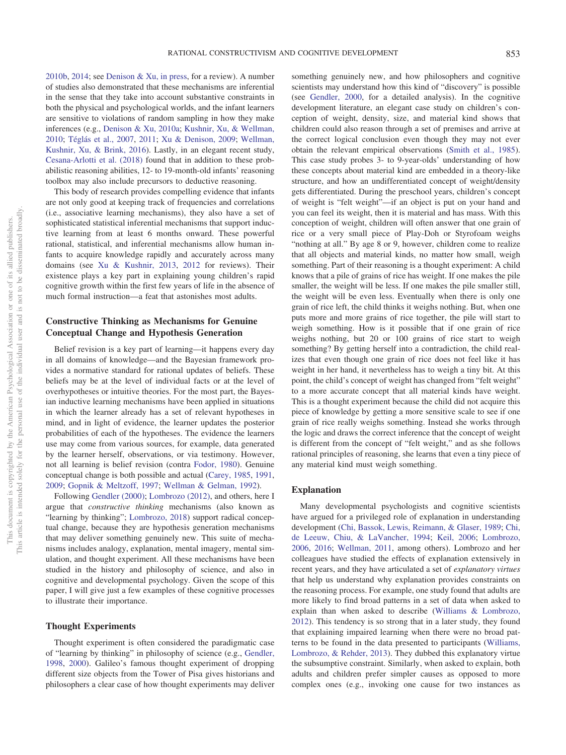2010b, 2014; see Denison & Xu, in press, for a review). A number of studies also demonstrated that these mechanisms are inferential in the sense that they take into account substantive constraints in both the physical and psychological worlds, and the infant learners are sensitive to violations of random sampling in how they make inferences (e.g., Denison & Xu, 2010a; Kushnir, Xu, & Wellman, 2010; Téglás et al., 2007, 2011; Xu & Denison, 2009; Wellman, Kushnir, Xu, & Brink, 2016). Lastly, in an elegant recent study, Cesana-Arlotti et al. (2018) found that in addition to these probabilistic reasoning abilities, 12- to 19-month-old infants' reasoning toolbox may also include precursors to deductive reasoning.

This body of research provides compelling evidence that infants are not only good at keeping track of frequencies and correlations (i.e., associative learning mechanisms), they also have a set of sophisticated statistical inferential mechanisms that support inductive learning from at least 6 months onward. These powerful rational, statistical, and inferential mechanisms allow human infants to acquire knowledge rapidly and accurately across many domains (see Xu & Kushnir, 2013, 2012 for reviews). Their existence plays a key part in explaining young children's rapid cognitive growth within the first few years of life in the absence of much formal instruction—a feat that astonishes most adults.

## Constructive Thinking as Mechanisms for Genuine Conceptual Change and Hypothesis Generation

Belief revision is a key part of learning—it happens every day in all domains of knowledge—and the Bayesian framework provides a normative standard for rational updates of beliefs. These beliefs may be at the level of individual facts or at the level of overhypotheses or intuitive theories. For the most part, the Bayesian inductive learning mechanisms have been applied in situations in which the learner already has a set of relevant hypotheses in mind, and in light of evidence, the learner updates the posterior probabilities of each of the hypotheses. The evidence the learners use may come from various sources, for example, data generated by the learner herself, observations, or via testimony. However, not all learning is belief revision (contra Fodor, 1980). Genuine conceptual change is both possible and actual (Carey, 1985, 1991, 2009; Gopnik & Meltzoff, 1997; Wellman & Gelman, 1992).

Following Gendler (2000); Lombrozo (2012), and others, here I argue that *constructive thinking* mechanisms (also known as "learning by thinking"; Lombrozo, 2018) support radical conceptual change, because they are hypothesis generation mechanisms that may deliver something genuinely new. This suite of mechanisms includes analogy, explanation, mental imagery, mental simulation, and thought experiment. All these mechanisms have been studied in the history and philosophy of science, and also in cognitive and developmental psychology. Given the scope of this paper, I will give just a few examples of these cognitive processes to illustrate their importance.

### Thought Experiments

Thought experiment is often considered the paradigmatic case of "learning by thinking" in philosophy of science (e.g., Gendler, 1998, 2000). Galileo's famous thought experiment of dropping different size objects from the Tower of Pisa gives historians and philosophers a clear case of how thought experiments may deliver something genuinely new, and how philosophers and cognitive scientists may understand how this kind of "discovery" is possible (see Gendler, 2000, for a detailed analysis). In the cognitive development literature, an elegant case study on children's conception of weight, density, size, and material kind shows that children could also reason through a set of premises and arrive at the correct logical conclusion even though they may not ever obtain the relevant empirical observations (Smith et al., 1985). This case study probes 3- to 9-year-olds' understanding of how these concepts about material kind are embedded in a theory-like structure, and how an undifferentiated concept of weight/density gets differentiated. During the preschool years, children's concept of weight is "felt weight"—if an object is put on your hand and you can feel its weight, then it is material and has mass. With this conception of weight, children will often answer that one grain of rice or a very small piece of Play-Doh or Styrofoam weighs "nothing at all." By age 8 or 9, however, children come to realize that all objects and material kinds, no matter how small, weigh something. Part of their reasoning is a thought experiment: A child knows that a pile of grains of rice has weight. If one makes the pile smaller, the weight will be less. If one makes the pile smaller still, the weight will be even less. Eventually when there is only one grain of rice left, the child thinks it weighs nothing. But, when one puts more and more grains of rice together, the pile will start to weigh something. How is it possible that if one grain of rice weighs nothing, but 20 or 100 grains of rice start to weigh something? By getting herself into a contradiction, the child realizes that even though one grain of rice does not feel like it has weight in her hand, it nevertheless has to weigh a tiny bit. At this point, the child's concept of weight has changed from "felt weight" to a more accurate concept that all material kinds have weight. This is a thought experiment because the child did not acquire this piece of knowledge by getting a more sensitive scale to see if one grain of rice really weighs something. Instead she works through the logic and draws the correct inference that the concept of weight is different from the concept of "felt weight," and as she follows rational principles of reasoning, she learns that even a tiny piece of any material kind must weigh something.

### Explanation

Many developmental psychologists and cognitive scientists have argued for a privileged role of explanation in understanding development (Chi, Bassok, Lewis, Reimann, & Glaser, 1989; Chi, de Leeuw, Chiu, & LaVancher, 1994; Keil, 2006; Lombrozo, 2006, 2016; Wellman, 2011, among others). Lombrozo and her colleagues have studied the effects of explanation extensively in recent years, and they have articulated a set of *explanatory virtues* that help us understand why explanation provides constraints on the reasoning process. For example, one study found that adults are more likely to find broad patterns in a set of data when asked to explain than when asked to describe (Williams & Lombrozo, 2012). This tendency is so strong that in a later study, they found that explaining impaired learning when there were no broad patterns to be found in the data presented to participants (Williams, Lombrozo, & Rehder, 2013). They dubbed this explanatory virtue the subsumptive constraint. Similarly, when asked to explain, both adults and children prefer simpler causes as opposed to more complex ones (e.g., invoking one cause for two instances as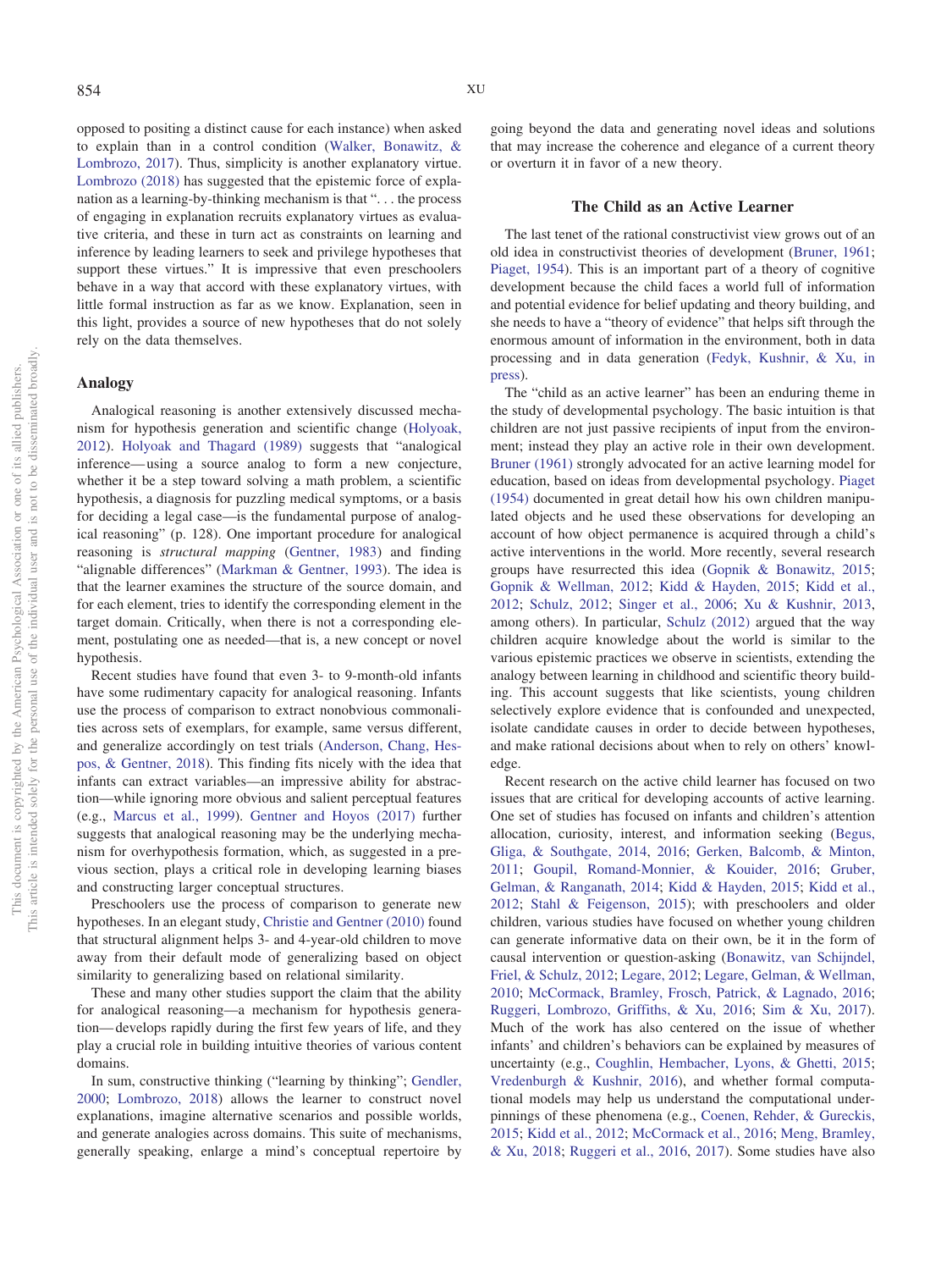opposed to positing a distinct cause for each instance) when asked to explain than in a control condition (Walker, Bonawitz, & Lombrozo, 2017). Thus, simplicity is another explanatory virtue. Lombrozo (2018) has suggested that the epistemic force of explanation as a learning-by-thinking mechanism is that ". . . the process of engaging in explanation recruits explanatory virtues as evaluative criteria, and these in turn act as constraints on learning and inference by leading learners to seek and privilege hypotheses that support these virtues." It is impressive that even preschoolers behave in a way that accord with these explanatory virtues, with little formal instruction as far as we know. Explanation, seen in this light, provides a source of new hypotheses that do not solely rely on the data themselves.

### Analogy

Analogical reasoning is another extensively discussed mechanism for hypothesis generation and scientific change (Holyoak, 2012). Holyoak and Thagard (1989) suggests that "analogical inference—using a source analog to form a new conjecture, whether it be a step toward solving a math problem, a scientific hypothesis, a diagnosis for puzzling medical symptoms, or a basis for deciding a legal case—is the fundamental purpose of analogical reasoning" (p. 128). One important procedure for analogical reasoning is *structural mapping* (Gentner, 1983) and finding "alignable differences" (Markman & Gentner, 1993). The idea is that the learner examines the structure of the source domain, and for each element, tries to identify the corresponding element in the target domain. Critically, when there is not a corresponding element, postulating one as needed—that is, a new concept or novel hypothesis.

Recent studies have found that even 3- to 9-month-old infants have some rudimentary capacity for analogical reasoning. Infants use the process of comparison to extract nonobvious commonalities across sets of exemplars, for example, same versus different, and generalize accordingly on test trials (Anderson, Chang, Hespos, & Gentner, 2018). This finding fits nicely with the idea that infants can extract variables—an impressive ability for abstraction—while ignoring more obvious and salient perceptual features (e.g., Marcus et al., 1999). Gentner and Hoyos (2017) further suggests that analogical reasoning may be the underlying mechanism for overhypothesis formation, which, as suggested in a previous section, plays a critical role in developing learning biases and constructing larger conceptual structures.

Preschoolers use the process of comparison to generate new hypotheses. In an elegant study, Christie and Gentner (2010) found that structural alignment helps 3- and 4-year-old children to move away from their default mode of generalizing based on object similarity to generalizing based on relational similarity.

These and many other studies support the claim that the ability for analogical reasoning—a mechanism for hypothesis generation—develops rapidly during the first few years of life, and they play a crucial role in building intuitive theories of various content domains.

In sum, constructive thinking ("learning by thinking"; Gendler, 2000; Lombrozo, 2018) allows the learner to construct novel explanations, imagine alternative scenarios and possible worlds, and generate analogies across domains. This suite of mechanisms, generally speaking, enlarge a mind's conceptual repertoire by going beyond the data and generating novel ideas and solutions that may increase the coherence and elegance of a current theory or overturn it in favor of a new theory.

## The Child as an Active Learner

The last tenet of the rational constructivist view grows out of an old idea in constructivist theories of development (Bruner, 1961; Piaget, 1954). This is an important part of a theory of cognitive development because the child faces a world full of information and potential evidence for belief updating and theory building, and she needs to have a "theory of evidence" that helps sift through the enormous amount of information in the environment, both in data processing and in data generation (Fedyk, Kushnir, & Xu, in press).

The "child as an active learner" has been an enduring theme in the study of developmental psychology. The basic intuition is that children are not just passive recipients of input from the environment; instead they play an active role in their own development. Bruner (1961) strongly advocated for an active learning model for education, based on ideas from developmental psychology. Piaget (1954) documented in great detail how his own children manipulated objects and he used these observations for developing an account of how object permanence is acquired through a child's active interventions in the world. More recently, several research groups have resurrected this idea (Gopnik & Bonawitz, 2015; Gopnik & Wellman, 2012; Kidd & Hayden, 2015; Kidd et al., 2012; Schulz, 2012; Singer et al., 2006; Xu & Kushnir, 2013, among others). In particular, Schulz (2012) argued that the way children acquire knowledge about the world is similar to the various epistemic practices we observe in scientists, extending the analogy between learning in childhood and scientific theory building. This account suggests that like scientists, young children selectively explore evidence that is confounded and unexpected, isolate candidate causes in order to decide between hypotheses, and make rational decisions about when to rely on others' knowledge.

Recent research on the active child learner has focused on two issues that are critical for developing accounts of active learning. One set of studies has focused on infants and children's attention allocation, curiosity, interest, and information seeking (Begus, Gliga, & Southgate, 2014, 2016; Gerken, Balcomb, & Minton, 2011; Goupil, Romand-Monnier, & Kouider, 2016; Gruber, Gelman, & Ranganath, 2014; Kidd & Hayden, 2015; Kidd et al., 2012; Stahl & Feigenson, 2015); with preschoolers and older children, various studies have focused on whether young children can generate informative data on their own, be it in the form of causal intervention or question-asking (Bonawitz, van Schijndel, Friel, & Schulz, 2012; Legare, 2012; Legare, Gelman, & Wellman, 2010; McCormack, Bramley, Frosch, Patrick, & Lagnado, 2016; Ruggeri, Lombrozo, Griffiths, & Xu, 2016; Sim & Xu, 2017). Much of the work has also centered on the issue of whether infants' and children's behaviors can be explained by measures of uncertainty (e.g., Coughlin, Hembacher, Lyons, & Ghetti, 2015; Vredenburgh & Kushnir, 2016), and whether formal computational models may help us understand the computational underpinnings of these phenomena (e.g., Coenen, Rehder, & Gureckis, 2015; Kidd et al., 2012; McCormack et al., 2016; Meng, Bramley, & Xu, 2018; Ruggeri et al., 2016, 2017). Some studies have also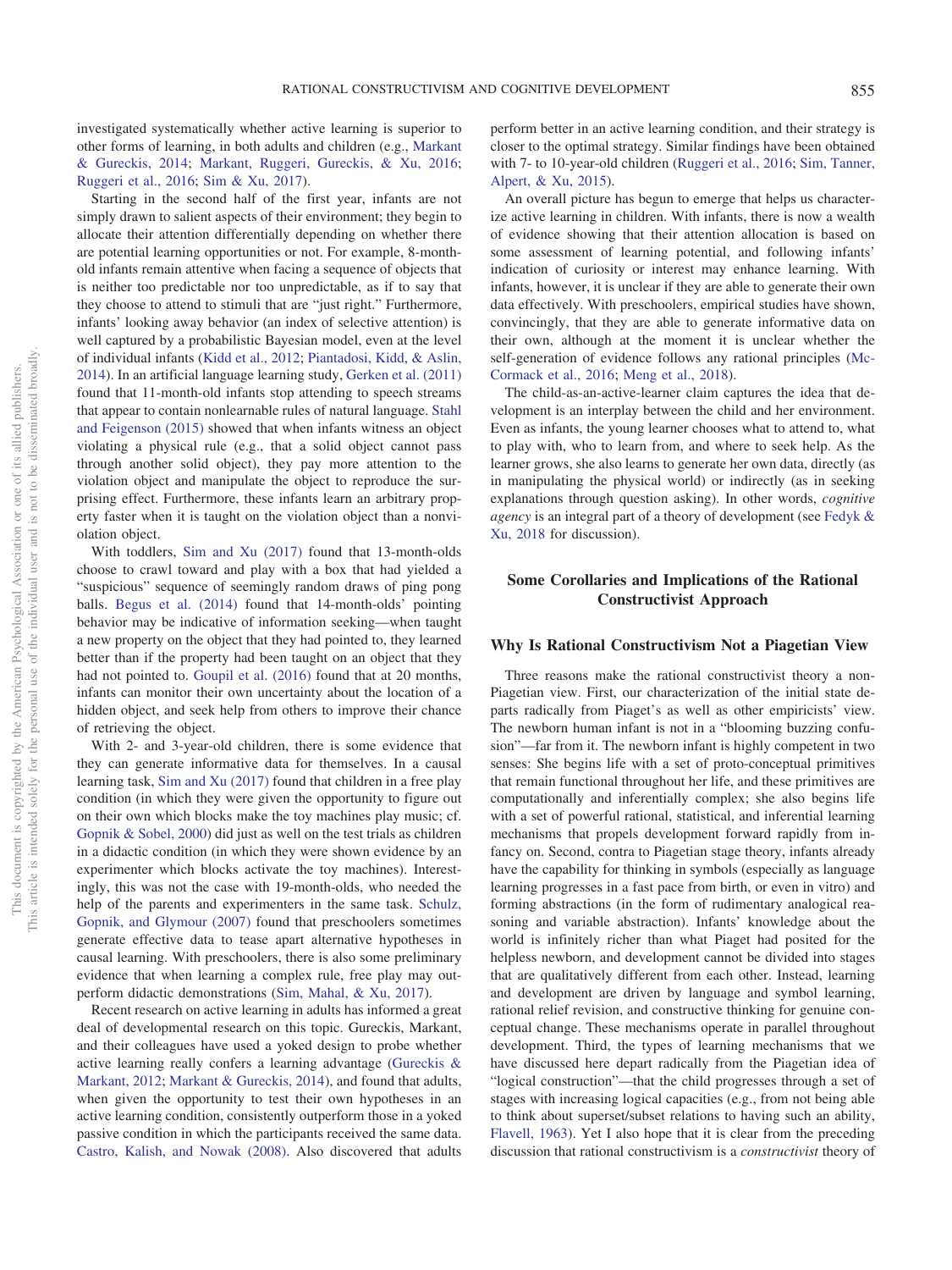investigated systematically whether active learning is superior to other forms of learning, in both adults and children (e.g., Markant & Gureckis, 2014; Markant, Ruggeri, Gureckis, & Xu, 2016; Ruggeri et al., 2016; Sim & Xu, 2017).

Starting in the second half of the first year, infants are not simply drawn to salient aspects of their environment; they begin to allocate their attention differentially depending on whether there are potential learning opportunities or not. For example, 8-month-old infants remain attentive when facing a sequence of objects that is neither too predictable nor too unpredictable, as if to say that they choose to attend to stimuli that are "just right." Furthermore, infants' looking away behavior (an index of selective attention) is well captured by a probabilistic Bayesian model, even at the level of individual infants (Kidd et al., 2012; Piantadosi, Kidd, & Aslin, 2014). In an artificial language learning study, Gerken et al. (2011) found that 11-month-old infants stop attending to speech streams that appear to contain nonlearnable rules of natural language. Stahl and Feigenson (2015) showed that when infants witness an object violating a physical rule (e.g., that a solid object cannot pass through another solid object), they pay more attention to the violation object and manipulate the object to reproduce the surprising effect. Furthermore, these infants learn an arbitrary property faster when it is taught on the violation object than a nonviolation object.

With toddlers, Sim and Xu (2017) found that 13-month-olds choose to crawl toward and play with a box that had yielded a "suspicious" sequence of seemingly random draws of ping pong balls. Begus et al. (2014) found that 14-month-olds' pointing behavior may be indicative of information seeking—when taught a new property on the object that they had pointed to, they learned better than if the property had been taught on an object that they had not pointed to. Goupil et al. (2016) found that at 20 months, infants can monitor their own uncertainty about the location of a hidden object, and seek help from others to improve their chance of retrieving the object.

With 2- and 3-year-old children, there is some evidence that they can generate informative data for themselves. In a causal learning task, Sim and Xu (2017) found that children in a free play condition (in which they were given the opportunity to figure out on their own which blocks make the toy machines play music; cf. Gopnik & Sobel, 2000) did just as well on the test trials as children in a didactic condition (in which they were shown evidence by an experimenter which blocks activate the toy machines). Interestingly, this was not the case with 19-month-olds, who needed the help of the parents and experimenters in the same task. Schulz, Gopnik, and Glymour (2007) found that preschoolers sometimes generate effective data to tease apart alternative hypotheses in causal learning. With preschoolers, there is also some preliminary evidence that when learning a complex rule, free play may outperform didactic demonstrations (Sim, Mahal, & Xu, 2017).

Recent research on active learning in adults has informed a great deal of developmental research on this topic. Gureckis, Markant, and their colleagues have used a yoked design to probe whether active learning really confers a learning advantage (Gureckis & Markant, 2012; Markant & Gureckis, 2014), and found that adults, when given the opportunity to test their own hypotheses in an active learning condition, consistently outperform those in a yoked passive condition in which the participants received the same data. Castro, Kalish, and Nowak (2008). Also discovered that adults perform better in an active learning condition, and their strategy is closer to the optimal strategy. Similar findings have been obtained with 7- to 10-year-old children (Ruggeri et al., 2016; Sim, Tanner, Alpert, & Xu, 2015).

An overall picture has begun to emerge that helps us characterize active learning in children. With infants, there is now a wealth of evidence showing that their attention allocation is based on some assessment of learning potential, and following infants' indication of curiosity or interest may enhance learning. With infants, however, it is unclear if they are able to generate their own data effectively. With preschoolers, empirical studies have shown, convincingly, that they are able to generate informative data on their own, although at the moment it is unclear whether the self-generation of evidence follows any rational principles (McCormack et al., 2016; Meng et al., 2018).

The child-as-an-active-learner claim captures the idea that development is an interplay between the child and her environment. Even as infants, the young learner chooses what to attend to, what to play with, who to learn from, and where to seek help. As the learner grows, she also learns to generate her own data, directly (as in manipulating the physical world) or indirectly (as in seeking explanations through question asking). In other words, *cognitive agency* is an integral part of a theory of development (see Fedyk & Xu, 2018 for discussion).

## Some Corollaries and Implications of the Rational Constructivist Approach

### Why Is Rational Constructivism Not a Piagetian View

Three reasons make the rational constructivist theory a non-Piagetian view. First, our characterization of the initial state departs radically from Piaget's as well as other empiricists' view. The newborn human infant is not in a "blooming buzzing confusion"—far from it. The newborn infant is highly competent in two senses: She begins life with a set of proto-conceptual primitives that remain functional throughout her life, and these primitives are computationally and inferentially complex; she also begins life with a set of powerful rational, statistical, and inferential learning mechanisms that propels development forward rapidly from infancy on. Second, contra to Piagetian stage theory, infants already have the capability for thinking in symbols (especially as language learning progresses in a fast pace from birth, or even in vitro) and forming abstractions (in the form of rudimentary analogical reasoning and variable abstraction). Infants' knowledge about the world is infinitely richer than what Piaget had posited for the helpless newborn, and development cannot be divided into stages that are qualitatively different from each other. Instead, learning and development are driven by language and symbol learning, rational relief revision, and constructive thinking for genuine conceptual change. These mechanisms operate in parallel throughout development. Third, the types of learning mechanisms that we have discussed here depart radically from the Piagetian idea of "logical construction"—that the child progresses through a set of stages with increasing logical capacities (e.g., from not being able to think about superset/subset relations to having such an ability, Flavell, 1963). Yet I also hope that it is clear from the preceding discussion that rational constructivism is a *constructivist* theory of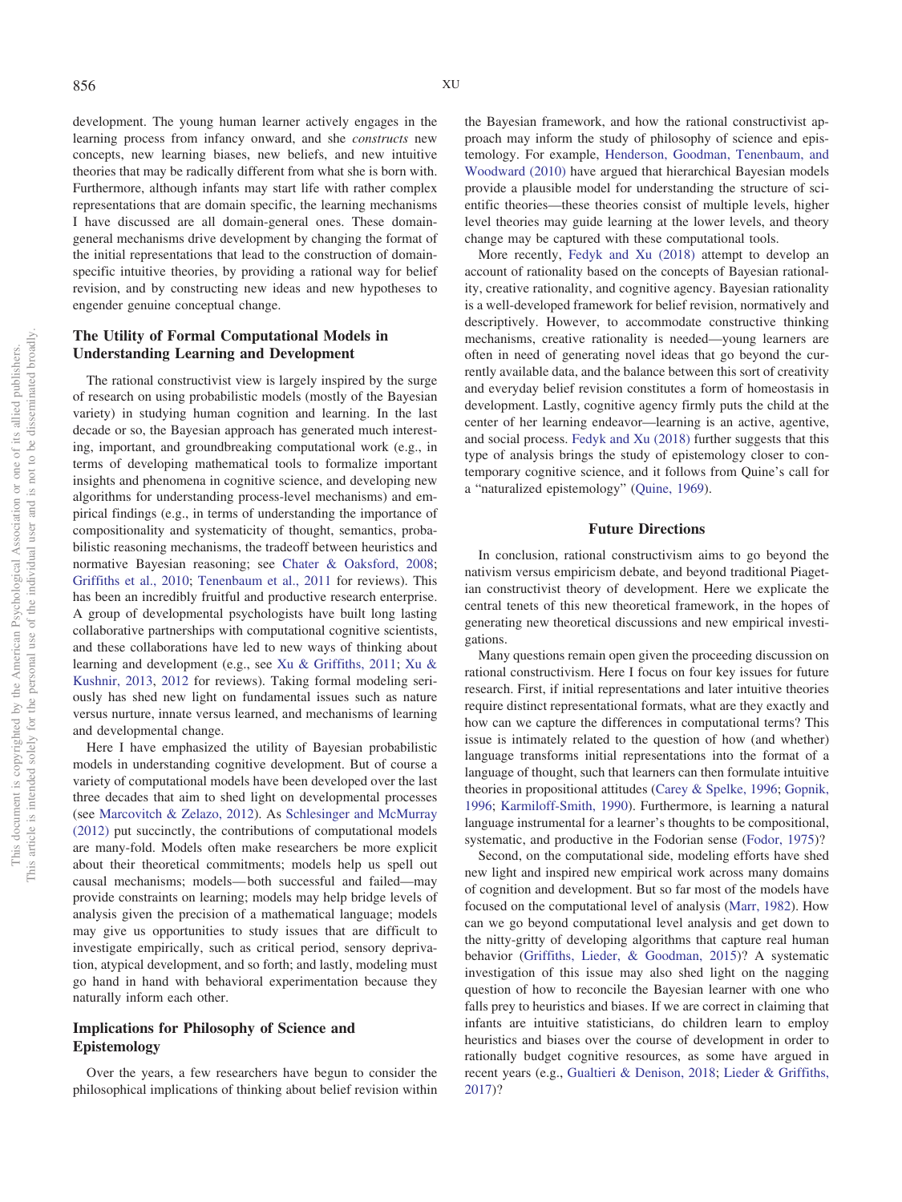development. The young human learner actively engages in the learning process from infancy onward, and she *constructs* new concepts, new learning biases, new beliefs, and new intuitive theories that may be radically different from what she is born with. Furthermore, although infants may start life with rather complex representations that are domain specific, the learning mechanisms I have discussed are all domain-general ones. These domain-general mechanisms drive development by changing the format of the initial representations that lead to the construction of domain-specific intuitive theories, by providing a rational way for belief revision, and by constructing new ideas and new hypotheses to engender genuine conceptual change.

## The Utility of Formal Computational Models in Understanding Learning and Development

The rational constructivist view is largely inspired by the surge of research on using probabilistic models (mostly of the Bayesian variety) in studying human cognition and learning. In the last decade or so, the Bayesian approach has generated much interesting, important, and groundbreaking computational work (e.g., in terms of developing mathematical tools to formalize important insights and phenomena in cognitive science, and developing new algorithms for understanding process-level mechanisms) and empirical findings (e.g., in terms of understanding the importance of compositionality and systematicity of thought, semantics, probabilistic reasoning mechanisms, the tradeoff between heuristics and normative Bayesian reasoning; see Chater & Oaksford, 2008; Griffiths et al., 2010; Tenenbaum et al., 2011 for reviews). This has been an incredibly fruitful and productive research enterprise. A group of developmental psychologists have built long lasting collaborative partnerships with computational cognitive scientists, and these collaborations have led to new ways of thinking about learning and development (e.g., see Xu & Griffiths, 2011; Xu & Kushnir, 2013, 2012 for reviews). Taking formal modeling seriously has shed new light on fundamental issues such as nature versus nurture, innate versus learned, and mechanisms of learning and developmental change.

Here I have emphasized the utility of Bayesian probabilistic models in understanding cognitive development. But of course a variety of computational models have been developed over the last three decades that aim to shed light on developmental processes (see Marcovitch & Zelazo, 2012). As Schlesinger and McMurray (2012) put succinctly, the contributions of computational models are many-fold. Models often make researchers be more explicit about their theoretical commitments; models help us spell out causal mechanisms; models—both successful and failed—may provide constraints on learning; models may help bridge levels of analysis given the precision of a mathematical language; models may give us opportunities to study issues that are difficult to investigate empirically, such as critical period, sensory deprivation, atypical development, and so forth; and lastly, modeling must go hand in hand with behavioral experimentation because they naturally inform each other.

## Implications for Philosophy of Science and Epistemology

Over the years, a few researchers have begun to consider the philosophical implications of thinking about belief revision within the Bayesian framework, and how the rational constructivist approach may inform the study of philosophy of science and epistemology. For example, Henderson, Goodman, Tenenbaum, and Woodward (2010) have argued that hierarchical Bayesian models provide a plausible model for understanding the structure of scientific theories—these theories consist of multiple levels, higher level theories may guide learning at the lower levels, and theory change may be captured with these computational tools.

More recently, Fedyk and Xu (2018) attempt to develop an account of rationality based on the concepts of Bayesian rationality, creative rationality, and cognitive agency. Bayesian rationality is a well-developed framework for belief revision, normatively and descriptively. However, to accommodate constructive thinking mechanisms, creative rationality is needed—young learners are often in need of generating novel ideas that go beyond the currently available data, and the balance between this sort of creativity and everyday belief revision constitutes a form of homeostasis in development. Lastly, cognitive agency firmly puts the child at the center of her learning endeavor—learning is an active, agentive, and social process. Fedyk and Xu (2018) further suggests that this type of analysis brings the study of epistemology closer to contemporary cognitive science, and it follows from Quine's call for a "naturalized epistemology" (Quine, 1969).

## Future Directions

In conclusion, rational constructivism aims to go beyond the nativism versus empiricism debate, and beyond traditional Piagetian constructivist theory of development. Here we explicate the central tenets of this new theoretical framework, in the hopes of generating new theoretical discussions and new empirical investigations.

Many questions remain open given the proceeding discussion on rational constructivism. Here I focus on four key issues for future research. First, if initial representations and later intuitive theories require distinct representational formats, what are they exactly and how can we capture the differences in computational terms? This issue is intimately related to the question of how (and whether) language transforms initial representations into the format of a language of thought, such that learners can then formulate intuitive theories in propositional attitudes (Carey & Spelke, 1996; Gopnik, 1996; Karmiloff-Smith, 1990). Furthermore, is learning a natural language instrumental for a learner's thoughts to be compositional, systematic, and productive in the Fodorian sense (Fodor, 1975)?

Second, on the computational side, modeling efforts have shed new light and inspired new empirical work across many domains of cognition and development. But so far most of the models have focused on the computational level of analysis (Marr, 1982). How can we go beyond computational level analysis and get down to the nitty-gritty of developing algorithms that capture real human behavior (Griffiths, Lieder, & Goodman, 2015)? A systematic investigation of this issue may also shed light on the nagging question of how to reconcile the Bayesian learner with one who falls prey to heuristics and biases. If we are correct in claiming that infants are intuitive statisticians, do children learn to employ heuristics and biases over the course of development in order to rationally budget cognitive resources, as some have argued in recent years (e.g., Gualtieri & Denison, 2018; Lieder & Griffiths, 2017)?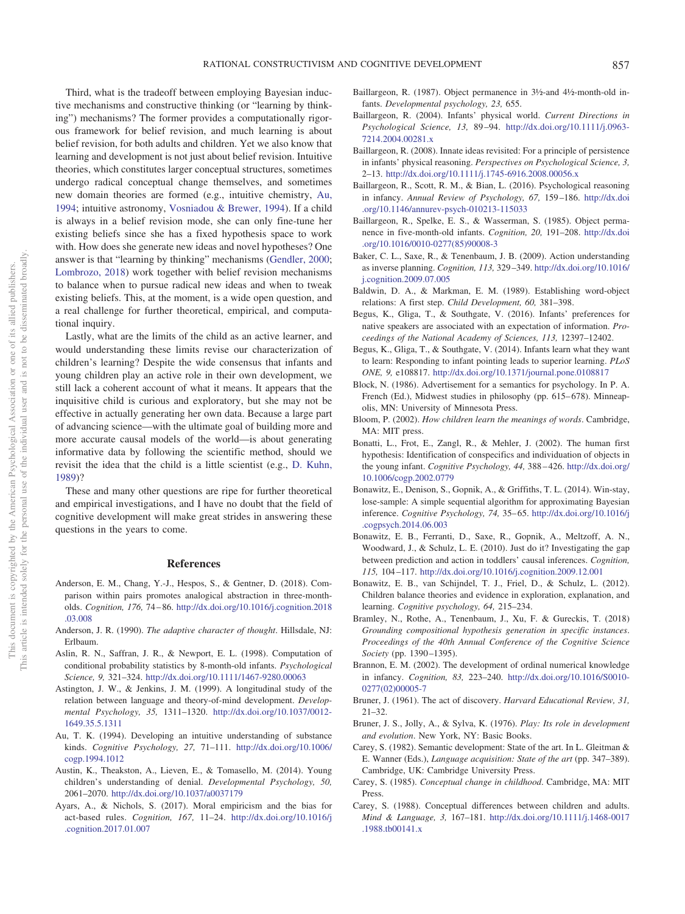Third, what is the tradeoff between employing Bayesian inductive mechanisms and constructive thinking (or "learning by thinking") mechanisms? The former provides a computationally rigorous framework for belief revision, and much learning is about belief revision, for both adults and children. Yet we also know that learning and development is not just about belief revision. Intuitive theories, which constitutes larger conceptual structures, sometimes undergo radical conceptual change themselves, and sometimes new domain theories are formed (e.g., intuitive chemistry, Au, 1994; intuitive astronomy, Vosniadou & Brewer, 1994). If a child is always in a belief revision mode, she can only fine-tune her existing beliefs since she has a fixed hypothesis space to work with. How does she generate new ideas and novel hypotheses? One answer is that "learning by thinking" mechanisms (Gendler, 2000; Lombrozo, 2018) work together with belief revision mechanisms to balance when to pursue radical new ideas and when to tweak existing beliefs. This, at the moment, is a wide open question, and a real challenge for further theoretical, empirical, and computational inquiry.

Lastly, what are the limits of the child as an active learner, and would understanding these limits revise our characterization of children's learning? Despite the wide consensus that infants and young children play an active role in their own development, we still lack a coherent account of what it means. It appears that the inquisitive child is curious and exploratory, but she may not be effective in actually generating her own data. Because a large part of advancing science—with the ultimate goal of building more and more accurate causal models of the world—is about generating informative data by following the scientific method, should we revisit the idea that the child is a little scientist (e.g., D. Kuhn, 1989)?

These and many other questions are ripe for further theoretical and empirical investigations, and I have no doubt that the field of cognitive development will make great strides in answering these questions in the years to come.

## References

Anderson, E. M., Chang, Y.-J., Hespos, S., & Gentner, D. (2018). Comparison within pairs promotes analogical abstraction in three-month-olds. *Cognition, 176,* 74–86. http://dx.doi.org/10.1016/j.cognition.2018.03.008

Anderson, J. R. (1990). *The adaptive character of thought*. Hillsdale, NJ: Erlbaum.

Aslin, R. N., Saffran, J. R., & Newport, E. L. (1998). Computation of conditional probability statistics by 8-month-old infants. *Psychological Science, 9,* 321–324. http://dx.doi.org/10.1111/1467-9280.00063

Astington, J. W., & Jenkins, J. M. (1999). A longitudinal study of the relation between language and theory-of-mind development. *Developmental Psychology, 35,* 1311–1320. http://dx.doi.org/10.1037/0012-1649.35.5.1311

Au, T. K. (1994). Developing an intuitive understanding of substance kinds. *Cognitive Psychology, 27,* 71–111. http://dx.doi.org/10.1006/cogp.1994.1012

Austin, K., Theakston, A., Lieven, E., & Tomasello, M. (2014). Young children's understanding of denial. *Developmental Psychology, 50,* 2061–2070. http://dx.doi.org/10.1037/a0037179

Ayars, A., & Nichols, S. (2017). Moral empiricism and the bias for act-based rules. *Cognition, 167,* 11–24. http://dx.doi.org/10.1016/j.cognition.2017.01.007

Baillargeon, R. (1987). Object permanence in 3½-and 4½-month-old infants. *Developmental psychology, 23,* 655.

Baillargeon, R. (2004). Infants' physical world. *Current Directions in Psychological Science, 13,* 89–94. http://dx.doi.org/10.1111/j.0963-7214.2004.00281.x

Baillargeon, R. (2008). Innate ideas revisited: For a principle of persistence in infants' physical reasoning. *Perspectives on Psychological Science, 3,* 2–13. http://dx.doi.org/10.1111/j.1745-6916.2008.00056.x

Baillargeon, R., Scott, R. M., & Bian, L. (2016). Psychological reasoning in infancy. *Annual Review of Psychology, 67,* 159–186. http://dx.doi.org/10.1146/annurev-psych-010213-115033

Baillargeon, R., Spelke, E. S., & Wasserman, S. (1985). Object permanence in five-month-old infants. *Cognition, 20,* 191–208. http://dx.doi.org/10.1016/0010-0277(85)90008-3

Baker, C. L., Saxe, R., & Tenenbaum, J. B. (2009). Action understanding as inverse planning. *Cognition, 113,* 329–349. http://dx.doi.org/10.1016/j.cognition.2009.07.005

Baldwin, D. A., & Markman, E. M. (1989). Establishing word-object relations: A first step. *Child Development, 60,* 381–398.

Begus, K., Gliga, T., & Southgate, V. (2016). Infants' preferences for native speakers are associated with an expectation of information. *Proceedings of the National Academy of Sciences, 113,* 12397–12402.

Begus, K., Gliga, T., & Southgate, V. (2014). Infants learn what they want to learn: Responding to infant pointing leads to superior learning. *PLoS ONE, 9,* e108817. http://dx.doi.org/10.1371/journal.pone.0108817

Block, N. (1986). Advertisement for a semantics for psychology. In P. A. French (Ed.), Midwest studies in philosophy (pp. 615–678). Minneapolis, MN: University of Minnesota Press.

Bloom, P. (2002). *How children learn the meanings of words*. Cambridge, MA: MIT press.

Bonatti, L., Frot, E., Zangl, R., & Mehler, J. (2002). The human first hypothesis: Identification of conspecifics and individuation of objects in the young infant. *Cognitive Psychology, 44,* 388–426. http://dx.doi.org/10.1006/cogp.2002.0779

Bonawitz, E., Denison, S., Gopnik, A., & Griffiths, T. L. (2014). Win-stay, lose-sample: A simple sequential algorithm for approximating Bayesian inference. *Cognitive Psychology, 74,* 35–65. http://dx.doi.org/10.1016/j.cogpsych.2014.06.003

Bonawitz, E. B., Ferranti, D., Saxe, R., Gopnik, A., Meltzoff, A. N., Woodward, J., & Schulz, L. E. (2010). Just do it? Investigating the gap between prediction and action in toddlers' causal inferences. *Cognition, 115,* 104–117. http://dx.doi.org/10.1016/j.cognition.2009.12.001

Bonawitz, E. B., van Schijndel, T. J., Friel, D., & Schulz, L. (2012). Children balance theories and evidence in exploration, explanation, and learning. *Cognitive psychology, 64,* 215–234.

Bramley, N., Rothe, A., Tenenbaum, J., Xu, F. & Gureckis, T. (2018) *Grounding compositional hypothesis generation in specific instances*. *Proceedings of the 40th Annual Conference of the Cognitive Science Society* (pp. 1390–1395).

Brannon, E. M. (2002). The development of ordinal numerical knowledge in infancy. *Cognition, 83,* 223–240. http://dx.doi.org/10.1016/S0010-0277(02)00005-7

Bruner, J. (1961). The act of discovery. *Harvard Educational Review, 31,* 21–32.

Bruner, J. S., Jolly, A., & Sylva, K. (1976). *Play: Its role in development and evolution*. New York, NY: Basic Books.

Carey, S. (1982). Semantic development: State of the art. In L. Gleitman & E. Wanner (Eds.), *Language acquisition: State of the art* (pp. 347–389). Cambridge, UK: Cambridge University Press.

Carey, S. (1985). *Conceptual change in childhood*. Cambridge, MA: MIT Press.

Carey, S. (1988). Conceptual differences between children and adults. *Mind & Language, 3,* 167–181. http://dx.doi.org/10.1111/j.1468-0017.1988.tb00141.x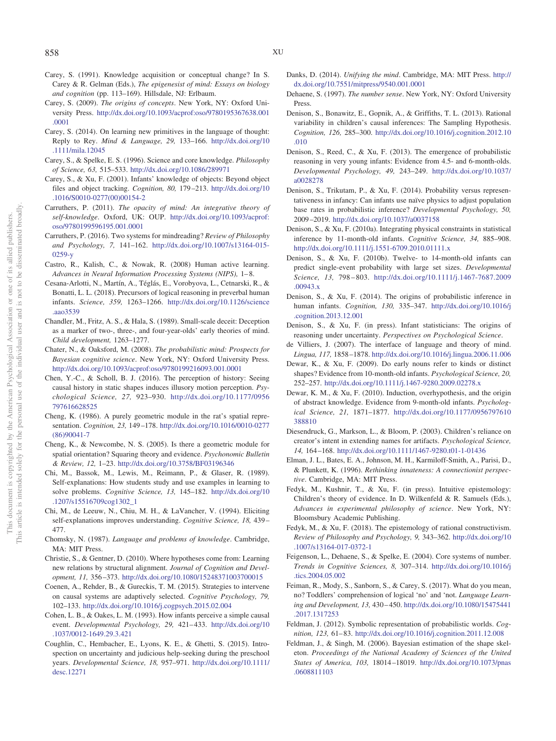Carey, S. (1991). Knowledge acquisition or conceptual change? In S. Carey & R. Gelman (Eds.), *The epigenesist of mind: Essays on biology and cognition* (pp. 113–169). Hillsdale, NJ: Erlbaum.

Carey, S. (2009). *The origins of concepts*. New York, NY: Oxford University Press. http://dx.doi.org/10.1093/acprof:oso/9780195367638.001.0001

Carey, S. (2014). On learning new primitives in the language of thought: Reply to Rey. *Mind & Language, 29,* 133–166. http://dx.doi.org/10.1111/mila.12045

Carey, S., & Spelke, E. S. (1996). Science and core knowledge. *Philosophy of Science, 63,* 515–533. http://dx.doi.org/10.1086/289971

Carey, S., & Xu, F. (2001). Infants' knowledge of objects: Beyond object files and object tracking. *Cognition, 80,* 179–213. http://dx.doi.org/10.1016/S0010-0277(00)00154-2

Carruthers, P. (2011). *The opacity of mind: An integrative theory of self-knowledge*. Oxford, UK: OUP. http://dx.doi.org/10.1093/acprof:oso/9780199596195.001.0001

Carruthers, P. (2016). Two systems for mindreading? *Review of Philosophy and Psychology, 7,* 141–162. http://dx.doi.org/10.1007/s13164-015-0259-y

Castro, R., Kalish, C., & Nowak, R. (2008) Human active learning. *Advances in Neural Information Processing Systems (NIPS), 1*–8.

Cesana-Arlotti, N., Martín, A., Téglás, E., Vorobyova, L., Cetnarski, R., & Bonatti, L. L. (2018). Precursors of logical reasoning in preverbal human infants. *Science, 359,* 1263–1266. http://dx.doi.org/10.1126/science.aao3539

Chandler, M., Fritz, A. S., & Hala, S. (1989). Small-scale deceit: Deception as a marker of two-, three-, and four-year-olds' early theories of mind. *Child development,* 1263–1277.

Chater, N., & Oaksford, M. (2008). *The probabilistic mind: Prospects for Bayesian cognitive science*. New York, NY: Oxford University Press. http://dx.doi.org/10.1093/acprof:oso/9780199216093.001.0001

Chen, Y.-C., & Scholl, B. J. (2016). The perception of history: Seeing causal history in static shapes induces illusory motion perception. *Psychological Science, 27,* 923–930. http://dx.doi.org/10.1177/0956797616628525

Cheng, K. (1986). A purely geometric module in the rat's spatial representation. *Cognition, 23,* 149–178. http://dx.doi.org/10.1016/0010-0277(86)90041-7

Cheng, K., & Newcombe, N. S. (2005). Is there a geometric module for spatial orientation? Squaring theory and evidence. *Psychonomic Bulletin & Review, 12,* 1–23. http://dx.doi.org/10.3758/BF03196346

Chi, M., Bassok, M., Lewis, M., Reimann, P., & Glaser, R. (1989). Self-explanations: How students study and use examples in learning to solve problems. *Cognitive Science, 13,* 145–182. http://dx.doi.org/10.1207/s15516709cog1302_1

Chi, M., de Leeuw, N., Chiu, M. H., & LaVancher, V. (1994). Eliciting self-explanations improves understanding. *Cognitive Science, 18,* 439–477.

Chomsky, N. (1987). *Language and problems of knowledge*. Cambridge, MA: MIT Press.

Christie, S., & Gentner, D. (2010). Where hypotheses come from: Learning new relations by structural alignment. *Journal of Cognition and Development, 11,* 356–373. http://dx.doi.org/10.1080/15248371003700015

Coenen, A., Rehder, B., & Gureckis, T. M. (2015). Strategies to intervene on causal systems are adaptively selected. *Cognitive Psychology, 79,* 102–133. http://dx.doi.org/10.1016/j.cogpsych.2015.02.004

Cohen, L. B., & Oakes, L. M. (1993). How infants perceive a simple causal event. *Developmental Psychology, 29,* 421–433. http://dx.doi.org/10.1037/0012-1649.29.3.421

Coughlin, C., Hembacher, E., Lyons, K. E., & Ghetti, S. (2015). Introspection on uncertainty and judicious help-seeking during the preschool years. *Developmental Science, 18,* 957–971. http://dx.doi.org/10.1111/desc.12271

Danks, D. (2014). *Unifying the mind*. Cambridge, MA: MIT Press. http://dx.doi.org/10.7551/mitpress/9540.001.0001

Dehaene, S. (1997). *The number sense*. New York, NY: Oxford University Press.

Denison, S., Bonawitz, E., Gopnik, A., & Griffiths, T. L. (2013). Rational variability in children's causal inferences: The Sampling Hypothesis. *Cognition, 126,* 285–300. http://dx.doi.org/10.1016/j.cognition.2012.10.010

Denison, S., Reed, C., & Xu, F. (2013). The emergence of probabilistic reasoning in very young infants: Evidence from 4.5- and 6-month-olds. *Developmental Psychology, 49,* 243–249. http://dx.doi.org/10.1037/a0028278

Denison, S., Trikutam, P., & Xu, F. (2014). Probability versus representativeness in infancy: Can infants use naïve physics to adjust population base rates in probabilistic inference? *Developmental Psychology, 50,* 2009–2019. http://dx.doi.org/10.1037/a0037158

Denison, S., & Xu, F. (2010a). Integrating physical constraints in statistical inference by 11-month-old infants. *Cognitive Science, 34,* 885–908. http://dx.doi.org/10.1111/j.1551-6709.2010.01111.x

Denison, S., & Xu, F. (2010b). Twelve- to 14-month-old infants can predict single-event probability with large set sizes. *Developmental Science, 13,* 798–803. http://dx.doi.org/10.1111/j.1467-7687.2009.00943.x

Denison, S., & Xu, F. (2014). The origins of probabilistic inference in human infants. *Cognition, 130,* 335–347. http://dx.doi.org/10.1016/j.cognition.2013.12.001

Denison, S., & Xu, F. (in press). Infant statisticians: The origins of reasoning under uncertainty. *Perspectives on Psychological Science*.

de Villiers, J. (2007). The interface of language and theory of mind. *Lingua, 117,* 1858–1878. http://dx.doi.org/10.1016/j.lingua.2006.11.006

Dewar, K., & Xu, F. (2009). Do early nouns refer to kinds or distinct shapes? Evidence from 10-month-old infants. *Psychological Science, 20,* 252–257. http://dx.doi.org/10.1111/j.1467-9280.2009.02278.x

Dewar, K. M., & Xu, F. (2010). Induction, overhypothesis, and the origin of abstract knowledge. Evidence from 9-month-old infants. *Psychological Science, 21,* 1871–1877. http://dx.doi.org/10.1177/0956797610388810

Diesendruck, G., Markson, L., & Bloom, P. (2003). Children's reliance on creator's intent in extending names for artifacts. *Psychological Science, 14,* 164–168. http://dx.doi.org/10.1111/1467-9280.t01-1-01436

Elman, J. L., Bates, E. A., Johnson, M. H., Karmiloff-Smith, A., Parisi, D., & Plunkett, K. (1996). *Rethinking innateness: A connectionist perspective*. Cambridge, MA: MIT Press.

Fedyk, M., Kushnir, T., & Xu, F. (in press). Intuitive epistemology: Children's theory of evidence. In D. Wilkenfeld & R. Samuels (Eds.), *Advances in experimental philosophy of science*. New York, NY: Bloomsbury Academic Publishing.

Fedyk, M., & Xu, F. (2018). The epistemology of rational constructivism. *Review of Philosophy and Psychology, 9,* 343–362. http://dx.doi.org/10.1007/s13164-017-0372-1

Feigenson, L., Dehaene, S., & Spelke, E. (2004). Core systems of number. *Trends in Cognitive Sciences, 8,* 307–314. http://dx.doi.org/10.1016/j.tics.2004.05.002

Feiman, R., Mody, S., Sanborn, S., & Carey, S. (2017). What do you mean, no? Toddlers' comprehension of logical 'no' and 'not. *Language Learning and Development, 13,* 430–450. http://dx.doi.org/10.1080/15475441.2017.1317253

Feldman, J. (2012). Symbolic representation of probabilistic worlds. *Cognition, 123,* 61–83. http://dx.doi.org/10.1016/j.cognition.2011.12.008

Feldman, J., & Singh, M. (2006). Bayesian estimation of the shape skeleton. *Proceedings of the National Academy of Sciences of the United States of America, 103,* 18014–18019. http://dx.doi.org/10.1073/pnas.0608811103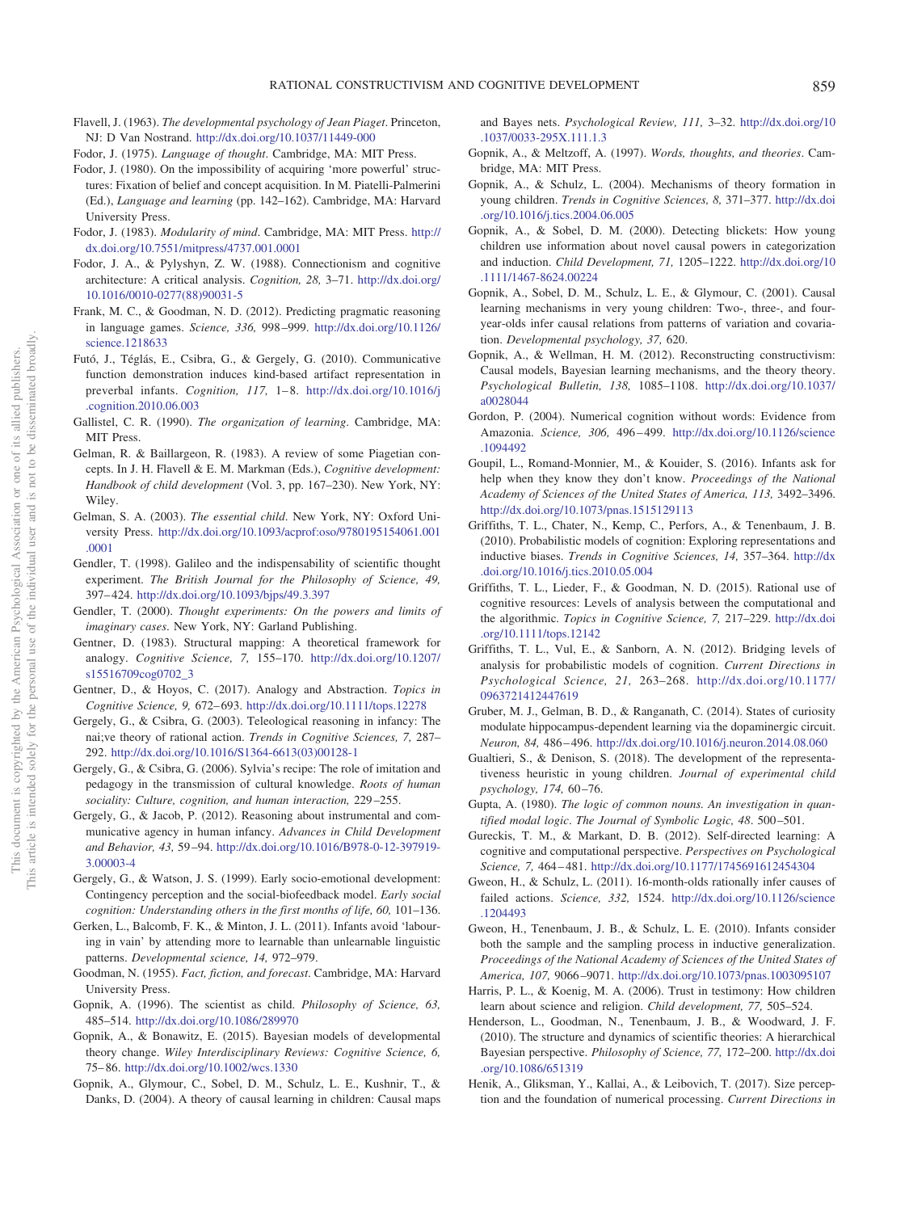Flavell, J. (1963). *The developmental psychology of Jean Piaget*. Princeton, NJ: D Van Nostrand. http://dx.doi.org/10.1037/11449-000

Fodor, J. (1975). *Language of thought*. Cambridge, MA: MIT Press.

Fodor, J. (1980). On the impossibility of acquiring 'more powerful' structures: Fixation of belief and concept acquisition. In M. Piatelli-Palmerini (Ed.), *Language and learning* (pp. 142–162). Cambridge, MA: Harvard University Press.

Fodor, J. (1983). *Modularity of mind*. Cambridge, MA: MIT Press. http://dx.doi.org/10.7551/mitpress/4737.001.0001

Fodor, J. A., & Pylyshyn, Z. W. (1988). Connectionism and cognitive architecture: A critical analysis. *Cognition, 28,* 3–71. http://dx.doi.org/10.1016/0010-0277(88)90031-5

Frank, M. C., & Goodman, N. D. (2012). Predicting pragmatic reasoning in language games. *Science, 336,* 998–999. http://dx.doi.org/10.1126/science.1218633

Futó, J., Téglás, E., Csibra, G., & Gergely, G. (2010). Communicative function demonstration induces kind-based artifact representation in preverbal infants. *Cognition, 117,* 1–8. http://dx.doi.org/10.1016/j.cognition.2010.06.003

Gallistel, C. R. (1990). *The organization of learning*. Cambridge, MA: MIT Press.

Gelman, R. & Baillargeon, R. (1983). A review of some Piagetian concepts. In J. H. Flavell & E. M. Markman (Eds.), *Cognitive development: Handbook of child development* (Vol. 3, pp. 167–230). New York, NY: Wiley.

Gelman, S. A. (2003). *The essential child*. New York, NY: Oxford University Press. http://dx.doi.org/10.1093/acprof:oso/9780195154061.001.0001

Gendler, T. (1998). Galileo and the indispensability of scientific thought experiment. *The British Journal for the Philosophy of Science, 49,* 397–424. http://dx.doi.org/10.1093/bjps/49.3.397

Gendler, T. (2000). *Thought experiments: On the powers and limits of imaginary cases*. New York, NY: Garland Publishing.

Gentner, D. (1983). Structural mapping: A theoretical framework for analogy. *Cognitive Science, 7,* 155–170. http://dx.doi.org/10.1207/s15516709cog0702_3

Gentner, D., & Hoyos, C. (2017). Analogy and Abstraction. *Topics in Cognitive Science, 9,* 672–693. http://dx.doi.org/10.1111/tops.12278

Gergely, G., & Csibra, G. (2003). Teleological reasoning in infancy: The nai;ve theory of rational action. *Trends in Cognitive Sciences, 7,* 287–292. http://dx.doi.org/10.1016/S1364-6613(03)00128-1

Gergely, G., & Csibra, G. (2006). Sylvia's recipe: The role of imitation and pedagogy in the transmission of cultural knowledge. *Roots of human sociality: Culture, cognition, and human interaction,* 229–255.

Gergely, G., & Jacob, P. (2012). Reasoning about instrumental and communicative agency in human infancy. *Advances in Child Development and Behavior, 43,* 59–94. http://dx.doi.org/10.1016/B978-0-12-397919-3.00003-4

Gergely, G., & Watson, J. S. (1999). Early socio-emotional development: Contingency perception and the social-biofeedback model. *Early social cognition: Understanding others in the first months of life, 60,* 101–136.

Gerken, L., Balcomb, F. K., & Minton, J. L. (2011). Infants avoid 'labouring in vain' by attending more to learnable than unlearnable linguistic patterns. *Developmental science, 14,* 972–979.

Goodman, N. (1955). *Fact, fiction, and forecast*. Cambridge, MA: Harvard University Press.

Gopnik, A. (1996). The scientist as child. *Philosophy of Science, 63,* 485–514. http://dx.doi.org/10.1086/289970

Gopnik, A., & Bonawitz, E. (2015). Bayesian models of developmental theory change. *Wiley Interdisciplinary Reviews: Cognitive Science, 6,* 75–86. http://dx.doi.org/10.1002/wcs.1330

Gopnik, A., Glymour, C., Sobel, D. M., Schulz, L. E., Kushnir, T., & Danks, D. (2004). A theory of causal learning in children: Causal maps and Bayes nets. *Psychological Review, 111,* 3–32. http://dx.doi.org/10.1037/0033-295X.111.1.3

Gopnik, A., & Meltzoff, A. (1997). *Words, thoughts, and theories*. Cambridge, MA: MIT Press.

Gopnik, A., & Schulz, L. (2004). Mechanisms of theory formation in young children. *Trends in Cognitive Sciences, 8,* 371–377. http://dx.doi.org/10.1016/j.tics.2004.06.005

Gopnik, A., & Sobel, D. M. (2000). Detecting blickets: How young children use information about novel causal powers in categorization and induction. *Child Development, 71,* 1205–1222. http://dx.doi.org/10.1111/1467-8624.00224

Gopnik, A., Sobel, D. M., Schulz, L. E., & Glymour, C. (2001). Causal learning mechanisms in very young children: Two-, three-, and four-year-olds infer causal relations from patterns of variation and covariation. *Developmental psychology, 37,* 620.

Gopnik, A., & Wellman, H. M. (2012). Reconstructing constructivism: Causal models, Bayesian learning mechanisms, and the theory theory. *Psychological Bulletin, 138,* 1085–1108. http://dx.doi.org/10.1037/a0028044

Gordon, P. (2004). Numerical cognition without words: Evidence from Amazonia. *Science, 306,* 496–499. http://dx.doi.org/10.1126/science.1094492

Goupil, L., Romand-Monnier, M., & Kouider, S. (2016). Infants ask for help when they know they don't know. *Proceedings of the National Academy of Sciences of the United States of America, 113,* 3492–3496. http://dx.doi.org/10.1073/pnas.1515129113

Griffiths, T. L., Chater, N., Kemp, C., Perfors, A., & Tenenbaum, J. B. (2010). Probabilistic models of cognition: Exploring representations and inductive biases. *Trends in Cognitive Sciences, 14,* 357–364. http://dx.doi.org/10.1016/j.tics.2010.05.004

Griffiths, T. L., Lieder, F., & Goodman, N. D. (2015). Rational use of cognitive resources: Levels of analysis between the computational and the algorithmic. *Topics in Cognitive Science, 7,* 217–229. http://dx.doi.org/10.1111/tops.12142

Griffiths, T. L., Vul, E., & Sanborn, A. N. (2012). Bridging levels of analysis for probabilistic models of cognition. *Current Directions in Psychological Science, 21,* 263–268. http://dx.doi.org/10.1177/0963721412447619

Gruber, M. J., Gelman, B. D., & Ranganath, C. (2014). States of curiosity modulate hippocampus-dependent learning via the dopaminergic circuit. *Neuron, 84,* 486–496. http://dx.doi.org/10.1016/j.neuron.2014.08.060

Gualtieri, S., & Denison, S. (2018). The development of the representativeness heuristic in young children. *Journal of experimental child psychology, 174,* 60–76.

Gupta, A. (1980). *The logic of common nouns. An investigation in quantified modal logic*. *The Journal of Symbolic Logic, 48*. 500–501.

Gureckis, T. M., & Markant, D. B. (2012). Self-directed learning: A cognitive and computational perspective. *Perspectives on Psychological Science, 7,* 464–481. http://dx.doi.org/10.1177/1745691612454304

Gweon, H., & Schulz, L. (2011). 16-month-olds rationally infer causes of failed actions. *Science, 332,* 1524. http://dx.doi.org/10.1126/science.1204493

Gweon, H., Tenenbaum, J. B., & Schulz, L. E. (2010). Infants consider both the sample and the sampling process in inductive generalization. *Proceedings of the National Academy of Sciences of the United States of America, 107,* 9066–9071. http://dx.doi.org/10.1073/pnas.1003095107

Harris, P. L., & Koenig, M. A. (2006). Trust in testimony: How children learn about science and religion. *Child development, 77,* 505–524.

Henderson, L., Goodman, N., Tenenbaum, J. B., & Woodward, J. F. (2010). The structure and dynamics of scientific theories: A hierarchical Bayesian perspective. *Philosophy of Science, 77,* 172–200. http://dx.doi.org/10.1086/651319

Henik, A., Gliksman, Y., Kallai, A., & Leibovich, T. (2017). Size perception and the foundation of numerical processing. *Current Directions in*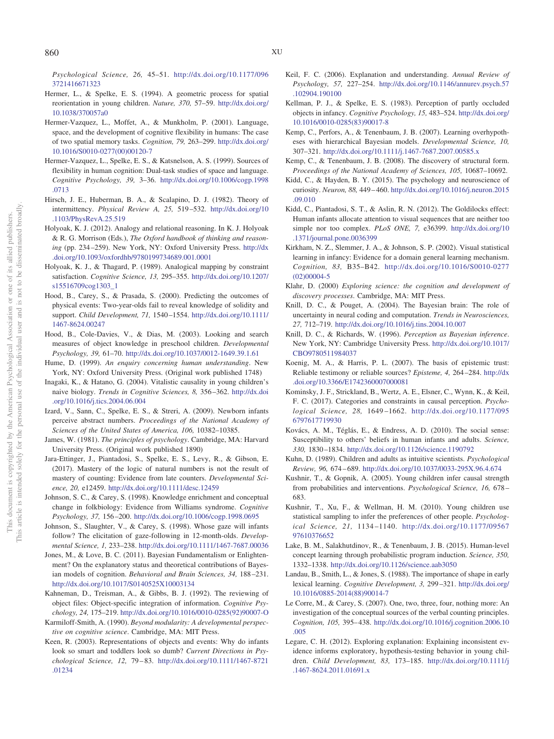*Psychological Science, 26,* 45–51. http://dx.doi.org/10.1177/0963721416671323

Hermer, L., & Spelke, E. S. (1994). A geometric process for spatial reorientation in young children. *Nature, 370,* 57–59. http://dx.doi.org/10.1038/370057a0

Hermer-Vazquez, L., Moffet, A., & Munkholm, P. (2001). Language, space, and the development of cognitive flexibility in humans: The case of two spatial memory tasks. *Cognition, 79,* 263–299. http://dx.doi.org/10.1016/S0010-0277(00)00120-7

Hermer-Vazquez, L., Spelke, E. S., & Katsnelson, A. S. (1999). Sources of flexibility in human cognition: Dual-task studies of space and language. *Cognitive Psychology, 39,* 3–36. http://dx.doi.org/10.1006/cogp.1998.0713

Hirsch, J. E., Huberman, B. A., & Scalapino, D. J. (1982). Theory of intermittency. *Physical Review A, 25,* 519–532. http://dx.doi.org/10.1103/PhysRevA.25.519

Holyoak, K. J. (2012). Analogy and relational reasoning. In K. J. Holyoak & R. G. Morrison (Eds.), *The Oxford handbook of thinking and reasoning* (pp. 234–259). New York, NY: Oxford University Press. http://dx.doi.org/10.1093/oxfordhb/9780199734689.001.0001

Holyoak, K. J., & Thagard, P. (1989). Analogical mapping by constraint satisfaction. *Cognitive Science, 13,* 295–355. http://dx.doi.org/10.1207/s15516709cog1303_1

Hood, B., Carey, S., & Prasada, S. (2000). Predicting the outcomes of physical events: Two-year-olds fail to reveal knowledge of solidity and support. *Child Development, 71,* 1540–1554. http://dx.doi.org/10.1111/1467-8624.00247

Hood, B., Cole-Davies, V., & Dias, M. (2003). Looking and search measures of object knowledge in preschool children. *Developmental Psychology, 39,* 61–70. http://dx.doi.org/10.1037/0012-1649.39.1.61

Hume, D. (1999). *An enquiry concerning human understanding*. New York, NY: Oxford University Press. (Original work published 1748)

Inagaki, K., & Hatano, G. (2004). Vitalistic causality in young children's naive biology. *Trends in Cognitive Sciences, 8,* 356–362. http://dx.doi.org/10.1016/j.tics.2004.06.004

Izard, V., Sann, C., Spelke, E. S., & Streri, A. (2009). Newborn infants perceive abstract numbers. *Proceedings of the National Academy of Sciences of the United States of America, 106,* 10382–10385.

James, W. (1981). *The principles of psychology*. Cambridge, MA: Harvard University Press. (Original work published 1890)

Jara-Ettinger, J., Piantadosi, S., Spelke, E. S., Levy, R., & Gibson, E. (2017). Mastery of the logic of natural numbers is not the result of mastery of counting: Evidence from late counters. *Developmental Science, 20,* e12459. http://dx.doi.org/10.1111/desc.12459

Johnson, S. C., & Carey, S. (1998). Knowledge enrichment and conceptual change in folkbiology: Evidence from Williams syndrome. *Cognitive Psychology, 37,* 156–200. http://dx.doi.org/10.1006/cogp.1998.0695

Johnson, S., Slaughter, V., & Carey, S. (1998). Whose gaze will infants follow? The elicitation of gaze-following in 12-month-olds. *Developmental Science, 1,* 233–238. http://dx.doi.org/10.1111/1467-7687.00036

Jones, M., & Love, B. C. (2011). Bayesian Fundamentalism or Enlightenment? On the explanatory status and theoretical contributions of Bayesian models of cognition. *Behavioral and Brain Sciences, 34,* 188–231. http://dx.doi.org/10.1017/S0140525X10003134

Kahneman, D., Treisman, A., & Gibbs, B. J. (1992). The reviewing of object files: Object-specific integration of information. *Cognitive Psychology, 24,* 175–219. http://dx.doi.org/10.1016/0010-0285(92)90007-O

Karmiloff-Smith, A. (1990). *Beyond modularity: A developmental perspective on cognitive science*. Cambridge, MA: MIT Press.

Keen, R. (2003). Representations of objects and events: Why do infants look so smart and toddlers look so dumb? *Current Directions in Psychological Science, 12,* 79–83. http://dx.doi.org/10.1111/1467-8721.01234

Keil, F. C. (2006). Explanation and understanding. *Annual Review of Psychology, 57,* 227–254. http://dx.doi.org/10.1146/annurev.psych.57.102904.190100

Kellman, P. J., & Spelke, E. S. (1983). Perception of partly occluded objects in infancy. *Cognitive Psychology, 15,* 483–524. http://dx.doi.org/10.1016/0010-0285(83)90017-8

Kemp, C., Perfors, A., & Tenenbaum, J. B. (2007). Learning overhypotheses with hierarchical Bayesian models. *Developmental Science, 10,* 307–321. http://dx.doi.org/10.1111/j.1467-7687.2007.00585.x

Kemp, C., & Tenenbaum, J. B. (2008). The discovery of structural form. *Proceedings of the National Academy of Sciences, 105,* 10687–10692.

Kidd, C., & Hayden, B. Y. (2015). The psychology and neuroscience of curiosity. *Neuron, 88,* 449–460. http://dx.doi.org/10.1016/j.neuron.2015.09.010

Kidd, C., Piantadosi, S. T., & Aslin, R. N. (2012). The Goldilocks effect: Human infants allocate attention to visual sequences that are neither too simple nor too complex. *PLoS ONE, 7,* e36399. http://dx.doi.org/10.1371/journal.pone.0036399

Kirkham, N. Z., Slemmer, J. A., & Johnson, S. P. (2002). Visual statistical learning in infancy: Evidence for a domain general learning mechanism. *Cognition, 83,* B35–B42. http://dx.doi.org/10.1016/S0010-0277(02)00004-5

Klahr, D. (2000) *Exploring science: the cognition and development of discovery processes*. Cambridge, MA: MIT Press.

Knill, D. C., & Pouget, A. (2004). The Bayesian brain: The role of uncertainty in neural coding and computation. *Trends in Neurosciences, 27,* 712–719. http://dx.doi.org/10.1016/j.tins.2004.10.007

Knill, D. C., & Richards, W. (1996). *Perception as Bayesian inference*. New York, NY: Cambridge University Press. http://dx.doi.org/10.1017/CBO9780511984037

Koenig, M. A., & Harris, P. L. (2007). The basis of epistemic trust: Reliable testimony or reliable sources? *Episteme, 4,* 264–284. http://dx.doi.org/10.3366/E1742360007000081

Kominsky, J. F., Strickland, B., Wertz, A. E., Elsner, C., Wynn, K., & Keil, F. C. (2017). Categories and constraints in causal perception. *Psychological Science, 28,* 1649–1662. http://dx.doi.org/10.1177/0956797617719930

Kovács, A. M., Téglás, E., & Endress, A. D. (2010). The social sense: Susceptibility to others' beliefs in human infants and adults. *Science, 330,* 1830–1834. http://dx.doi.org/10.1126/science.1190792

Kuhn, D. (1989). Children and adults as intuitive scientists. *Psychological Review, 96,* 674–689. http://dx.doi.org/10.1037/0033-295X.96.4.674

Kushnir, T., & Gopnik, A. (2005). Young children infer causal strength from probabilities and interventions. *Psychological Science, 16,* 678–683.

Kushnir, T., Xu, F., & Wellman, H. M. (2010). Young children use statistical sampling to infer the preferences of other people. *Psychological Science, 21,* 1134–1140. http://dx.doi.org/10.1177/0956797610376652

Lake, B. M., Salakhutdinov, R., & Tenenbaum, J. B. (2015). Human-level concept learning through probabilistic program induction. *Science, 350,* 1332–1338. http://dx.doi.org/10.1126/science.aab3050

Landau, B., Smith, L., & Jones, S. (1988). The importance of shape in early lexical learning. *Cognitive Development, 3,* 299–321. http://dx.doi.org/10.1016/0885-2014(88)90014-7

Le Corre, M., & Carey, S. (2007). One, two, three, four, nothing more: An investigation of the conceptual sources of the verbal counting principles. *Cognition, 105,* 395–438. http://dx.doi.org/10.1016/j.cognition.2006.10.005

Legare, C. H. (2012). Exploring explanation: Explaining inconsistent evidence informs exploratory, hypothesis-testing behavior in young children. *Child Development, 83,* 173–185. http://dx.doi.org/10.1111/j.1467-8624.2011.01691.x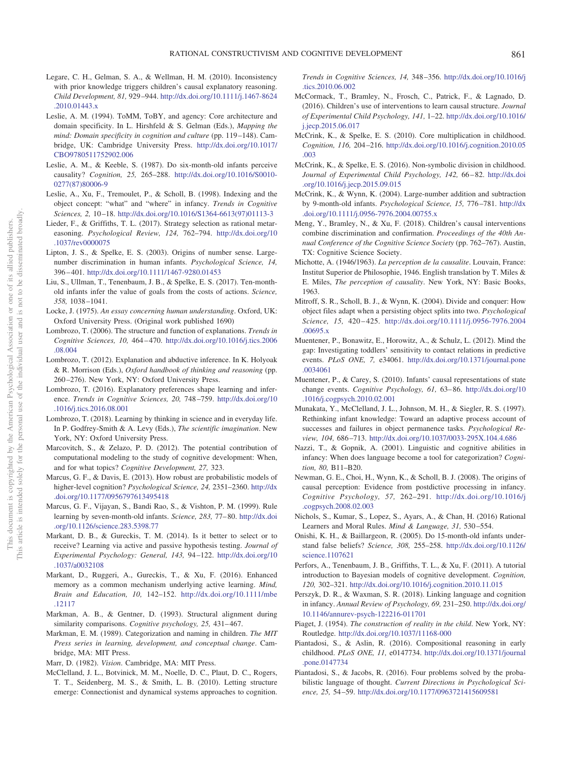Legare, C. H., Gelman, S. A., & Wellman, H. M. (2010). Inconsistency with prior knowledge triggers children's causal explanatory reasoning. *Child Development, 81,* 929–944. http://dx.doi.org/10.1111/j.1467-8624.2010.01443.x

Leslie, A. M. (1994). ToMM, ToBY, and agency: Core architecture and domain specificity. In L. Hirshfeld & S. Gelman (Eds.), *Mapping the mind: Domain specificity in cognition and culture* (pp. 119–148). Cambridge, UK: Cambridge University Press. http://dx.doi.org/10.1017/CBO9780511752902.006

Leslie, A. M., & Keeble, S. (1987). Do six-month-old infants perceive causality? *Cognition, 25,* 265–288. http://dx.doi.org/10.1016/S0010-0277(87)80006-9

Leslie, A., Xu, F., Tremoulet, P., & Scholl, B. (1998). Indexing and the object concept: "what" and "where" in infancy. *Trends in Cognitive Sciences, 2,* 10–18. http://dx.doi.org/10.1016/S1364-6613(97)01113-3

Lieder, F., & Griffiths, T. L. (2017). Strategy selection as rational metareasoning. *Psychological Review, 124,* 762–794. http://dx.doi.org/10.1037/rev0000075

Lipton, J. S., & Spelke, E. S. (2003). Origins of number sense. Large-number discrimination in human infants. *Psychological Science, 14,* 396–401. http://dx.doi.org/10.1111/1467-9280.01453

Liu, S., Ullman, T., Tenenbaum, J. B., & Spelke, E. S. (2017). Ten-month-old infants infer the value of goals from the costs of actions. *Science, 358,* 1038–1041.

Locke, J. (1975). *An essay concerning human understanding*. Oxford, UK: Oxford University Press. (Original work published 1690)

Lombrozo, T. (2006). The structure and function of explanations. *Trends in Cognitive Sciences, 10,* 464–470. http://dx.doi.org/10.1016/j.tics.2006.08.004

Lombrozo, T. (2012). Explanation and abductive inference. In K. Holyoak & R. Morrison (Eds.), *Oxford handbook of thinking and reasoning* (pp. 260–276). New York, NY: Oxford University Press.

Lombrozo, T. (2016). Explanatory preferences shape learning and inference. *Trends in Cognitive Sciences, 20,* 748–759. http://dx.doi.org/10.1016/j.tics.2016.08.001

Lombrozo, T. (2018). Learning by thinking in science and in everyday life. In P. Godfrey-Smith & A. Levy (Eds.), *The scientific imagination*. New York, NY: Oxford University Press.

Marcovitch, S., & Zelazo, P. D. (2012). The potential contribution of computational modeling to the study of cognitive development: When, and for what topics? *Cognitive Development, 27,* 323.

Marcus, G. F., & Davis, E. (2013). How robust are probabilistic models of higher-level cognition? *Psychological Science, 24,* 2351–2360. http://dx.doi.org/10.1177/0956797613495418

Marcus, G. F., Vijayan, S., Bandi Rao, S., & Vishton, P. M. (1999). Rule learning by seven-month-old infants. *Science, 283,* 77–80. http://dx.doi.org/10.1126/science.283.5398.77

Markant, D. B., & Gureckis, T. M. (2014). Is it better to select or to receive? Learning via active and passive hypothesis testing. *Journal of Experimental Psychology: General, 143,* 94–122. http://dx.doi.org/10.1037/a0032108

Markant, D., Ruggeri, A., Gureckis, T., & Xu, F. (2016). Enhanced memory as a common mechanism underlying active learning. *Mind, Brain and Education, 10,* 142–152. http://dx.doi.org/10.1111/mbe.12117

Markman, A. B., & Gentner, D. (1993). Structural alignment during similarity comparisons. *Cognitive psychology, 25,* 431–467.

Markman, E. M. (1989). Categorization and naming in children. *The MIT Press series in learning, development, and conceptual change*. Cambridge, MA: MIT Press.

Marr, D. (1982). *Vision*. Cambridge, MA: MIT Press.

McClelland, J. L., Botvinick, M. M., Noelle, D. C., Plaut, D. C., Rogers, T. T., Seidenberg, M. S., & Smith, L. B. (2010). Letting structure emerge: Connectionist and dynamical systems approaches to cognition. *Trends in Cognitive Sciences, 14,* 348–356. http://dx.doi.org/10.1016/j.tics.2010.06.002

McCormack, T., Bramley, N., Frosch, C., Patrick, F., & Lagnado, D. (2016). Children's use of interventions to learn causal structure. *Journal of Experimental Child Psychology, 141,* 1–22. http://dx.doi.org/10.1016/j.jecp.2015.06.017

McCrink, K., & Spelke, E. S. (2010). Core multiplication in childhood. *Cognition, 116,* 204–216. http://dx.doi.org/10.1016/j.cognition.2010.05.003

McCrink, K., & Spelke, E. S. (2016). Non-symbolic division in childhood. *Journal of Experimental Child Psychology, 142,* 66–82. http://dx.doi.org/10.1016/j.jecp.2015.09.015

McCrink, K., & Wynn, K. (2004). Large-number addition and subtraction by 9-month-old infants. *Psychological Science, 15,* 776–781. http://dx.doi.org/10.1111/j.0956-7976.2004.00755.x

Meng, Y., Bramley, N., & Xu, F. (2018). Children's causal interventions combine discrimination and confirmation. *Proceedings of the 40th Annual Conference of the Cognitive Science Society* (pp. 762–767). Austin, TX: Cognitive Science Society.

Michotte, A. (1946/1963). *La perception de la causalite*. Louvain, France: Institut Superior de Philosophie, 1946. English translation by T. Miles & E. Miles, *The perception of causality*. New York, NY: Basic Books, 1963.

Mitroff, S. R., Scholl, B. J., & Wynn, K. (2004). Divide and conquer: How object files adapt when a persisting object splits into two. *Psychological Science, 15,* 420–425. http://dx.doi.org/10.1111/j.0956-7976.2004.00695.x

Muentener, P., Bonawitz, E., Horowitz, A., & Schulz, L. (2012). Mind the gap: Investigating toddlers' sensitivity to contact relations in predictive events. *PLoS ONE, 7,* e34061. http://dx.doi.org/10.1371/journal.pone.0034061

Muentener, P., & Carey, S. (2010). Infants' causal representations of state change events. *Cognitive Psychology, 61,* 63–86. http://dx.doi.org/10.1016/j.cogpsych.2010.02.001

Munakata, Y., McClelland, J. L., Johnson, M. H., & Siegler, R. S. (1997). Rethinking infant knowledge: Toward an adaptive process account of successes and failures in object permanence tasks. *Psychological Review, 104,* 686–713. http://dx.doi.org/10.1037/0033-295X.104.4.686

Nazzi, T., & Gopnik, A. (2001). Linguistic and cognitive abilities in infancy: When does language become a tool for categorization? *Cognition, 80,* B11–B20.

Newman, G. E., Choi, H., Wynn, K., & Scholl, B. J. (2008). The origins of causal perception: Evidence from postdictive processing in infancy. *Cognitive Psychology, 57,* 262–291. http://dx.doi.org/10.1016/j.cogpsych.2008.02.003

Nichols, S., Kumar, S., Lopez, S., Ayars, A., & Chan, H. (2016) Rational Learners and Moral Rules. *Mind & Language, 31,* 530–554.

Onishi, K. H., & Baillargeon, R. (2005). Do 15-month-old infants understand false beliefs? *Science, 308,* 255–258. http://dx.doi.org/10.1126/science.1107621

Perfors, A., Tenenbaum, J. B., Griffiths, T. L., & Xu, F. (2011). A tutorial introduction to Bayesian models of cognitive development. *Cognition, 120,* 302–321. http://dx.doi.org/10.1016/j.cognition.2010.11.015

Perszyk, D. R., & Waxman, S. R. (2018). Linking language and cognition in infancy. *Annual Review of Psychology, 69,* 231–250. http://dx.doi.org/10.1146/annurev-psych-122216-011701

Piaget, J. (1954). *The construction of reality in the child*. New York, NY: Routledge. http://dx.doi.org/10.1037/11168-000

Piantadosi, S., & Aslin, R. (2016). Compositional reasoning in early childhood. *PLoS ONE, 11,* e0147734. http://dx.doi.org/10.1371/journal.pone.0147734

Piantadosi, S., & Jacobs, R. (2016). Four problems solved by the probabilistic language of thought. *Current Directions in Psychological Science, 25,* 54–59. http://dx.doi.org/10.1177/0963721415609581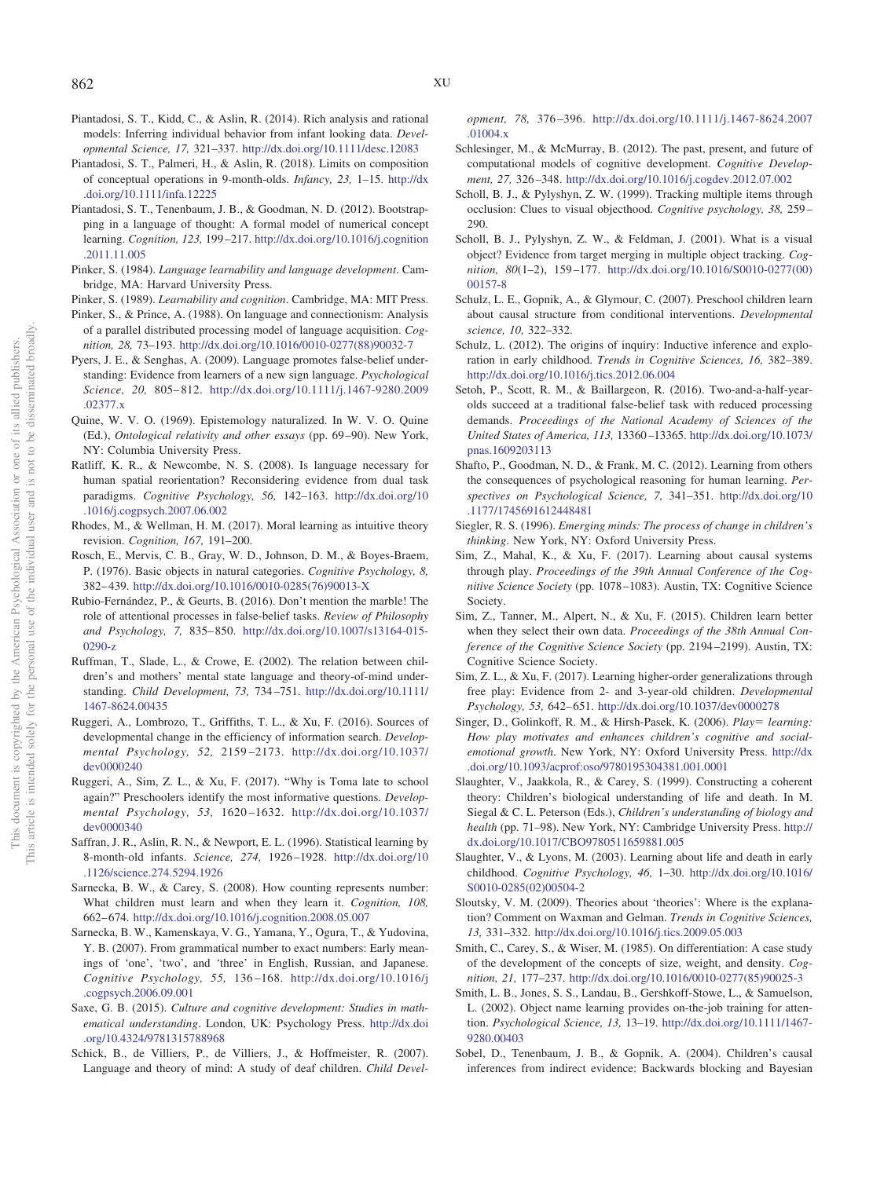Piantadosi, S. T., Kidd, C., & Aslin, R. (2014). Rich analysis and rational models: Inferring individual behavior from infant looking data. *Developmental Science, 17,* 321–337. http://dx.doi.org/10.1111/desc.12083

Piantadosi, S. T., Palmeri, H., & Aslin, R. (2018). Limits on composition of conceptual operations in 9-month-olds. *Infancy, 23,* 1–15. http://dx.doi.org/10.1111/infa.12225

Piantadosi, S. T., Tenenbaum, J. B., & Goodman, N. D. (2012). Bootstrapping in a language of thought: A formal model of numerical concept learning. *Cognition, 123,* 199–217. http://dx.doi.org/10.1016/j.cognition.2011.11.005

Pinker, S. (1984). *Language learnability and language development*. Cambridge, MA: Harvard University Press.

Pinker, S. (1989). *Learnability and cognition*. Cambridge, MA: MIT Press.

Pinker, S., & Prince, A. (1988). On language and connectionism: Analysis of a parallel distributed processing model of language acquisition. *Cognition, 28,* 73–193. http://dx.doi.org/10.1016/0010-0277(88)90032-7

Pyers, J. E., & Senghas, A. (2009). Language promotes false-belief understanding: Evidence from learners of a new sign language. *Psychological Science, 20,* 805–812. http://dx.doi.org/10.1111/j.1467-9280.2009.02377.x

Quine, W. V. O. (1969). Epistemology naturalized. In W. V. O. Quine (Ed.), *Ontological relativity and other essays* (pp. 69–90). New York, NY: Columbia University Press.

Ratliff, K. R., & Newcombe, N. S. (2008). Is language necessary for human spatial reorientation? Reconsidering evidence from dual task paradigms. *Cognitive Psychology, 56,* 142–163. http://dx.doi.org/10.1016/j.cogpsych.2007.06.002

Rhodes, M., & Wellman, H. M. (2017). Moral learning as intuitive theory revision. *Cognition, 167,* 191–200.

Rosch, E., Mervis, C. B., Gray, W. D., Johnson, D. M., & Boyes-Braem, P. (1976). Basic objects in natural categories. *Cognitive Psychology, 8,* 382–439. http://dx.doi.org/10.1016/0010-0285(76)90013-X

Rubio-Fernández, P., & Geurts, B. (2016). Don't mention the marble! The role of attentional processes in false-belief tasks. *Review of Philosophy and Psychology, 7,* 835–850. http://dx.doi.org/10.1007/s13164-015-0290-z

Ruffman, T., Slade, L., & Crowe, E. (2002). The relation between children's and mothers' mental state language and theory-of-mind understanding. *Child Development, 73,* 734–751. http://dx.doi.org/10.1111/1467-8624.00435

Ruggeri, A., Lombrozo, T., Griffiths, T. L., & Xu, F. (2016). Sources of developmental change in the efficiency of information search. *Developmental Psychology, 52,* 2159–2173. http://dx.doi.org/10.1037/dev0000240

Ruggeri, A., Sim, Z. L., & Xu, F. (2017). "Why is Toma late to school again?" Preschoolers identify the most informative questions. *Developmental Psychology, 53,* 1620–1632. http://dx.doi.org/10.1037/dev0000340

Saffran, J. R., Aslin, R. N., & Newport, E. L. (1996). Statistical learning by 8-month-old infants. *Science, 274,* 1926–1928. http://dx.doi.org/10.1126/science.274.5294.1926

Sarnecka, B. W., & Carey, S. (2008). How counting represents number: What children must learn and when they learn it. *Cognition, 108,* 662–674. http://dx.doi.org/10.1016/j.cognition.2008.05.007

Sarnecka, B. W., Kamenskaya, V. G., Yamana, Y., Ogura, T., & Yudovina, Y. B. (2007). From grammatical number to exact numbers: Early meanings of 'one', 'two', and 'three' in English, Russian, and Japanese. *Cognitive Psychology, 55,* 136–168. http://dx.doi.org/10.1016/j.cogpsych.2006.09.001

Saxe, G. B. (2015). *Culture and cognitive development: Studies in mathematical understanding*. London, UK: Psychology Press. http://dx.doi.org/10.4324/9781315788968

Schick, B., de Villiers, P., de Villiers, J., & Hoffmeister, R. (2007). Language and theory of mind: A study of deaf children. *Child Development, 78,* 376–396. http://dx.doi.org/10.1111/j.1467-8624.2007.01004.x

Schlesinger, M., & McMurray, B. (2012). The past, present, and future of computational models of cognitive development. *Cognitive Development, 27,* 326–348. http://dx.doi.org/10.1016/j.cogdev.2012.07.002

Scholl, B. J., & Pylyshyn, Z. W. (1999). Tracking multiple items through occlusion: Clues to visual objecthood. *Cognitive psychology, 38,* 259–290.

Scholl, B. J., Pylyshyn, Z. W., & Feldman, J. (2001). What is a visual object? Evidence from target merging in multiple object tracking. *Cognition, 80*(1–2), 159–177. http://dx.doi.org/10.1016/S0010-0277(00)00157-8

Schulz, L. E., Gopnik, A., & Glymour, C. (2007). Preschool children learn about causal structure from conditional interventions. *Developmental science, 10,* 322–332.

Schulz, L. (2012). The origins of inquiry: Inductive inference and exploration in early childhood. *Trends in Cognitive Sciences, 16,* 382–389. http://dx.doi.org/10.1016/j.tics.2012.06.004

Setoh, P., Scott, R. M., & Baillargeon, R. (2016). Two-and-a-half-year-olds succeed at a traditional false-belief task with reduced processing demands. *Proceedings of the National Academy of Sciences of the United States of America, 113,* 13360–13365. http://dx.doi.org/10.1073/pnas.1609203113

Shafto, P., Goodman, N. D., & Frank, M. C. (2012). Learning from others the consequences of psychological reasoning for human learning. *Perspectives on Psychological Science, 7,* 341–351. http://dx.doi.org/10.1177/1745691612448481

Siegler, R. S. (1996). *Emerging minds: The process of change in children's thinking*. New York, NY: Oxford University Press.

Sim, Z., Mahal, K., & Xu, F. (2017). Learning about causal systems through play. *Proceedings of the 39th Annual Conference of the Cognitive Science Society* (pp. 1078–1083). Austin, TX: Cognitive Science Society.

Sim, Z., Tanner, M., Alpert, N., & Xu, F. (2015). Children learn better when they select their own data. *Proceedings of the 38th Annual Conference of the Cognitive Science Society* (pp. 2194–2199). Austin, TX: Cognitive Science Society.

Sim, Z. L., & Xu, F. (2017). Learning higher-order generalizations through free play: Evidence from 2- and 3-year-old children. *Developmental Psychology, 53,* 642–651. http://dx.doi.org/10.1037/dev0000278

Singer, D., Golinkoff, R. M., & Hirsh-Pasek, K. (2006). *Play= learning: How play motivates and enhances children's cognitive and social-emotional growth*. New York, NY: Oxford University Press. http://dx.doi.org/10.1093/acprof:oso/9780195304381.001.0001

Slaughter, V., Jaakkola, R., & Carey, S. (1999). Constructing a coherent theory: Children's biological understanding of life and death. In M. Siegal & C. L. Peterson (Eds.), *Children's understanding of biology and health* (pp. 71–98). New York, NY: Cambridge University Press. http://dx.doi.org/10.1017/CBO9780511659881.005

Slaughter, V., & Lyons, M. (2003). Learning about life and death in early childhood. *Cognitive Psychology, 46,* 1–30. http://dx.doi.org/10.1016/S0010-0285(02)00504-2

Sloutsky, V. M. (2009). Theories about 'theories': Where is the explanation? Comment on Waxman and Gelman. *Trends in Cognitive Sciences, 13,* 331–332. http://dx.doi.org/10.1016/j.tics.2009.05.003

Smith, C., Carey, S., & Wiser, M. (1985). On differentiation: A case study of the development of the concepts of size, weight, and density. *Cognition, 21,* 177–237. http://dx.doi.org/10.1016/0010-0277(85)90025-3

Smith, L. B., Jones, S. S., Landau, B., Gershkoff-Stowe, L., & Samuelson, L. (2002). Object name learning provides on-the-job training for attention. *Psychological Science, 13,* 13–19. http://dx.doi.org/10.1111/1467-9280.00403

Sobel, D., Tenenbaum, J. B., & Gopnik, A. (2004). Children's causal inferences from indirect evidence: Backwards blocking and Bayesian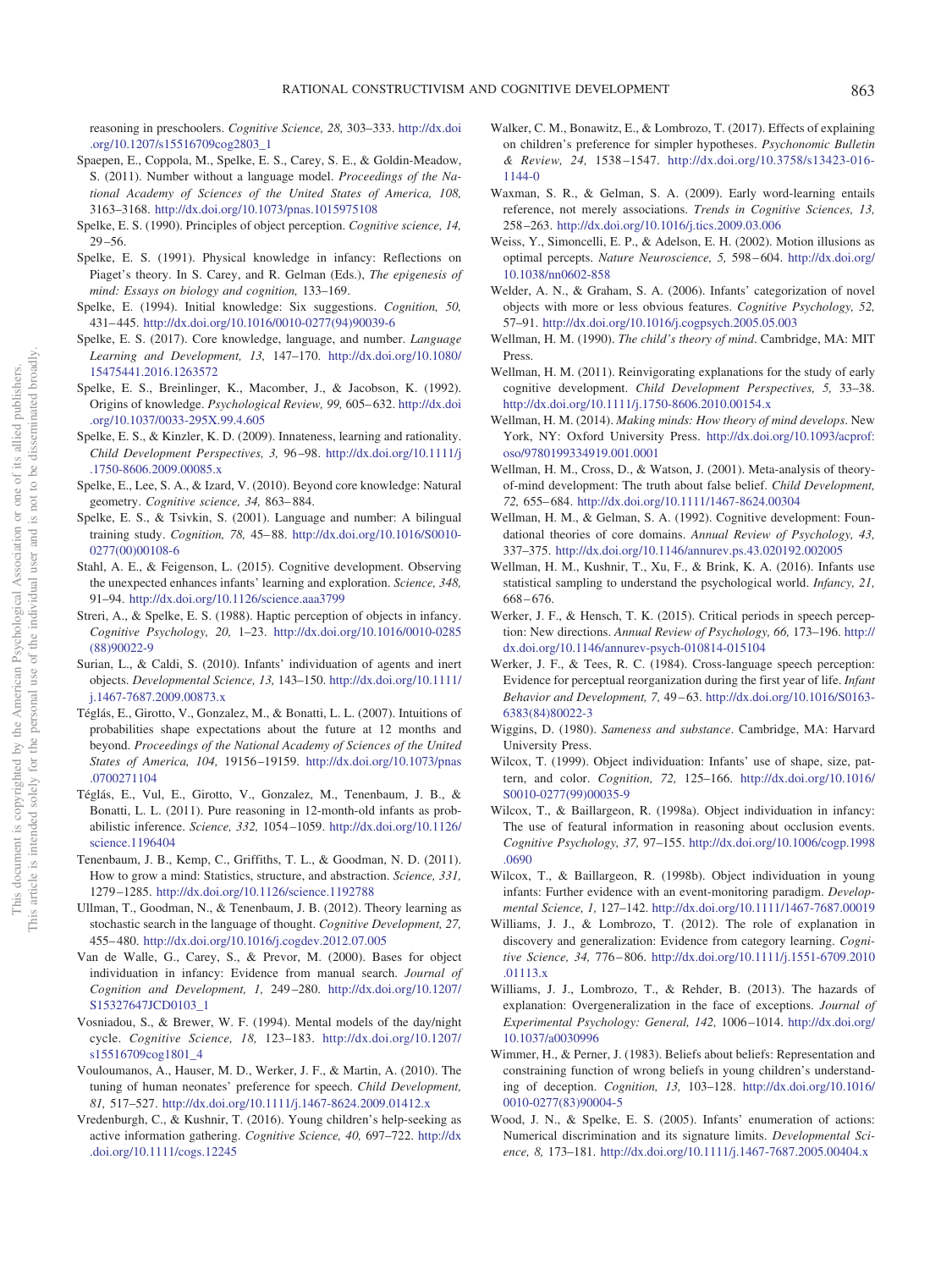reasoning in preschoolers. *Cognitive Science, 28,* 303–333. http://dx.doi.org/10.1207/s15516709cog2803_1

Spaepen, E., Coppola, M., Spelke, E. S., Carey, S. E., & Goldin-Meadow, S. (2011). Number without a language model. *Proceedings of the National Academy of Sciences of the United States of America, 108,* 3163–3168. http://dx.doi.org/10.1073/pnas.1015975108

Spelke, E. S. (1990). Principles of object perception. *Cognitive science, 14,* 29–56.

Spelke, E. S. (1991). Physical knowledge in infancy: Reflections on Piaget's theory. In S. Carey, and R. Gelman (Eds.), *The epigenesis of mind: Essays on biology and cognition,* 133–169.

Spelke, E. (1994). Initial knowledge: Six suggestions. *Cognition, 50,* 431–445. http://dx.doi.org/10.1016/0010-0277(94)90039-6

Spelke, E. S. (2017). Core knowledge, language, and number. *Language Learning and Development, 13,* 147–170. http://dx.doi.org/10.1080/15475441.2016.1263572

Spelke, E. S., Breinlinger, K., Macomber, J., & Jacobson, K. (1992). Origins of knowledge. *Psychological Review, 99,* 605–632. http://dx.doi.org/10.1037/0033-295X.99.4.605

Spelke, E. S., & Kinzler, K. D. (2009). Innateness, learning and rationality. *Child Development Perspectives, 3,* 96–98. http://dx.doi.org/10.1111/j.1750-8606.2009.00085.x

Spelke, E., Lee, S. A., & Izard, V. (2010). Beyond core knowledge: Natural geometry. *Cognitive science, 34,* 863–884.

Spelke, E. S., & Tsivkin, S. (2001). Language and number: A bilingual training study. *Cognition, 78,* 45–88. http://dx.doi.org/10.1016/S0010-0277(00)00108-6

Stahl, A. E., & Feigenson, L. (2015). Cognitive development. Observing the unexpected enhances infants' learning and exploration. *Science, 348,* 91–94. http://dx.doi.org/10.1126/science.aaa3799

Streri, A., & Spelke, E. S. (1988). Haptic perception of objects in infancy. *Cognitive Psychology, 20,* 1–23. http://dx.doi.org/10.1016/0010-0285(88)90022-9

Surian, L., & Caldi, S. (2010). Infants' individuation of agents and inert objects. *Developmental Science, 13,* 143–150. http://dx.doi.org/10.1111/j.1467-7687.2009.00873.x

Téglás, E., Girotto, V., Gonzalez, M., & Bonatti, L. L. (2007). Intuitions of probabilities shape expectations about the future at 12 months and beyond. *Proceedings of the National Academy of Sciences of the United States of America, 104,* 19156–19159. http://dx.doi.org/10.1073/pnas.0700271104

Téglás, E., Vul, E., Girotto, V., Gonzalez, M., Tenenbaum, J. B., & Bonatti, L. L. (2011). Pure reasoning in 12-month-old infants as probabilistic inference. *Science, 332,* 1054–1059. http://dx.doi.org/10.1126/science.1196404

Tenenbaum, J. B., Kemp, C., Griffiths, T. L., & Goodman, N. D. (2011). How to grow a mind: Statistics, structure, and abstraction. *Science, 331,* 1279–1285. http://dx.doi.org/10.1126/science.1192788

Ullman, T., Goodman, N., & Tenenbaum, J. B. (2012). Theory learning as stochastic search in the language of thought. *Cognitive Development, 27,* 455–480. http://dx.doi.org/10.1016/j.cogdev.2012.07.005

Van de Walle, G., Carey, S., & Prevor, M. (2000). Bases for object individuation in infancy: Evidence from manual search. *Journal of Cognition and Development, 1,* 249–280. http://dx.doi.org/10.1207/S15327647JCD0103_1

Vosniadou, S., & Brewer, W. F. (1994). Mental models of the day/night cycle. *Cognitive Science, 18,* 123–183. http://dx.doi.org/10.1207/s15516709cog1801_4

Vouloumanos, A., Hauser, M. D., Werker, J. F., & Martin, A. (2010). The tuning of human neonates' preference for speech. *Child Development, 81,* 517–527. http://dx.doi.org/10.1111/j.1467-8624.2009.01412.x

Vredenburgh, C., & Kushnir, T. (2016). Young children's help-seeking as active information gathering. *Cognitive Science, 40,* 697–722. http://dx.doi.org/10.1111/cogs.12245

Walker, C. M., Bonawitz, E., & Lombrozo, T. (2017). Effects of explaining on children's preference for simpler hypotheses. *Psychonomic Bulletin & Review, 24,* 1538–1547. http://dx.doi.org/10.3758/s13423-016-1144-0

Waxman, S. R., & Gelman, S. A. (2009). Early word-learning entails reference, not merely associations. *Trends in Cognitive Sciences, 13,* 258–263. http://dx.doi.org/10.1016/j.tics.2009.03.006

Weiss, Y., Simoncelli, E. P., & Adelson, E. H. (2002). Motion illusions as optimal percepts. *Nature Neuroscience, 5,* 598–604. http://dx.doi.org/10.1038/nn0602-858

Welder, A. N., & Graham, S. A. (2006). Infants' categorization of novel objects with more or less obvious features. *Cognitive Psychology, 52,* 57–91. http://dx.doi.org/10.1016/j.cogpsych.2005.05.003

Wellman, H. M. (1990). *The child's theory of mind*. Cambridge, MA: MIT Press.

Wellman, H. M. (2011). Reinvigorating explanations for the study of early cognitive development. *Child Development Perspectives, 5,* 33–38. http://dx.doi.org/10.1111/j.1750-8606.2010.00154.x

Wellman, H. M. (2014). *Making minds: How theory of mind develops*. New York, NY: Oxford University Press. http://dx.doi.org/10.1093/acprof:oso/9780199334919.001.0001

Wellman, H. M., Cross, D., & Watson, J. (2001). Meta-analysis of theory-of-mind development: The truth about false belief. *Child Development, 72,* 655–684. http://dx.doi.org/10.1111/1467-8624.00304

Wellman, H. M., & Gelman, S. A. (1992). Cognitive development: Foundational theories of core domains. *Annual Review of Psychology, 43,* 337–375. http://dx.doi.org/10.1146/annurev.ps.43.020192.002005

Wellman, H. M., Kushnir, T., Xu, F., & Brink, K. A. (2016). Infants use statistical sampling to understand the psychological world. *Infancy, 21,* 668–676.

Werker, J. F., & Hensch, T. K. (2015). Critical periods in speech perception: New directions. *Annual Review of Psychology, 66,* 173–196. http://dx.doi.org/10.1146/annurev-psych-010814-015104

Werker, J. F., & Tees, R. C. (1984). Cross-language speech perception: Evidence for perceptual reorganization during the first year of life. *Infant Behavior and Development, 7,* 49–63. http://dx.doi.org/10.1016/S0163-6383(84)80022-3

Wiggins, D. (1980). *Sameness and substance*. Cambridge, MA: Harvard University Press.

Wilcox, T. (1999). Object individuation: Infants' use of shape, size, pattern, and color. *Cognition, 72,* 125–166. http://dx.doi.org/10.1016/S0010-0277(99)00035-9

Wilcox, T., & Baillargeon, R. (1998a). Object individuation in infancy: The use of featural information in reasoning about occlusion events. *Cognitive Psychology, 37,* 97–155. http://dx.doi.org/10.1006/cogp.1998.0690

Wilcox, T., & Baillargeon, R. (1998b). Object individuation in young infants: Further evidence with an event-monitoring paradigm. *Developmental Science, 1,* 127–142. http://dx.doi.org/10.1111/1467-7687.00019

Williams, J. J., & Lombrozo, T. (2012). The role of explanation in discovery and generalization: Evidence from category learning. *Cognitive Science, 34,* 776–806. http://dx.doi.org/10.1111/j.1551-6709.2010.01113.x

Williams, J. J., Lombrozo, T., & Rehder, B. (2013). The hazards of explanation: Overgeneralization in the face of exceptions. *Journal of Experimental Psychology: General, 142,* 1006–1014. http://dx.doi.org/10.1037/a0030996

Wimmer, H., & Perner, J. (1983). Beliefs about beliefs: Representation and constraining function of wrong beliefs in young children's understanding of deception. *Cognition, 13,* 103–128. http://dx.doi.org/10.1016/0010-0277(83)90004-5

Wood, J. N., & Spelke, E. S. (2005). Infants' enumeration of actions: Numerical discrimination and its signature limits. *Developmental Science, 8,* 173–181. http://dx.doi.org/10.1111/j.1467-7687.2005.00404.x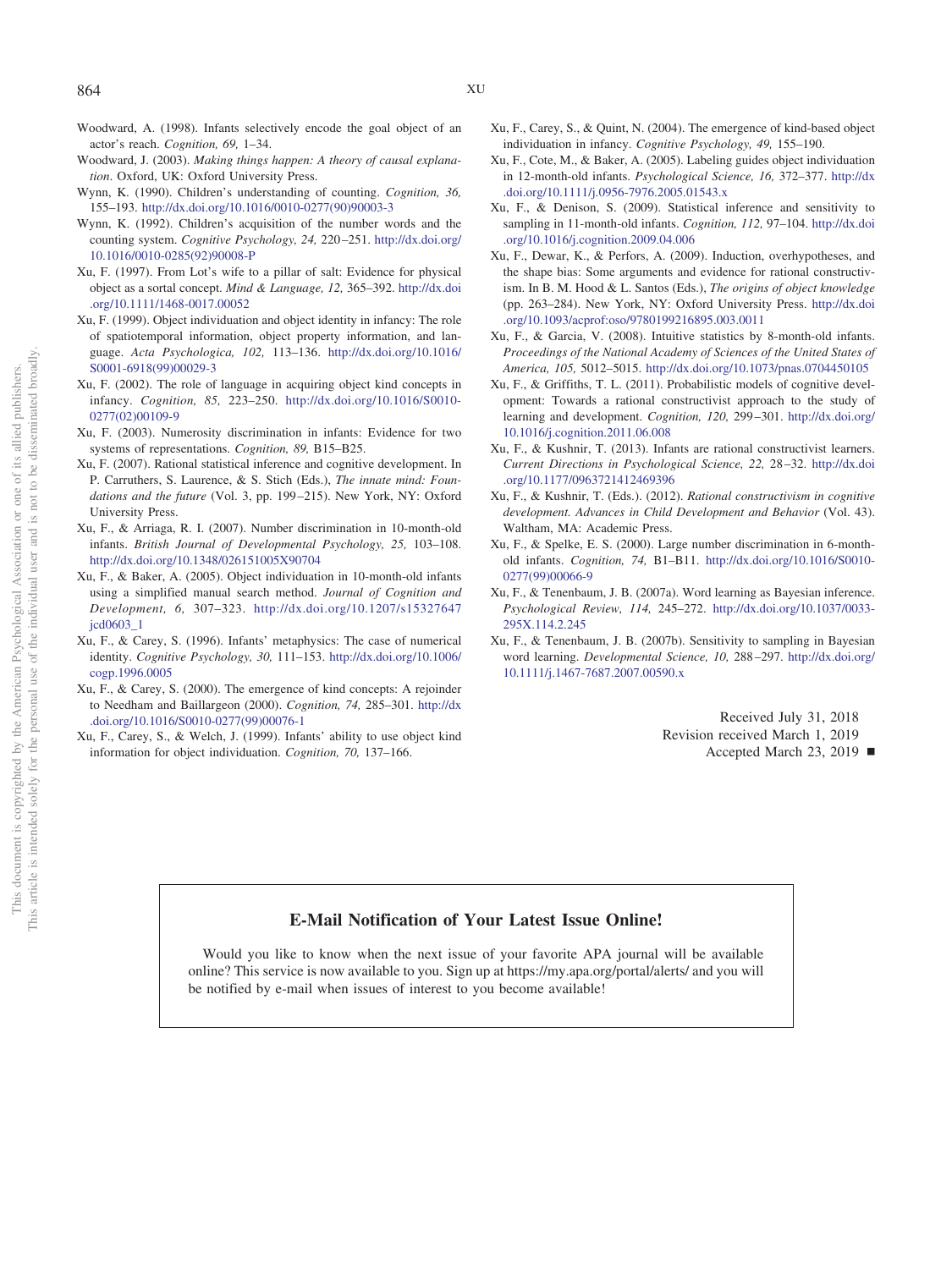Woodward, A. (1998). Infants selectively encode the goal object of an actor's reach. *Cognition, 69,* 1–34.

Woodward, J. (2003). *Making things happen: A theory of causal explanation*. Oxford, UK: Oxford University Press.

Wynn, K. (1990). Children's understanding of counting. *Cognition, 36,* 155–193. http://dx.doi.org/10.1016/0010-0277(90)90003-3

Wynn, K. (1992). Children's acquisition of the number words and the counting system. *Cognitive Psychology, 24,* 220–251. http://dx.doi.org/10.1016/0010-0285(92)90008-P

Xu, F. (1997). From Lot's wife to a pillar of salt: Evidence for physical object as a sortal concept. *Mind & Language, 12,* 365–392. http://dx.doi.org/10.1111/1468-0017.00052

Xu, F. (1999). Object individuation and object identity in infancy: The role of spatiotemporal information, object property information, and language. *Acta Psychologica, 102,* 113–136. http://dx.doi.org/10.1016/S0001-6918(99)00029-3

Xu, F. (2002). The role of language in acquiring object kind concepts in infancy. *Cognition, 85,* 223–250. http://dx.doi.org/10.1016/S0010-0277(02)00109-9

Xu, F. (2003). Numerosity discrimination in infants: Evidence for two systems of representations. *Cognition, 89,* B15–B25.

Xu, F. (2007). Rational statistical inference and cognitive development. In P. Carruthers, S. Laurence, & S. Stich (Eds.), *The innate mind: Foundations and the future* (Vol. 3, pp. 199–215). New York, NY: Oxford University Press.

Xu, F., & Arriaga, R. I. (2007). Number discrimination in 10-month-old infants. *British Journal of Developmental Psychology, 25,* 103–108. http://dx.doi.org/10.1348/026151005X90704

Xu, F., & Baker, A. (2005). Object individuation in 10-month-old infants using a simplified manual search method. *Journal of Cognition and Development, 6,* 307–323. http://dx.doi.org/10.1207/s15327647jcd0603_1

Xu, F., & Carey, S. (1996). Infants' metaphysics: The case of numerical identity. *Cognitive Psychology, 30,* 111–153. http://dx.doi.org/10.1006/cogp.1996.0005

Xu, F., & Carey, S. (2000). The emergence of kind concepts: A rejoinder to Needham and Baillargeon (2000). *Cognition, 74,* 285–301. http://dx.doi.org/10.1016/S0010-0277(99)00076-1

Xu, F., Carey, S., & Welch, J. (1999). Infants' ability to use object kind information for object individuation. *Cognition, 70,* 137–166.

Xu, F., Carey, S., & Quint, N. (2004). The emergence of kind-based object individuation in infancy. *Cognitive Psychology, 49,* 155–190.

Xu, F., Cote, M., & Baker, A. (2005). Labeling guides object individuation in 12-month-old infants. *Psychological Science, 16,* 372–377. http://dx.doi.org/10.1111/j.0956-7976.2005.01543.x

Xu, F., & Denison, S. (2009). Statistical inference and sensitivity to sampling in 11-month-old infants. *Cognition, 112,* 97–104. http://dx.doi.org/10.1016/j.cognition.2009.04.006

Xu, F., Dewar, K., & Perfors, A. (2009). Induction, overhypotheses, and the shape bias: Some arguments and evidence for rational constructivism. In B. M. Hood & L. Santos (Eds.), *The origins of object knowledge* (pp. 263–284). New York, NY: Oxford University Press. http://dx.doi.org/10.1093/acprof:oso/9780199216895.003.0011

Xu, F., & Garcia, V. (2008). Intuitive statistics by 8-month-old infants. *Proceedings of the National Academy of Sciences of the United States of America, 105,* 5012–5015. http://dx.doi.org/10.1073/pnas.0704450105

Xu, F., & Griffiths, T. L. (2011). Probabilistic models of cognitive development: Towards a rational constructivist approach to the study of learning and development. *Cognition, 120,* 299–301. http://dx.doi.org/10.1016/j.cognition.2011.06.008

Xu, F., & Kushnir, T. (2013). Infants are rational constructivist learners. *Current Directions in Psychological Science, 22,* 28–32. http://dx.doi.org/10.1177/0963721412469396

Xu, F., & Kushnir, T. (Eds.). (2012). *Rational constructivism in cognitive development. Advances in Child Development and Behavior* (Vol. 43). Waltham, MA: Academic Press.

Xu, F., & Spelke, E. S. (2000). Large number discrimination in 6-month-old infants. *Cognition, 74,* B1–B11. http://dx.doi.org/10.1016/S0010-0277(99)00066-9

Xu, F., & Tenenbaum, J. B. (2007a). Word learning as Bayesian inference. *Psychological Review, 114,* 245–272. http://dx.doi.org/10.1037/0033-295X.114.2.245

Xu, F., & Tenenbaum, J. B. (2007b). Sensitivity to sampling in Bayesian word learning. *Developmental Science, 10,* 288–297. http://dx.doi.org/10.1111/j.1467-7687.2007.00590.x

Received July 31, 2018
Revision received March 1, 2019
Accepted March 23, 2019 ■

## E-Mail Notification of Your Latest Issue Online!

Would you like to know when the next issue of your favorite APA journal will be available online? This service is now available to you. Sign up at https://my.apa.org/portal/alerts/ and you will be notified by e-mail when issues of interest to you become available!